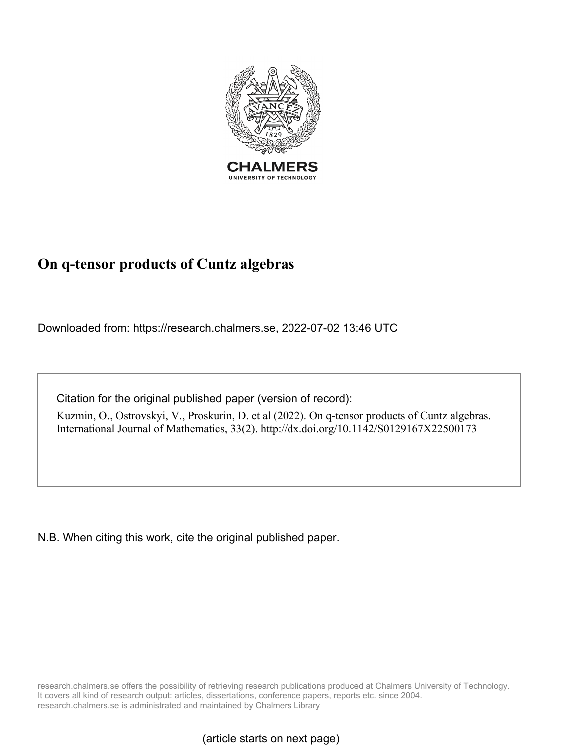CHALMERS

UNIVERSITY OF TECHNOLOGY

# On q-tensor products of Cuntz algebras

Downloaded from: https://research.chalmers.se, 2022-07-02 13:46 UTC

Citation for the original published paper (version of record):

Kuzmin, O., Ostrovskyi, V., Proskurin, D. et al (2022). On q-tensor products of Cuntz algebras. International Journal of Mathematics, 33(2). http://dx.doi.org/10.1142/S0129167X22500173

N.B. When citing this work, cite the original published paper.

research.chalmers.se offers the possibility of retrieving research publications produced at Chalmers University of Technology. It covers all kind of research output: articles, dissertations, conference papers, reports etc. since 2004. research.chalmers.se is administrated and maintained by Chalmers Library

(article starts on next page)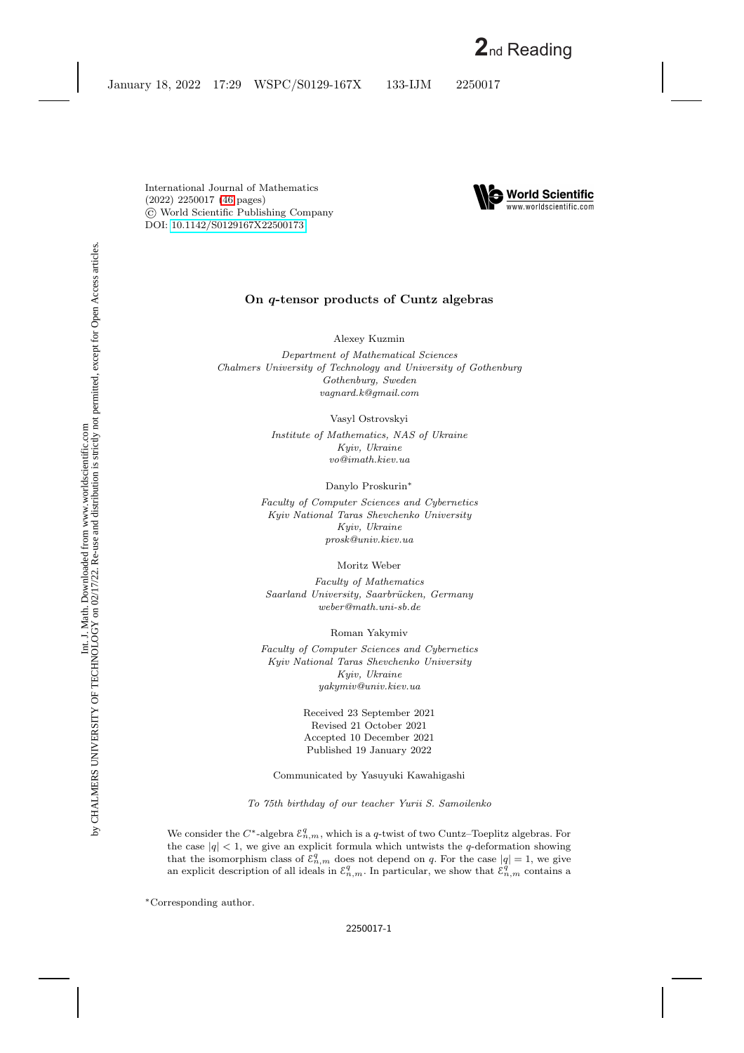International Journal of Mathematics
(2022) 2250017 (46 pages)
© World Scientific Publishing Company
DOI: 10.1142/S0129167X22500173

# On $q$-tensor products of Cuntz algebras

Alexey Kuzmin

*Department of Mathematical Sciences*
*Chalmers University of Technology and University of Gothenburg*
*Gothenburg, Sweden*
*vagnard.k@gmail.com*

Vasyl Ostrovskyi

*Institute of Mathematics, NAS of Ukraine*
*Kyiv, Ukraine*
*vo@imath.kiev.ua*

Danylo Proskurin*

*Faculty of Computer Sciences and Cybernetics*
*Kyiv National Taras Shevchenko University*
*Kyiv, Ukraine*
*prosk@univ.kiev.ua*

Moritz Weber

*Faculty of Mathematics*
*Saarland University, Saarbrücken, Germany*
*weber@math.uni-sb.de*

Roman Yakymiv

*Faculty of Computer Sciences and Cybernetics*
*Kyiv National Taras Shevchenko University*
*Kyiv, Ukraine*
*yakymiv@univ.kiev.ua*

Received 23 September 2021
Revised 21 October 2021
Accepted 10 December 2021
Published 19 January 2022

Communicated by Yasuyuki Kawahigashi

*To 75th birthday of our teacher Yurii S. Samoilenko*

We consider the $C^*$-algebra $\mathcal{E}^q_{n,m}$, which is a $q$-twist of two Cuntz–Toeplitz algebras. For the case $|q| < 1$, we give an explicit formula which untwists the $q$-deformation showing that the isomorphism class of $\mathcal{E}^q_{n,m}$ does not depend on $q$. For the case $|q| = 1$, we give an explicit description of all ideals in $\mathcal{E}^q_{n,m}$. In particular, we show that $\mathcal{E}^q_{n,m}$ contains a

*Corresponding author.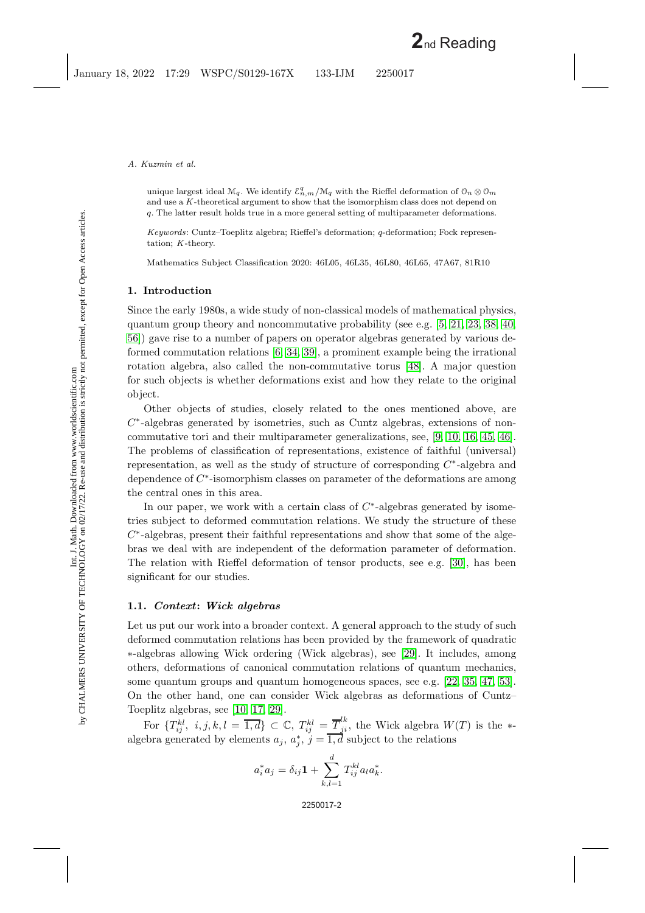unique largest ideal $\mathcal{M}_q$. We identify $\mathcal{E}_{n,m}^q/\mathcal{M}_q$ with the Rieffel deformation of $\mathcal{O}_n \otimes \mathcal{O}_m$ and use a $K$-theoretical argument to show that the isomorphism class does not depend on $q$. The latter result holds true in a more general setting of multiparameter deformations.

*Keywords*: Cuntz–Toeplitz algebra; Rieffel's deformation; $q$-deformation; Fock representation; $K$-theory.

Mathematics Subject Classification 2020: 46L05, 46L35, 46L80, 46L65, 47A67, 81R10

## 1. Introduction

Since the early 1980s, a wide study of non-classical models of mathematical physics, quantum group theory and noncommutative probability (see e.g. [5, 21, 23, 38, 40, 56]) gave rise to a number of papers on operator algebras generated by various deformed commutation relations [6, 34, 39], a prominent example being the irrational rotation algebra, also called the non-commutative torus [48]. A major question for such objects is whether deformations exist and how they relate to the original object.

Other objects of studies, closely related to the ones mentioned above, are $C^*$-algebras generated by isometries, such as Cuntz algebras, extensions of non-commutative tori and their multiparameter generalizations, see, [9, 10, 16, 45, 46]. The problems of classification of representations, existence of faithful (universal) representation, as well as the study of structure of corresponding $C^*$-algebra and dependence of $C^*$-isomorphism classes on parameter of the deformations are among the central ones in this area.

In our paper, we work with a certain class of $C^*$-algebras generated by isometries subject to deformed commutation relations. We study the structure of these $C^*$-algebras, present their faithful representations and show that some of the algebras we deal with are independent of the deformation parameter of deformation. The relation with Rieffel deformation of tensor products, see e.g. [30], has been significant for our studies.

### 1.1. *Context*: *Wick algebras*

Let us put our work into a broader context. A general approach to the study of such deformed commutation relations has been provided by the framework of quadratic $*$-algebras allowing Wick ordering (Wick algebras), see [29]. It includes, among others, deformations of canonical commutation relations of quantum mechanics, some quantum groups and quantum homogeneous spaces, see e.g. [22, 35, 47, 53]. On the other hand, one can consider Wick algebras as deformations of Cuntz–Toeplitz algebras, see [10, 17, 29].

For $\{T_{ij}^{kl},\ i,j,k,l = \overline{1,d}\} \subset \mathbb{C}$, $T_{ij}^{kl} = \overline{T}_{ji}^{lk}$, the Wick algebra $W(T)$ is the $*$-algebra generated by elements $a_j$, $a_j^*$, $j = \overline{1,d}$ subject to the relations

$$a_i^* a_j = \delta_{ij}\mathbf{1} + \sum_{k,l=1}^{d} T_{ij}^{kl} a_l a_k^*.$$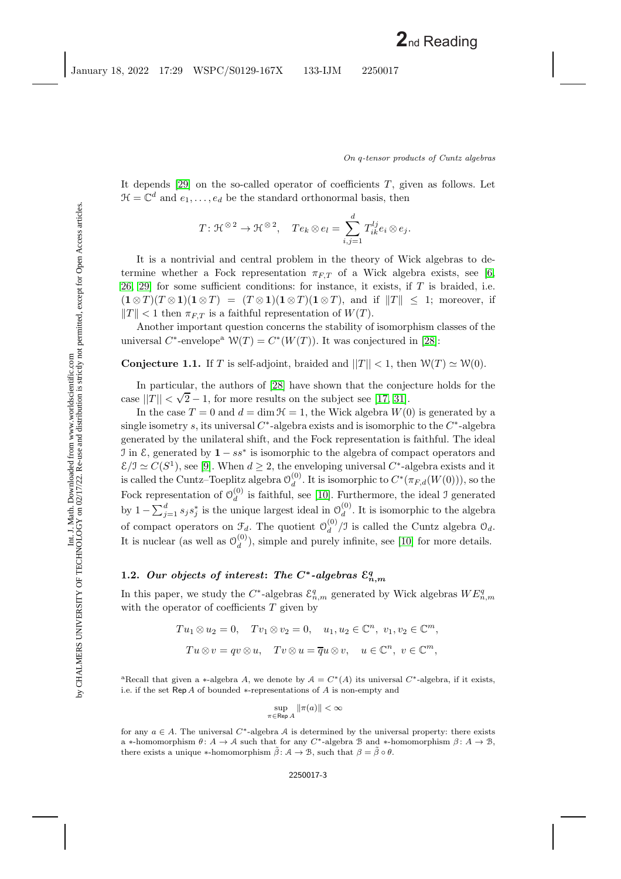It depends [29] on the so-called operator of coefficients $T$, given as follows. Let $\mathcal{H} = \mathbb{C}^d$ and $e_1, \ldots, e_d$ be the standard orthonormal basis, then

$$T \colon \mathcal{H}^{\otimes 2} \to \mathcal{H}^{\otimes 2}, \quad T e_k \otimes e_l = \sum_{i,j=1}^{d} T_{ik}^{lj} e_i \otimes e_j.$$

It is a nontrivial and central problem in the theory of Wick algebras to determine whether a Fock representation $\pi_{F,T}$ of a Wick algebra exists, see [6, 26, 29] for some sufficient conditions: for instance, it exists, if $T$ is braided, i.e. $(\mathbf{1} \otimes T)(T \otimes \mathbf{1})(\mathbf{1} \otimes T) = (T \otimes \mathbf{1})(\mathbf{1} \otimes T)(\mathbf{1} \otimes T)$, and if $\|T\| \leq 1$; moreover, if $\|T\| < 1$ then $\pi_{F,T}$ is a faithful representation of $W(T)$.

Another important question concerns the stability of isomorphism classes of the universal $C^*$-envelope[a] $\mathcal{W}(T) = C^*(W(T))$. It was conjectured in [28]:

**Conjecture 1.1.** If $T$ is self-adjoint, braided and $\|T\| < 1$, then $\mathcal{W}(T) \simeq \mathcal{W}(0)$.

In particular, the authors of [28] have shown that the conjecture holds for the case $\|T\| < \sqrt{2} - 1$, for more results on the subject see [17, 31].

In the case $T = 0$ and $d = \dim \mathcal{H} = 1$, the Wick algebra $W(0)$ is generated by a single isometry $s$, its universal $C^*$-algebra exists and is isomorphic to the $C^*$-algebra generated by the unilateral shift, and the Fock representation is faithful. The ideal $\mathcal{I}$ in $\mathcal{E}$, generated by $\mathbf{1} - ss^*$ is isomorphic to the algebra of compact operators and $\mathcal{E}/\mathcal{I} \simeq C(S^1)$, see [9]. When $d \geq 2$, the enveloping universal $C^*$-algebra exists and it is called the Cuntz–Toeplitz algebra $\mathcal{O}_d^{(0)}$. It is isomorphic to $C^*(\pi_{F,d}(W(0)))$, so the Fock representation of $\mathcal{O}_d^{(0)}$ is faithful, see [10]. Furthermore, the ideal $\mathcal{I}$ generated by $1 - \sum_{j=1}^{d} s_j s_j^*$ is the unique largest ideal in $\mathcal{O}_d^{(0)}$. It is isomorphic to the algebra of compact operators on $\mathcal{F}_d$. The quotient $\mathcal{O}_d^{(0)}/\mathcal{I}$ is called the Cuntz algebra $\mathcal{O}_d$. It is nuclear (as well as $\mathcal{O}_d^{(0)}$), simple and purely infinite, see [10] for more details.

### 1.2. *Our objects of interest: The $C^*$-algebras $\mathcal{E}_{n,m}^q$*

In this paper, we study the $C^*$-algebras $\mathcal{E}_{n,m}^q$ generated by Wick algebras $WE_{n,m}^q$ with the operator of coefficients $T$ given by

$$Tu_1 \otimes u_2 = 0, \quad Tv_1 \otimes v_2 = 0, \quad u_1, u_2 \in \mathbb{C}^n, \ v_1, v_2 \in \mathbb{C}^m,$$
$$Tu \otimes v = qv \otimes u, \quad Tv \otimes u = \overline{q} u \otimes v, \quad u \in \mathbb{C}^n, \ v \in \mathbb{C}^m,$$

[a] Recall that given a $*$-algebra $A$, we denote by $\mathcal{A} = C^*(A)$ its universal $C^*$-algebra, if it exists, i.e. if the set $\mathsf{Rep}\, A$ of bounded $*$-representations of $A$ is non-empty and

$$\sup_{\pi \in \mathsf{Rep}\, A} \|\pi(a)\| < \infty$$

for any $a \in A$. The universal $C^*$-algebra $\mathcal{A}$ is determined by the universal property: there exists a $*$-homomorphism $\theta \colon A \to \mathcal{A}$ such that for any $C^*$-algebra $\mathcal{B}$ and $*$-homomorphism $\beta \colon A \to \mathcal{B}$, there exists a unique $*$-homomorphism $\tilde{\beta} \colon \mathcal{A} \to \mathcal{B}$, such that $\beta = \tilde{\beta} \circ \theta$.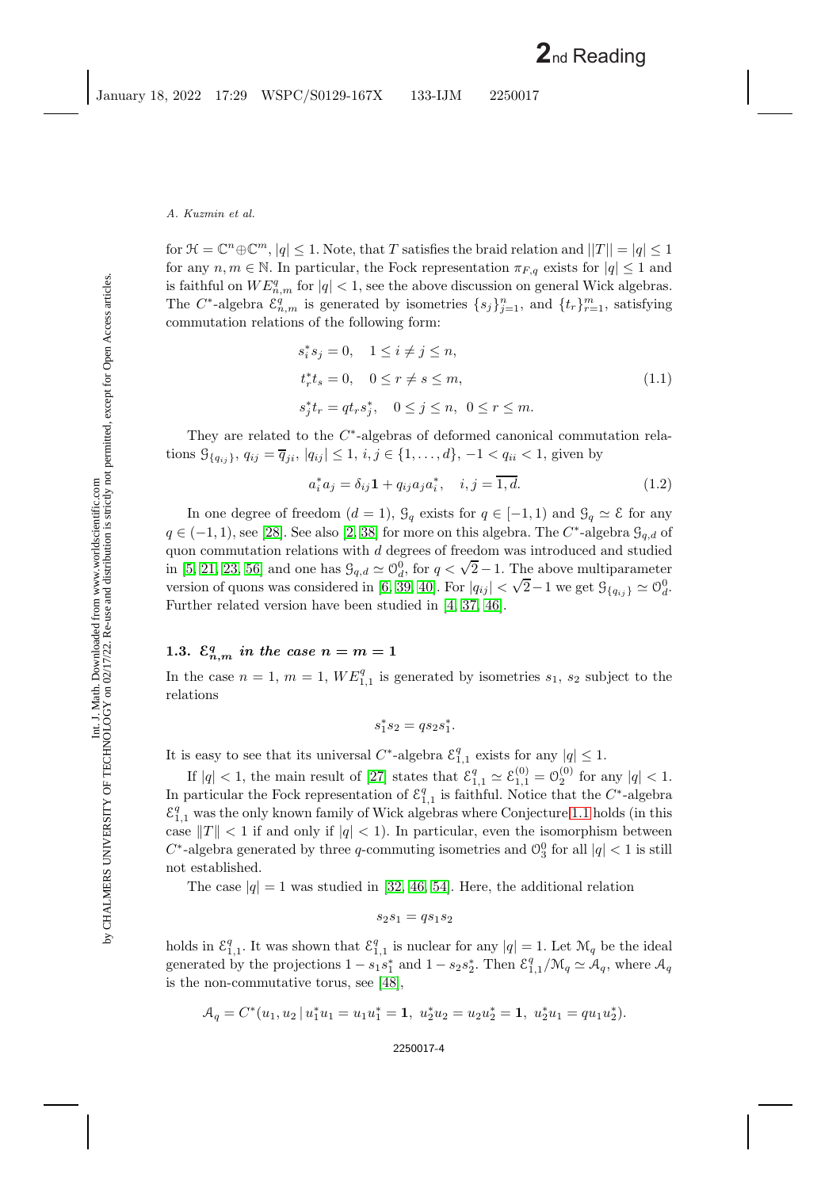for $\mathcal{H} = \mathbb{C}^n \oplus \mathbb{C}^m$, $|q| \leq 1$. Note, that $T$ satisfies the braid relation and $\|T\| = |q| \leq 1$ for any $n, m \in \mathbb{N}$. In particular, the Fock representation $\pi_{F,q}$ exists for $|q| \leq 1$ and is faithful on $WE^q_{n,m}$ for $|q| < 1$, see the above discussion on general Wick algebras. The $C^*$-algebra $\mathcal{E}^q_{n,m}$ is generated by isometries $\{s_j\}_{j=1}^n$, and $\{t_r\}_{r=1}^m$, satisfying commutation relations of the following form:

$$
\begin{aligned}
& s_i^* s_j = 0, \quad 1 \leq i \neq j \leq n, \\
& t_r^* t_s = 0, \quad 0 \leq r \neq s \leq m, \\
& s_j^* t_r = q t_r s_j^*, \quad 0 \leq j \leq n, \ 0 \leq r \leq m.
\end{aligned} \tag{1.1}
$$

They are related to the $C^*$-algebras of deformed canonical commutation relations $\mathcal{G}_{\{q_{ij}\}}$, $q_{ij} = \overline{q}_{ji}$, $|q_{ij}| \leq 1$, $i, j \in \{1, \ldots, d\}$, $-1 < q_{ii} < 1$, given by

$$
a_i^* a_j = \delta_{ij} \mathbf{1} + q_{ij} a_j a_i^*, \quad i, j = \overline{1, d}. \tag{1.2}
$$

In one degree of freedom ($d = 1$), $\mathcal{G}_q$ exists for $q \in [-1, 1)$ and $\mathcal{G}_q \simeq \mathcal{E}$ for any $q \in (-1, 1)$, see [28]. See also [2, 38] for more on this algebra. The $C^*$-algebra $\mathcal{G}_{q,d}$ of quon commutation relations with $d$ degrees of freedom was introduced and studied in [5, 21, 23, 56] and one has $\mathcal{G}_{q,d} \simeq \mathcal{O}^0_d$, for $q < \sqrt{2} - 1$. The above multiparameter version of quons was considered in [6, 39, 40]. For $|q_{ij}| < \sqrt{2} - 1$ we get $\mathcal{G}_{\{q_{ij}\}} \simeq \mathcal{O}^0_d$. Further related version have been studied in [4, 37, 46].

### 1.3. $\mathcal{E}^q_{n,m}$ *in the case* $n = m = 1$

In the case $n = 1$, $m = 1$, $WE^q_{1,1}$ is generated by isometries $s_1$, $s_2$ subject to the relations

$$
s_1^* s_2 = q s_2 s_1^*.
$$

It is easy to see that its universal $C^*$-algebra $\mathcal{E}^q_{1,1}$ exists for any $|q| \leq 1$.

If $|q| < 1$, the main result of [27] states that $\mathcal{E}^q_{1,1} \simeq \mathcal{E}^{(0)}_{1,1} = \mathcal{O}^{(0)}_2$ for any $|q| < 1$. In particular the Fock representation of $\mathcal{E}^q_{1,1}$ is faithful. Notice that the $C^*$-algebra $\mathcal{E}^q_{1,1}$ was the only known family of Wick algebras where Conjecture 1.1 holds (in this case $\|T\| < 1$ if and only if $|q| < 1$). In particular, even the isomorphism between $C^*$-algebra generated by three $q$-commuting isometries and $\mathcal{O}^0_3$ for all $|q| < 1$ is still not established.

The case $|q| = 1$ was studied in [32, 46, 54]. Here, the additional relation

$$
s_2 s_1 = q s_1 s_2
$$

holds in $\mathcal{E}^q_{1,1}$. It was shown that $\mathcal{E}^q_{1,1}$ is nuclear for any $|q| = 1$. Let $\mathcal{M}_q$ be the ideal generated by the projections $1 - s_1 s_1^*$ and $1 - s_2 s_2^*$. Then $\mathcal{E}^q_{1,1}/\mathcal{M}_q \simeq \mathcal{A}_q$, where $\mathcal{A}_q$ is the non-commutative torus, see [48],

$$
\mathcal{A}_q = C^*(u_1, u_2 \,|\, u_1^* u_1 = u_1 u_1^* = \mathbf{1}, \ u_2^* u_2 = u_2 u_2^* = \mathbf{1}, \ u_2^* u_1 = q u_1 u_2^*).
$$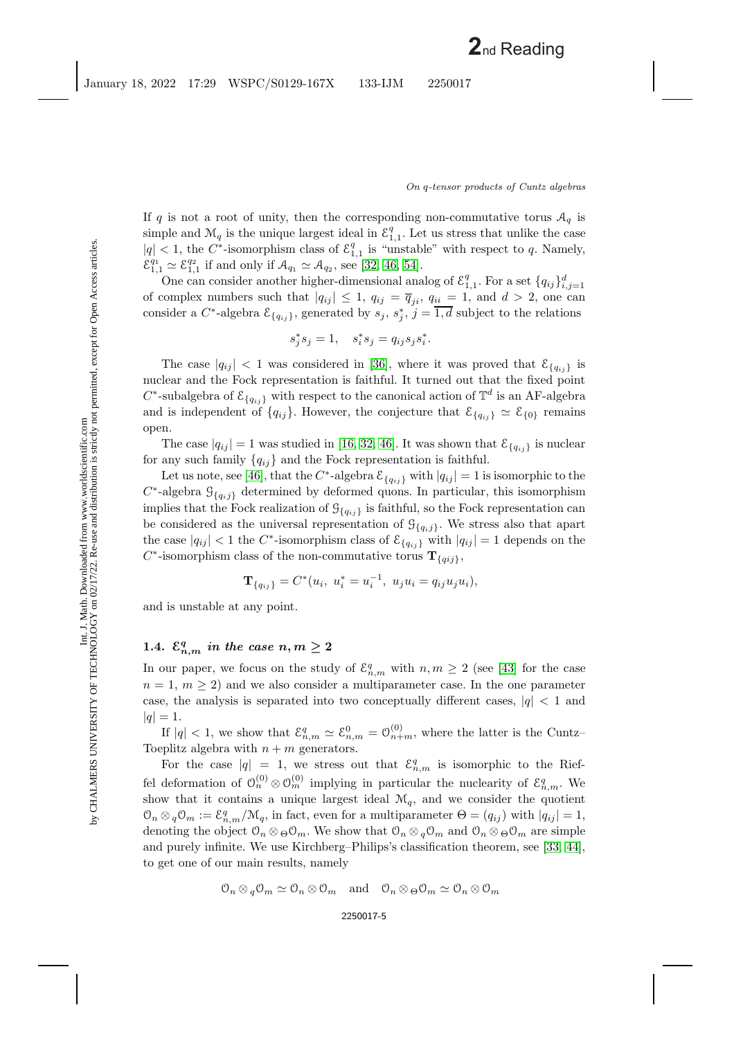If $q$ is not a root of unity, then the corresponding non-commutative torus $\mathcal{A}_q$ is simple and $\mathcal{M}_q$ is the unique largest ideal in $\mathcal{E}_{1,1}^q$. Let us stress that unlike the case $|q| < 1$, the $C^*$-isomorphism class of $\mathcal{E}_{1,1}^q$ is "unstable" with respect to $q$. Namely, $\mathcal{E}_{1,1}^{q_1} \simeq \mathcal{E}_{1,1}^{q_2}$ if and only if $\mathcal{A}_{q_1} \simeq \mathcal{A}_{q_2}$, see [32, 46, 54].

One can consider another higher-dimensional analog of $\mathcal{E}_{1,1}^q$. For a set $\{q_{ij}\}_{i,j=1}^d$ of complex numbers such that $|q_{ij}| \leq 1$, $q_{ij} = \overline{q}_{ji}$, $q_{ii} = 1$, and $d > 2$, one can consider a $C^*$-algebra $\mathcal{E}_{\{q_{ij}\}}$, generated by $s_j$, $s_j^*$, $j = \overline{1, d}$ subject to the relations

$$s_j^* s_j = 1, \quad s_i^* s_j = q_{ij} s_j s_i^*.$$

The case $|q_{ij}| < 1$ was considered in [36], where it was proved that $\mathcal{E}_{\{q_{ij}\}}$ is nuclear and the Fock representation is faithful. It turned out that the fixed point $C^*$-subalgebra of $\mathcal{E}_{\{q_{ij}\}}$ with respect to the canonical action of $\mathbb{T}^d$ is an AF-algebra and is independent of $\{q_{ij}\}$. However, the conjecture that $\mathcal{E}_{\{q_{ij}\}} \simeq \mathcal{E}_{\{0\}}$ remains open.

The case $|q_{ij}| = 1$ was studied in [16, 32, 46]. It was shown that $\mathcal{E}_{\{q_{ij}\}}$ is nuclear for any such family $\{q_{ij}\}$ and the Fock representation is faithful.

Let us note, see [46], that the $C^*$-algebra $\mathcal{E}_{\{q_{ij}\}}$ with $|q_{ij}| = 1$ is isomorphic to the $C^*$-algebra $\mathcal{G}_{\{q_{ij}\}}$ determined by deformed quons. In particular, this isomorphism implies that the Fock realization of $\mathcal{G}_{\{q_{ij}\}}$ is faithful, so the Fock representation can be considered as the universal representation of $\mathcal{G}_{\{q_{ij}\}}$. We stress also that apart the case $|q_{ij}| < 1$ the $C^*$-isomorphism class of $\mathcal{E}_{\{q_{ij}\}}$ with $|q_{ij}| = 1$ depends on the $C^*$-isomorphism class of the non-commutative torus $\mathbf{T}_{\{qij\}}$,

$$\mathbf{T}_{\{q_{ij}\}} = C^*(u_i,\ u_i^* = u_i^{-1},\ u_j u_i = q_{ij} u_j u_i),$$

and is unstable at any point.

### 1.4. $\mathcal{E}_{n,m}^q$ *in the case* $n, m \geq 2$

In our paper, we focus on the study of $\mathcal{E}_{n,m}^q$ with $n, m \geq 2$ (see [43] for the case $n = 1$, $m \geq 2$) and we also consider a multiparameter case. In the one parameter case, the analysis is separated into two conceptually different cases, $|q| < 1$ and $|q| = 1$.

If $|q| < 1$, we show that $\mathcal{E}_{n,m}^q \simeq \mathcal{E}_{n,m}^0 = \mathcal{O}_{n+m}^{(0)}$, where the latter is the Cuntz–Toeplitz algebra with $n + m$ generators.

For the case $|q| = 1$, we stress out that $\mathcal{E}_{n,m}^q$ is isomorphic to the Rieffel deformation of $\mathcal{O}_n^{(0)} \otimes \mathcal{O}_m^{(0)}$ implying in particular the nuclearity of $\mathcal{E}_{n,m}^q$. We show that it contains a unique largest ideal $\mathcal{M}_q$, and we consider the quotient $\mathcal{O}_n \otimes_q \mathcal{O}_m := \mathcal{E}_{n,m}^q / \mathcal{M}_q$, in fact, even for a multiparameter $\Theta = (q_{ij})$ with $|q_{ij}| = 1$, denoting the object $\mathcal{O}_n \otimes_\Theta \mathcal{O}_m$. We show that $\mathcal{O}_n \otimes_q \mathcal{O}_m$ and $\mathcal{O}_n \otimes_\Theta \mathcal{O}_m$ are simple and purely infinite. We use Kirchberg–Philips's classification theorem, see [33, 44], to get one of our main results, namely

$$\mathcal{O}_n \otimes_q \mathcal{O}_m \simeq \mathcal{O}_n \otimes \mathcal{O}_m \quad \text{and} \quad \mathcal{O}_n \otimes_\Theta \mathcal{O}_m \simeq \mathcal{O}_n \otimes \mathcal{O}_m$$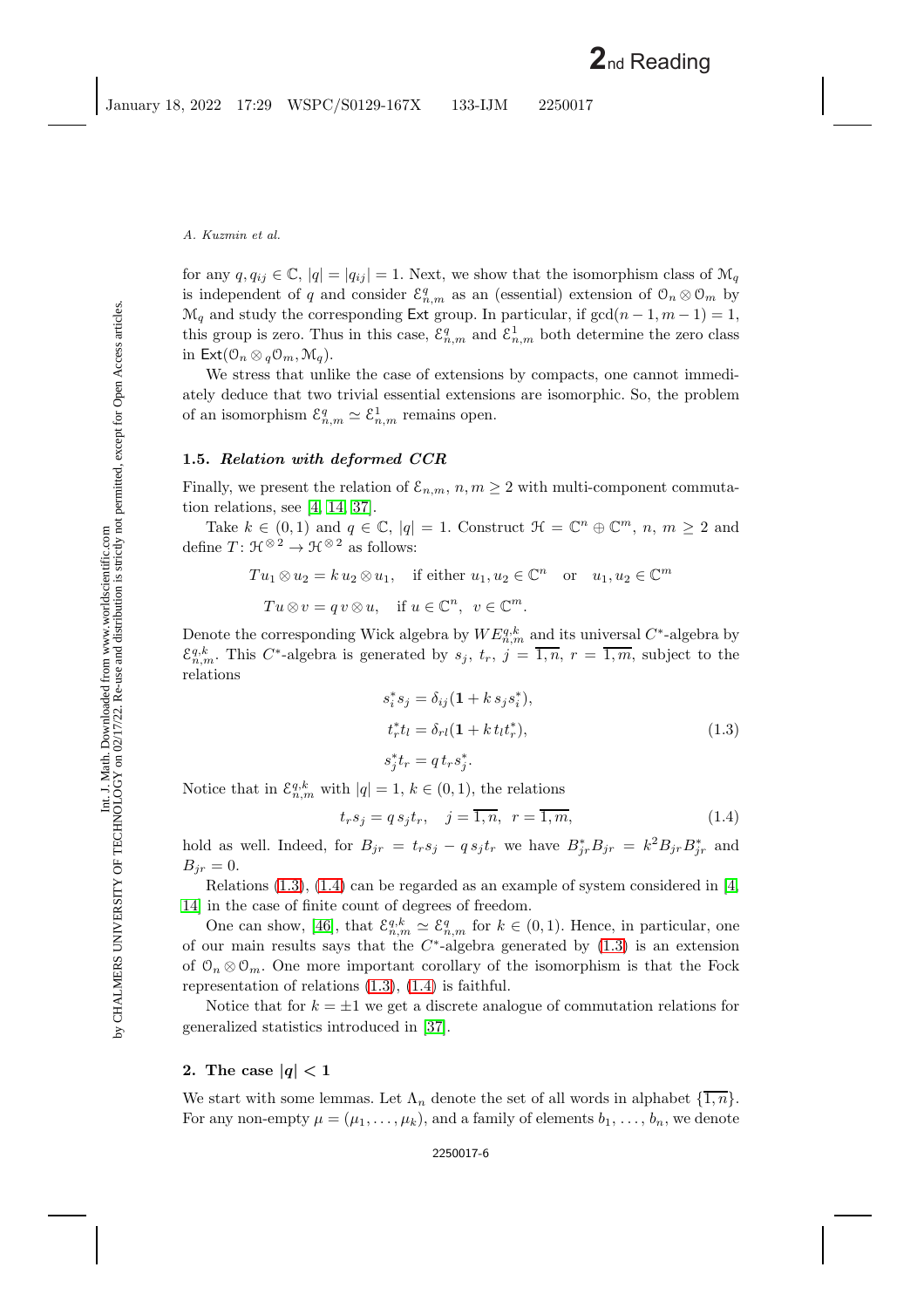for any $q, q_{ij} \in \mathbb{C}$, $|q| = |q_{ij}| = 1$. Next, we show that the isomorphism class of $\mathcal{M}_q$ is independent of $q$ and consider $\mathcal{E}_{n,m}^q$ as an (essential) extension of $\mathcal{O}_n \otimes \mathcal{O}_m$ by $\mathcal{M}_q$ and study the corresponding $\mathsf{Ext}$ group. In particular, if $\gcd(n-1, m-1) = 1$, this group is zero. Thus in this case, $\mathcal{E}_{n,m}^q$ and $\mathcal{E}_{n,m}^1$ both determine the zero class in $\mathsf{Ext}(\mathcal{O}_n \otimes_q \mathcal{O}_m, \mathcal{M}_q)$.

We stress that unlike the case of extensions by compacts, one cannot immediately deduce that two trivial essential extensions are isomorphic. So, the problem of an isomorphism $\mathcal{E}_{n,m}^q \simeq \mathcal{E}_{n,m}^1$ remains open.

### 1.5. *Relation with deformed CCR*

Finally, we present the relation of $\mathcal{E}_{n,m}$, $n, m \geq 2$ with multi-component commutation relations, see [4, 14, 37].

Take $k \in (0,1)$ and $q \in \mathbb{C}$, $|q| = 1$. Construct $\mathcal{H} = \mathbb{C}^n \oplus \mathbb{C}^m$, $n$, $m \geq 2$ and define $T \colon \mathcal{H}^{\otimes 2} \to \mathcal{H}^{\otimes 2}$ as follows:

$$T u_1 \otimes u_2 = k\, u_2 \otimes u_1, \quad \text{if either } u_1, u_2 \in \mathbb{C}^n \quad \text{or} \quad u_1, u_2 \in \mathbb{C}^m$$

$$T u \otimes v = q\, v \otimes u, \quad \text{if } u \in \mathbb{C}^n,\ v \in \mathbb{C}^m.$$

Denote the corresponding Wick algebra by $WE_{n,m}^{q,k}$ and its universal $C^*$-algebra by $\mathcal{E}_{n,m}^{q,k}$. This $C^*$-algebra is generated by $s_j$, $t_r$, $j = \overline{1,n}$, $r = \overline{1,m}$, subject to the relations

$$\begin{aligned} s_i^* s_j &= \delta_{ij}(\mathbf{1} + k\, s_j s_i^*), \\ t_r^* t_l &= \delta_{rl}(\mathbf{1} + k\, t_l t_r^*), \\ s_j^* t_r &= q\, t_r s_j^*. \end{aligned} \tag{1.3}$$

Notice that in $\mathcal{E}_{n,m}^{q,k}$ with $|q| = 1$, $k \in (0,1)$, the relations

$$t_r s_j = q\, s_j t_r, \quad j = \overline{1,n}, \ \ r = \overline{1,m}, \tag{1.4}$$

hold as well. Indeed, for $B_{jr} = t_r s_j - q\, s_j t_r$ we have $B_{jr}^* B_{jr} = k^2 B_{jr} B_{jr}^*$ and $B_{jr} = 0$.

Relations (1.3), (1.4) can be regarded as an example of system considered in [4, 14] in the case of finite count of degrees of freedom.

One can show, [46], that $\mathcal{E}_{n,m}^{q,k} \simeq \mathcal{E}_{n,m}^q$ for $k \in (0,1)$. Hence, in particular, one of our main results says that the $C^*$-algebra generated by (1.3) is an extension of $\mathcal{O}_n \otimes \mathcal{O}_m$. One more important corollary of the isomorphism is that the Fock representation of relations (1.3), (1.4) is faithful.

Notice that for $k = \pm 1$ we get a discrete analogue of commutation relations for generalized statistics introduced in [37].

## 2. The case $|q| < 1$

We start with some lemmas. Let $\Lambda_n$ denote the set of all words in alphabet $\{\overline{1,n}\}$. For any non-empty $\mu = (\mu_1, \ldots, \mu_k)$, and a family of elements $b_1, \ldots, b_n$, we denote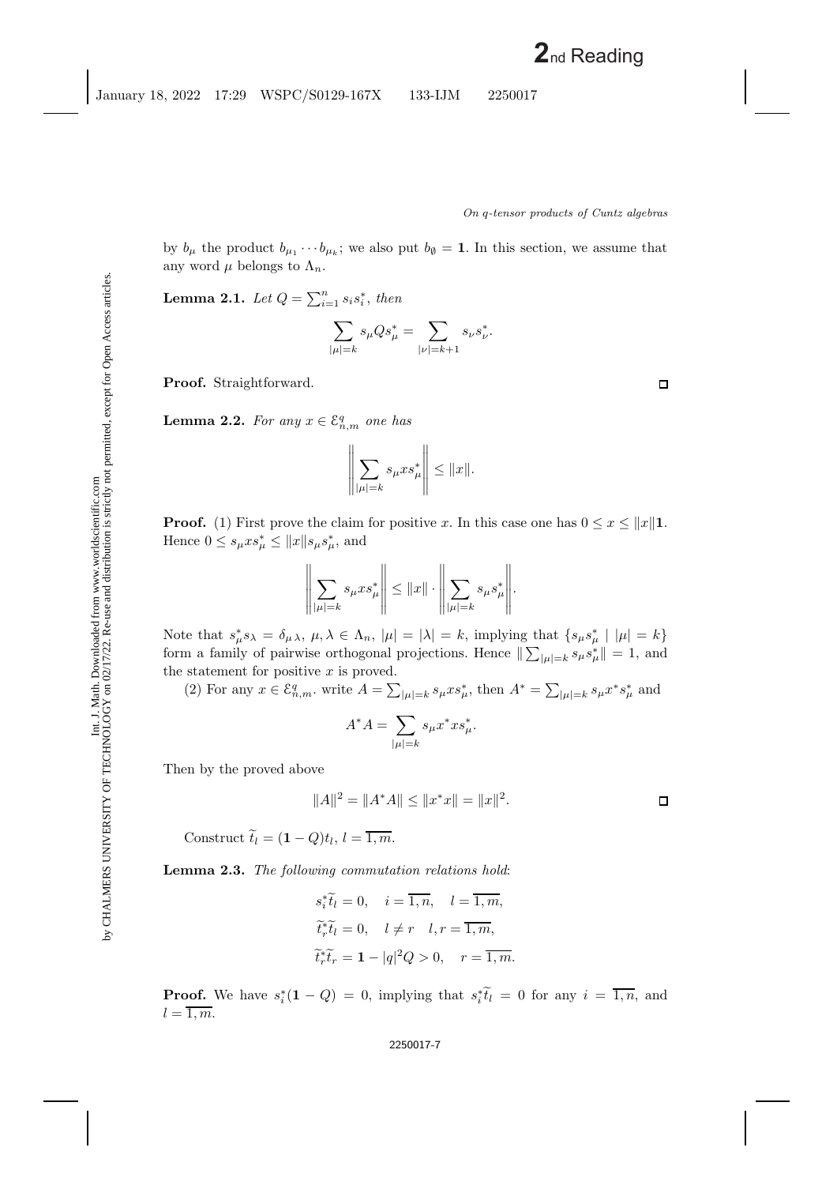by $b_\mu$ the product $b_{\mu_1} \cdots b_{\mu_k}$; we also put $b_\emptyset = \mathbf{1}$. In this section, we assume that any word $\mu$ belongs to $\Lambda_n$.

**Lemma 2.1.** *Let* $Q = \sum_{i=1}^n s_i s_i^*$, *then*

$$\sum_{|\mu|=k} s_\mu Q s_\mu^* = \sum_{|\nu|=k+1} s_\nu s_\nu^*.$$

**Proof.** Straightforward. □

**Lemma 2.2.** *For any* $x \in \mathcal{E}_{n,m}^q$ *one has*

$$\left\| \sum_{|\mu|=k} s_\mu x s_\mu^* \right\| \leq \|x\|.$$

**Proof.** (1) First prove the claim for positive $x$. In this case one has $0 \leq x \leq \|x\|\mathbf{1}$. Hence $0 \leq s_\mu x s_\mu^* \leq \|x\| s_\mu s_\mu^*$, and

$$\left\| \sum_{|\mu|=k} s_\mu x s_\mu^* \right\| \leq \|x\| \cdot \left\| \sum_{|\mu|=k} s_\mu s_\mu^* \right\|.$$

Note that $s_\mu^* s_\lambda = \delta_{\mu\lambda}$, $\mu, \lambda \in \Lambda_n$, $|\mu| = |\lambda| = k$, implying that $\{s_\mu s_\mu^* \mid |\mu| = k\}$ form a family of pairwise orthogonal projections. Hence $\|\sum_{|\mu|=k} s_\mu s_\mu^*\| = 1$, and the statement for positive $x$ is proved.

(2) For any $x \in \mathcal{E}_{n,m}^q$. write $A = \sum_{|\mu|=k} s_\mu x s_\mu^*$, then $A^* = \sum_{|\mu|=k} s_\mu x^* s_\mu^*$ and

$$A^* A = \sum_{|\mu|=k} s_\mu x^* x s_\mu^*.$$

Then by the proved above

$$\|A\|^2 = \|A^* A\| \leq \|x^* x\| = \|x\|^2.$$

□

Construct $\widetilde{t}_l = (\mathbf{1} - Q)t_l$, $l = \overline{1, m}$.

**Lemma 2.3.** *The following commutation relations hold*:

$$s_i^* \widetilde{t}_l = 0, \quad i = \overline{1, n}, \quad l = \overline{1, m},$$

$$\widetilde{t}_r^* \widetilde{t}_l = 0, \quad l \neq r \quad l, r = \overline{1, m},$$

$$\widetilde{t}_r^* \widetilde{t}_r = \mathbf{1} - |q|^2 Q > 0, \quad r = \overline{1, m}.$$

**Proof.** We have $s_i^*(\mathbf{1} - Q) = 0$, implying that $s_i^* \widetilde{t}_l = 0$ for any $i = \overline{1, n}$, and $l = \overline{1, m}$.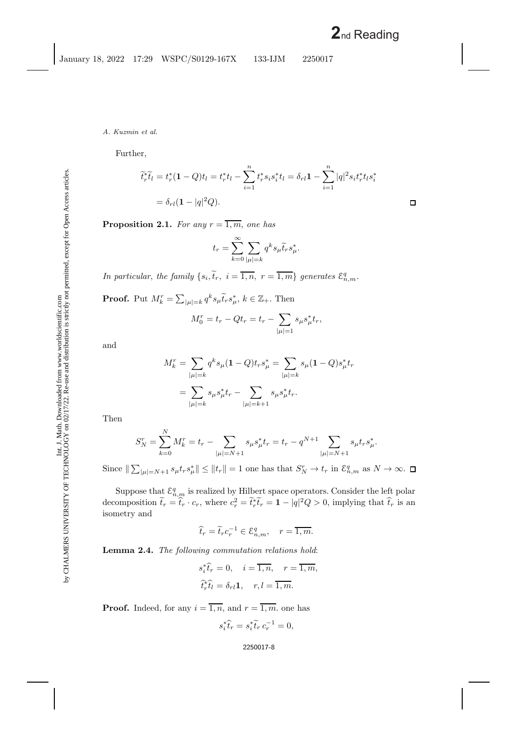Further,

$$\widetilde{t}_r^* \widetilde{t}_l = t_r^* (\mathbf{1} - Q) t_l = t_r^* t_l - \sum_{i=1}^{n} t_r^* s_i s_i^* t_l = \delta_{rl} \mathbf{1} - \sum_{i=1}^{n} |q|^2 s_i t_r^* t_l s_i^*$$
$$= \delta_{rl} (\mathbf{1} - |q|^2 Q).$$ □

**Proposition 2.1.** *For any $r = \overline{1, m}$, one has*

$$t_r = \sum_{k=0}^{\infty} \sum_{|\mu|=k} q^k s_\mu \widetilde{t}_r s_\mu^*.$$

*In particular, the family $\{s_i, \widetilde{t}_r, \ i = \overline{1, n}, \ r = \overline{1, m}\}$ generates $\mathcal{E}_{n,m}^q$.*

**Proof.** Put $M_k^r = \sum_{|\mu|=k} q^k s_\mu \widetilde{t}_r s_\mu^*$, $k \in \mathbb{Z}_+$. Then

$$M_0^r = t_r - Q t_r = t_r - \sum_{|\mu|=1} s_\mu s_\mu^* t_r,$$

and

$$M_k^r = \sum_{|\mu|=k} q^k s_\mu (\mathbf{1} - Q) t_r s_\mu^* = \sum_{|\mu|=k} s_\mu (\mathbf{1} - Q) s_\mu^* t_r$$
$$= \sum_{|\mu|=k} s_\mu s_\mu^* t_r - \sum_{|\mu|=k+1} s_\mu s_\mu^* t_r.$$

Then

$$S_N^r = \sum_{k=0}^{N} M_k^r = t_r - \sum_{|\mu|=N+1} s_\mu s_\mu^* t_r = t_r - q^{N+1} \sum_{|\mu|=N+1} s_\mu t_r s_\mu^*.$$

Since $\| \sum_{|\mu|=N+1} s_\mu t_r s_\mu^* \| \le \|t_r\| = 1$ one has that $S_N^r \to t_r$ in $\mathcal{E}_{n,m}^q$ as $N \to \infty$. □

Suppose that $\mathcal{E}_{n,m}^q$ is realized by Hilbert space operators. Consider the left polar decomposition $\widetilde{t}_r = \widehat{t}_r \cdot c_r$, where $c_r^2 = \widetilde{t}_r^* \widetilde{t}_r = \mathbf{1} - |q|^2 Q > 0$, implying that $\widehat{t}_r$ is an isometry and

$$\widehat{t}_r = \widetilde{t}_r c_r^{-1} \in \mathcal{E}_{n,m}^q, \quad r = \overline{1, m}.$$

**Lemma 2.4.** *The following commutation relations hold*:

$$s_i^* \widehat{t}_r = 0, \quad i = \overline{1, n}, \quad r = \overline{1, m},$$
$$\widehat{t}_r^* \widehat{t}_l = \delta_{rl} \mathbf{1}, \quad r, l = \overline{1, m}.$$

**Proof.** Indeed, for any $i = \overline{1, n}$, and $r = \overline{1, m}$. one has

$$s_i^* \widehat{t}_r = s_i^* \widetilde{t}_r \, c_r^{-1} = 0,$$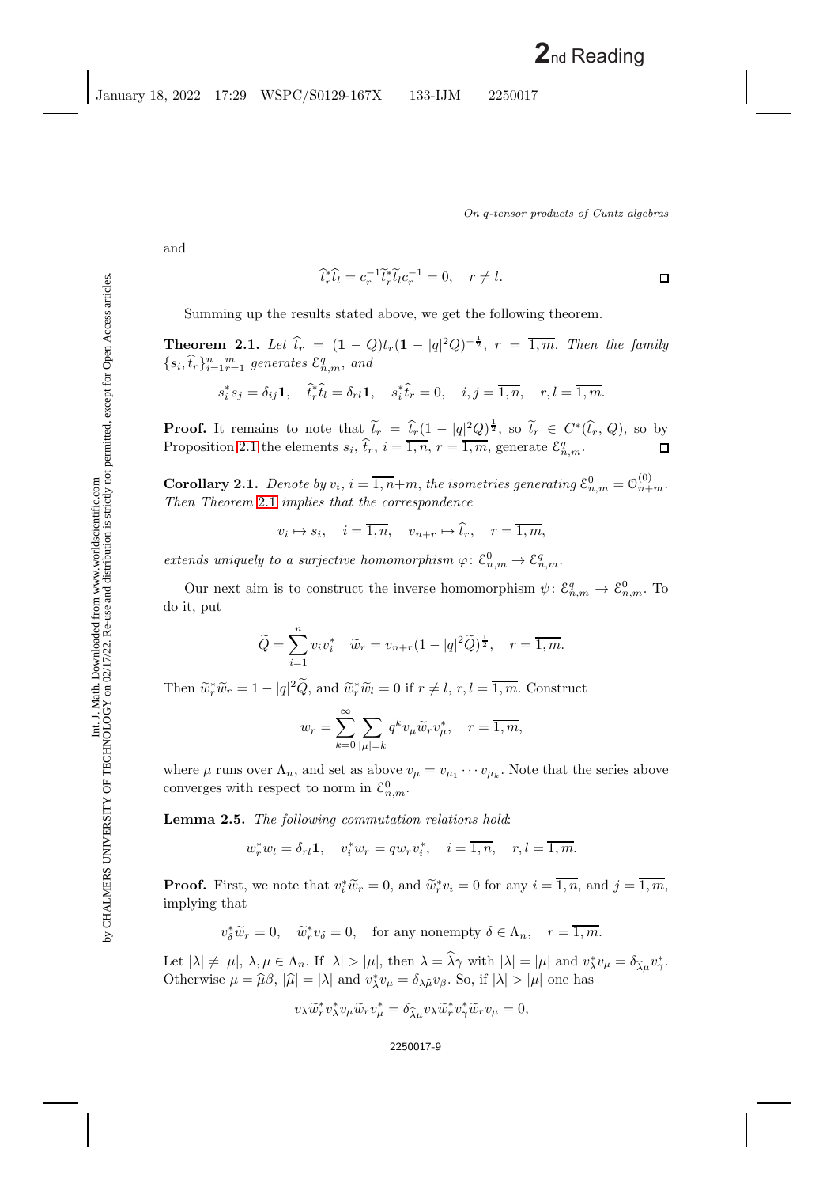and

$$\widehat{t}_r^* \widehat{t}_l = c_r^{-1} \widetilde{t}_r^* \widetilde{t}_l c_r^{-1} = 0, \quad r \neq l. \qquad \square$$

Summing up the results stated above, we get the following theorem.

**Theorem 2.1.** *Let* $\widehat{t}_r = (\mathbf{1} - Q) t_r (\mathbf{1} - |q|^2 Q)^{-\frac{1}{2}}$, $r = \overline{1, m}$. *Then the family* $\{s_i, \widehat{t}_r\}_{i=1}^{n}{}_{r=1}^{m}$ *generates* $\mathcal{E}_{n,m}^q$, *and*

$$s_i^* s_j = \delta_{ij} \mathbf{1}, \quad \widehat{t}_r^* \widehat{t}_l = \delta_{rl} \mathbf{1}, \quad s_i^* \widehat{t}_r = 0, \quad i, j = \overline{1, n}, \quad r, l = \overline{1, m}.$$

**Proof.** It remains to note that $\widetilde{t}_r = \widehat{t}_r (1 - |q|^2 Q)^{\frac{1}{2}}$, so $\widetilde{t}_r \in C^*(\widehat{t}_r, Q)$, so by Proposition 2.1 the elements $s_i$, $\widehat{t}_r$, $i = \overline{1, n}$, $r = \overline{1, m}$, generate $\mathcal{E}_{n,m}^q$. $\square$

**Corollary 2.1.** *Denote by* $v_i$, $i = \overline{1, n} + m$, *the isometries generating* $\mathcal{E}_{n,m}^0 = \mathcal{O}_{n+m}^{(0)}$. *Then Theorem 2.1 implies that the correspondence*

$$v_i \mapsto s_i, \quad i = \overline{1, n}, \quad v_{n+r} \mapsto \widehat{t}_r, \quad r = \overline{1, m},$$

*extends uniquely to a surjective homomorphism* $\varphi \colon \mathcal{E}_{n,m}^0 \to \mathcal{E}_{n,m}^q$.

Our next aim is to construct the inverse homomorphism $\psi \colon \mathcal{E}_{n,m}^q \to \mathcal{E}_{n,m}^0$. To do it, put

$$\widetilde{Q} = \sum_{i=1}^{n} v_i v_i^* \quad \widetilde{w}_r = v_{n+r} (1 - |q|^2 \widetilde{Q})^{\frac{1}{2}}, \quad r = \overline{1, m}.$$

Then $\widetilde{w}_r^* \widetilde{w}_r = 1 - |q|^2 \widetilde{Q}$, and $\widetilde{w}_r^* \widetilde{w}_l = 0$ if $r \neq l$, $r, l = \overline{1, m}$. Construct

$$w_r = \sum_{k=0}^{\infty} \sum_{|\mu| = k} q^k v_\mu \widetilde{w}_r v_\mu^*, \quad r = \overline{1, m},$$

where $\mu$ runs over $\Lambda_n$, and set as above $v_\mu = v_{\mu_1} \cdots v_{\mu_k}$. Note that the series above converges with respect to norm in $\mathcal{E}_{n,m}^0$.

**Lemma 2.5.** *The following commutation relations hold*:

$$w_r^* w_l = \delta_{rl} \mathbf{1}, \quad v_i^* w_r = q w_r v_i^*, \quad i = \overline{1, n}, \quad r, l = \overline{1, m}.$$

**Proof.** First, we note that $v_i^* \widetilde{w}_r = 0$, and $\widetilde{w}_r^* v_i = 0$ for any $i = \overline{1, n}$, and $j = \overline{1, m}$, implying that

$$v_\delta^* \widetilde{w}_r = 0, \quad \widetilde{w}_r^* v_\delta = 0, \quad \text{for any nonempty } \delta \in \Lambda_n, \quad r = \overline{1, m}.$$

Let $|\lambda| \neq |\mu|$, $\lambda, \mu \in \Lambda_n$. If $|\lambda| > |\mu|$, then $\lambda = \widehat{\lambda} \gamma$ with $|\lambda| = |\mu|$ and $v_\lambda^* v_\mu = \delta_{\widehat{\lambda} \mu} v_\gamma^*$. Otherwise $\mu = \widehat{\mu} \beta$, $|\widehat{\mu}| = |\lambda|$ and $v_\lambda^* v_\mu = \delta_{\lambda \widehat{\mu}} v_\beta$. So, if $|\lambda| > |\mu|$ one has

$$v_\lambda \widetilde{w}_r^* v_\lambda^* v_\mu \widetilde{w}_r v_\mu^* = \delta_{\widehat{\lambda} \mu} v_\lambda \widetilde{w}_r^* v_\gamma^* \widetilde{w}_r v_\mu = 0,$$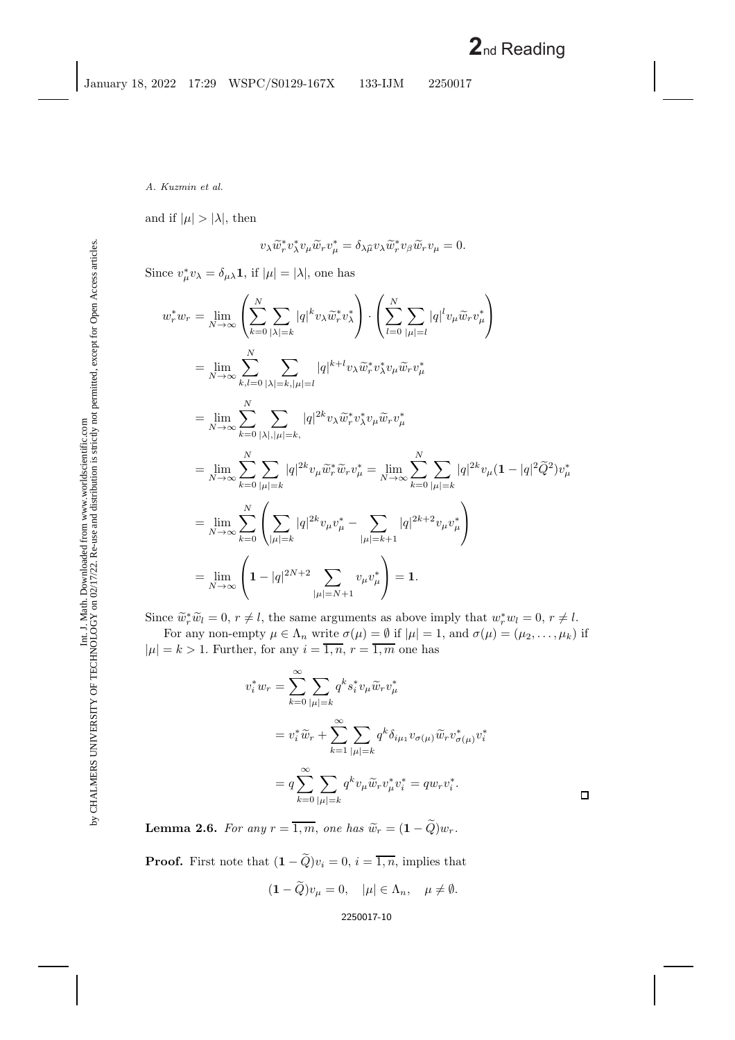and if $|\mu| > |\lambda|$, then

$$v_\lambda \widetilde{w}_r^* v_\lambda^* v_\mu \widetilde{w}_r v_\mu^* = \delta_{\lambda\widehat{\mu}} v_\lambda \widetilde{w}_r^* v_\beta \widetilde{w}_r v_\mu = 0.$$

Since $v_\mu^* v_\lambda = \delta_{\mu\lambda}\mathbf{1}$, if $|\mu| = |\lambda|$, one has

$$\begin{aligned}
w_r^* w_r &= \lim_{N\to\infty} \left( \sum_{k=0}^{N} \sum_{|\lambda|=k} |q|^k v_\lambda \widetilde{w}_r^* v_\lambda^* \right) \cdot \left( \sum_{l=0}^{N} \sum_{|\mu|=l} |q|^l v_\mu \widetilde{w}_r v_\mu^* \right) \\
&= \lim_{N\to\infty} \sum_{k,l=0}^{N} \sum_{|\lambda|=k, |\mu|=l} |q|^{k+l} v_\lambda \widetilde{w}_r^* v_\lambda^* v_\mu \widetilde{w}_r v_\mu^* \\
&= \lim_{N\to\infty} \sum_{k=0}^{N} \sum_{|\lambda|, |\mu|=k,} |q|^{2k} v_\lambda \widetilde{w}_r^* v_\lambda^* v_\mu \widetilde{w}_r v_\mu^* \\
&= \lim_{N\to\infty} \sum_{k=0}^{N} \sum_{|\mu|=k} |q|^{2k} v_\mu \widetilde{w}_r^* \widetilde{w}_r v_\mu^* = \lim_{N\to\infty} \sum_{k=0}^{N} \sum_{|\mu|=k} |q|^{2k} v_\mu (\mathbf{1} - |q|^2 \widetilde{Q}^2) v_\mu^* \\
&= \lim_{N\to\infty} \sum_{k=0}^{N} \left( \sum_{|\mu|=k} |q|^{2k} v_\mu v_\mu^* - \sum_{|\mu|=k+1} |q|^{2k+2} v_\mu v_\mu^* \right) \\
&= \lim_{N\to\infty} \left( \mathbf{1} - |q|^{2N+2} \sum_{|\mu|=N+1} v_\mu v_\mu^* \right) = \mathbf{1}.
\end{aligned}$$

Since $\widetilde{w}_r^* \widetilde{w}_l = 0$, $r \neq l$, the same arguments as above imply that $w_r^* w_l = 0$, $r \neq l$.

For any non-empty $\mu \in \Lambda_n$ write $\sigma(\mu) = \emptyset$ if $|\mu| = 1$, and $\sigma(\mu) = (\mu_2, \ldots, \mu_k)$ if $|\mu| = k > 1$. Further, for any $i = \overline{1,n}$, $r = \overline{1,m}$ one has

$$\begin{aligned}
v_i^* w_r &= \sum_{k=0}^{\infty} \sum_{|\mu|=k} q^k s_i^* v_\mu \widetilde{w}_r v_\mu^* \\
&= v_i^* \widetilde{w}_r + \sum_{k=1}^{\infty} \sum_{|\mu|=k} q^k \delta_{i\mu_1} v_{\sigma(\mu)} \widetilde{w}_r v_{\sigma(\mu)}^* v_i^* \\
&= q \sum_{k=0}^{\infty} \sum_{|\mu|=k} q^k v_\mu \widetilde{w}_r v_\mu^* v_i^* = q w_r v_i^*.
\end{aligned}$$

□

**Lemma 2.6.** *For any $r = \overline{1,m}$, one has $\widetilde{w}_r = (\mathbf{1} - \widetilde{Q}) w_r$.*

**Proof.** First note that $(\mathbf{1} - \widetilde{Q}) v_i = 0$, $i = \overline{1,n}$, implies that

$$(\mathbf{1} - \widetilde{Q}) v_\mu = 0, \quad |\mu| \in \Lambda_n, \quad \mu \neq \emptyset.$$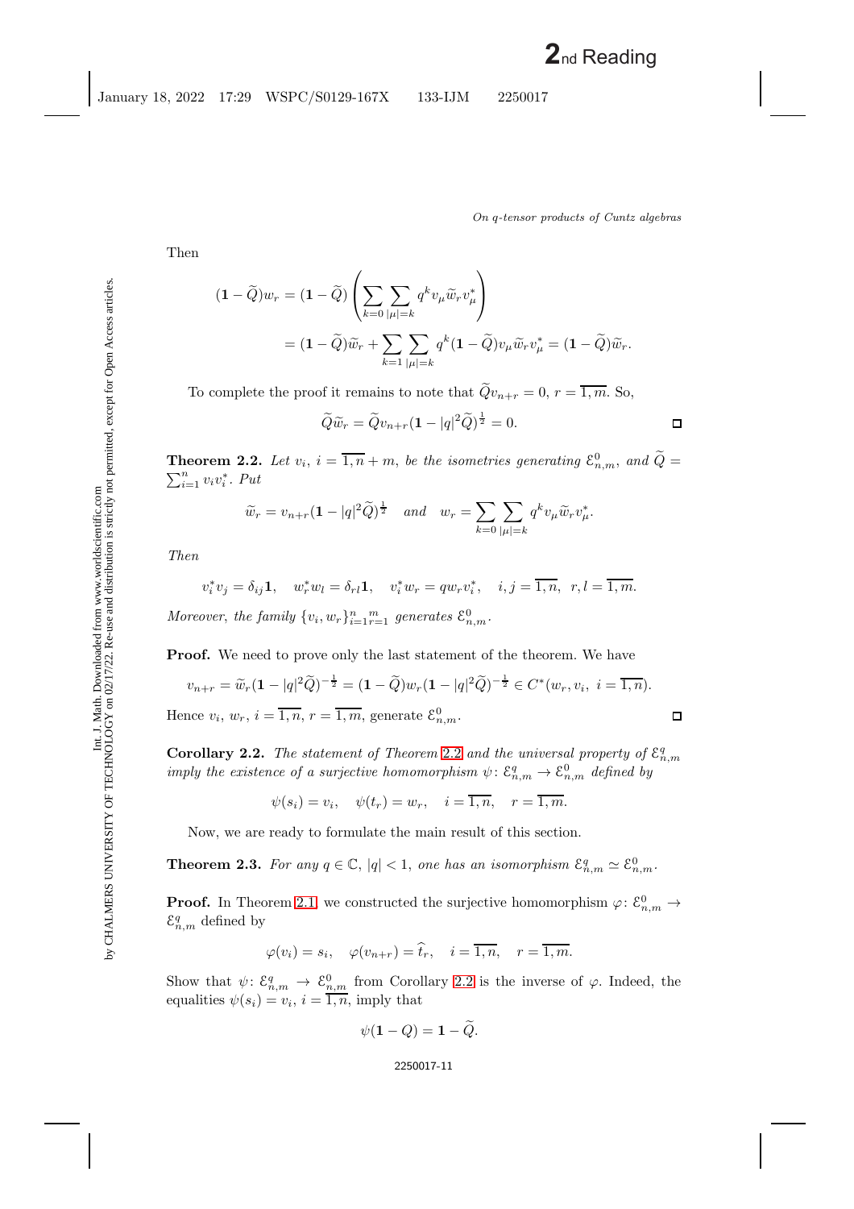Then

$$(\mathbf{1} - \widetilde{Q})w_r = (\mathbf{1} - \widetilde{Q})\left(\sum_{k=0}\sum_{|\mu|=k} q^k v_\mu \widetilde{w}_r v_\mu^*\right)$$
$$= (\mathbf{1} - \widetilde{Q})\widetilde{w}_r + \sum_{k=1}\sum_{|\mu|=k} q^k (\mathbf{1} - \widetilde{Q}) v_\mu \widetilde{w}_r v_\mu^* = (\mathbf{1} - \widetilde{Q})\widetilde{w}_r.$$

To complete the proof it remains to note that $\widetilde{Q}v_{n+r} = 0$, $r = \overline{1,m}$. So,

$$\widetilde{Q}\widetilde{w}_r = \widetilde{Q}v_{n+r}(\mathbf{1} - |q|^2\widetilde{Q})^{\frac{1}{2}} = 0.$$

□

**Theorem 2.2.** *Let $v_i$, $i = \overline{1,n} + m$, be the isometries generating $\mathcal{E}^0_{n,m}$, and $\widetilde{Q} = \sum_{i=1}^n v_i v_i^*$. Put*

$$\widetilde{w}_r = v_{n+r}(\mathbf{1} - |q|^2\widetilde{Q})^{\frac{1}{2}} \quad \text{and} \quad w_r = \sum_{k=0}\sum_{|\mu|=k} q^k v_\mu \widetilde{w}_r v_\mu^*.$$

*Then*

$$v_i^* v_j = \delta_{ij}\mathbf{1}, \quad w_r^* w_l = \delta_{rl}\mathbf{1}, \quad v_i^* w_r = q w_r v_i^*, \quad i,j = \overline{1,n}, \ r,l = \overline{1,m}.$$

*Moreover, the family $\{v_i, w_r\}_{i=1}^n{}_{r=1}^m$ generates $\mathcal{E}^0_{n,m}$.*

**Proof.** We need to prove only the last statement of the theorem. We have

$$v_{n+r} = \widetilde{w}_r(\mathbf{1} - |q|^2\widetilde{Q})^{-\frac{1}{2}} = (\mathbf{1} - \widetilde{Q})w_r(\mathbf{1} - |q|^2\widetilde{Q})^{-\frac{1}{2}} \in C^*(w_r, v_i, \ i = \overline{1,n}).$$

Hence $v_i$, $w_r$, $i = \overline{1,n}$, $r = \overline{1,m}$, generate $\mathcal{E}^0_{n,m}$. □

**Corollary 2.2.** *The statement of Theorem 2.2 and the universal property of $\mathcal{E}^q_{n,m}$ imply the existence of a surjective homomorphism $\psi\colon \mathcal{E}^q_{n,m} \to \mathcal{E}^0_{n,m}$ defined by*

$$\psi(s_i) = v_i, \quad \psi(t_r) = w_r, \quad i = \overline{1,n}, \quad r = \overline{1,m}.$$

Now, we are ready to formulate the main result of this section.

**Theorem 2.3.** *For any $q \in \mathbb{C}$, $|q| < 1$, one has an isomorphism $\mathcal{E}^q_{n,m} \simeq \mathcal{E}^0_{n,m}$.*

**Proof.** In Theorem 2.1 we constructed the surjective homomorphism $\varphi\colon \mathcal{E}^0_{n,m} \to \mathcal{E}^q_{n,m}$ defined by

$$\varphi(v_i) = s_i, \quad \varphi(v_{n+r}) = \widehat{t}_r, \quad i = \overline{1,n}, \quad r = \overline{1,m}.$$

Show that $\psi\colon \mathcal{E}^q_{n,m} \to \mathcal{E}^0_{n,m}$ from Corollary 2.2 is the inverse of $\varphi$. Indeed, the equalities $\psi(s_i) = v_i$, $i = \overline{1,n}$, imply that

$$\psi(\mathbf{1} - Q) = \mathbf{1} - \widetilde{Q}.$$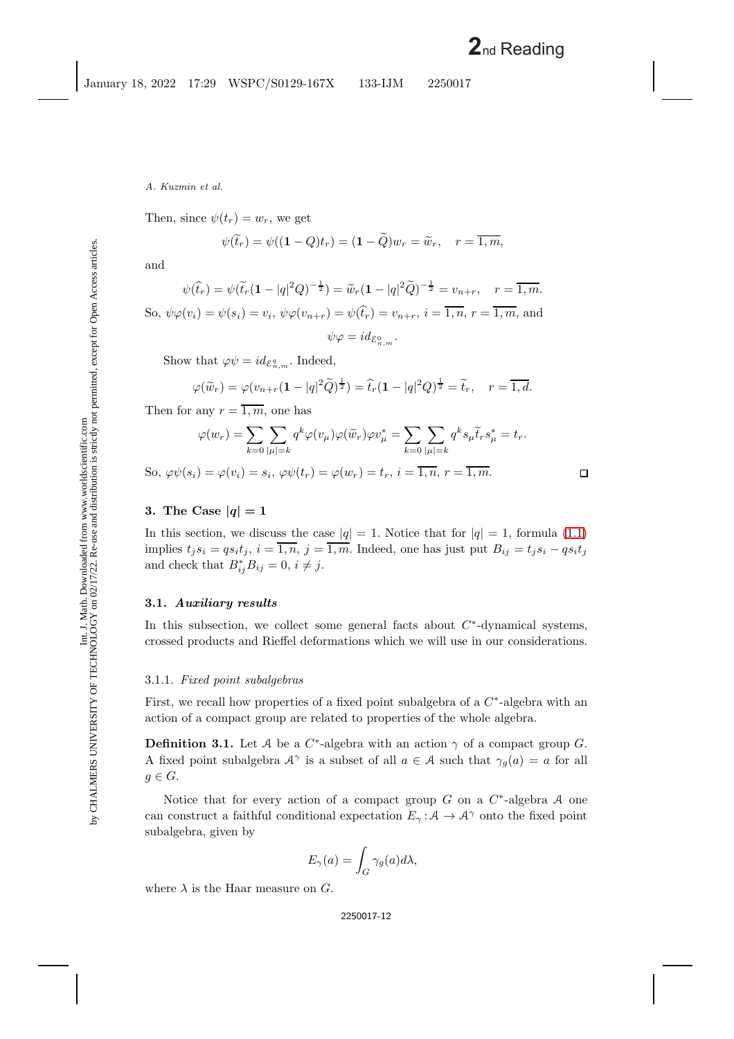Then, since $\psi(t_r) = w_r$, we get

$$\psi(\widetilde{t}_r) = \psi((\mathbf{1} - Q)t_r) = (\mathbf{1} - \widetilde{Q})w_r = \widetilde{w}_r, \quad r = \overline{1,m},$$

and

$$\psi(\widehat{t}_r) = \psi(\widetilde{t}_r(\mathbf{1} - |q|^2 Q)^{-\frac{1}{2}}) = \widetilde{w}_r(\mathbf{1} - |q|^2\widetilde{Q})^{-\frac{1}{2}} = v_{n+r}, \quad r = \overline{1,m}.$$

So, $\psi\varphi(v_i) = \psi(s_i) = v_i$, $\psi\varphi(v_{n+r}) = \psi(\widehat{t}_r) = v_{n+r}$, $i = \overline{1,n}$, $r = \overline{1,m}$, and

$$\psi\varphi = id_{\mathcal{E}^0_{n,m}}.$$

Show that $\varphi\psi = id_{\mathcal{E}^q_{n,m}}$. Indeed,

$$\varphi(\widetilde{w}_r) = \varphi(v_{n+r}(\mathbf{1} - |q|^2\widetilde{Q})^{\frac{1}{2}}) = \widehat{t}_r(\mathbf{1} - |q|^2 Q)^{\frac{1}{2}} = \widetilde{t}_r, \quad r = \overline{1,d}.$$

Then for any $r = \overline{1,m}$, one has

$$\varphi(w_r) = \sum_{k=0} \sum_{|\mu|=k} q^k \varphi(v_\mu)\varphi(\widetilde{w}_r)\varphi v_\mu^* = \sum_{k=0} \sum_{|\mu|=k} q^k s_\mu \widetilde{t}_r s_\mu^* = t_r.$$

So, $\varphi\psi(s_i) = \varphi(v_i) = s_i$, $\varphi\psi(t_r) = \varphi(w_r) = t_r$, $i = \overline{1,n}$, $r = \overline{1,m}$. ◻

## 3. The Case $|q| = 1$

In this section, we discuss the case $|q| = 1$. Notice that for $|q| = 1$, formula (1.1) implies $t_j s_i = q s_i t_j$, $i = \overline{1,n}$, $j = \overline{1,m}$. Indeed, one has just put $B_{ij} = t_j s_i - q s_i t_j$ and check that $B_{ij}^* B_{ij} = 0$, $i \neq j$.

### 3.1. *Auxiliary results*

In this subsection, we collect some general facts about $C^*$-dynamical systems, crossed products and Rieffel deformations which we will use in our considerations.

#### 3.1.1. *Fixed point subalgebras*

First, we recall how properties of a fixed point subalgebra of a $C^*$-algebra with an action of a compact group are related to properties of the whole algebra.

**Definition 3.1.** Let $\mathcal{A}$ be a $C^*$-algebra with an action $\gamma$ of a compact group $G$. A fixed point subalgebra $\mathcal{A}^\gamma$ is a subset of all $a \in \mathcal{A}$ such that $\gamma_g(a) = a$ for all $g \in G$.

Notice that for every action of a compact group $G$ on a $C^*$-algebra $\mathcal{A}$ one can construct a faithful conditional expectation $E_\gamma : \mathcal{A} \to \mathcal{A}^\gamma$ onto the fixed point subalgebra, given by

$$E_\gamma(a) = \int_G \gamma_g(a) d\lambda,$$

where $\lambda$ is the Haar measure on $G$.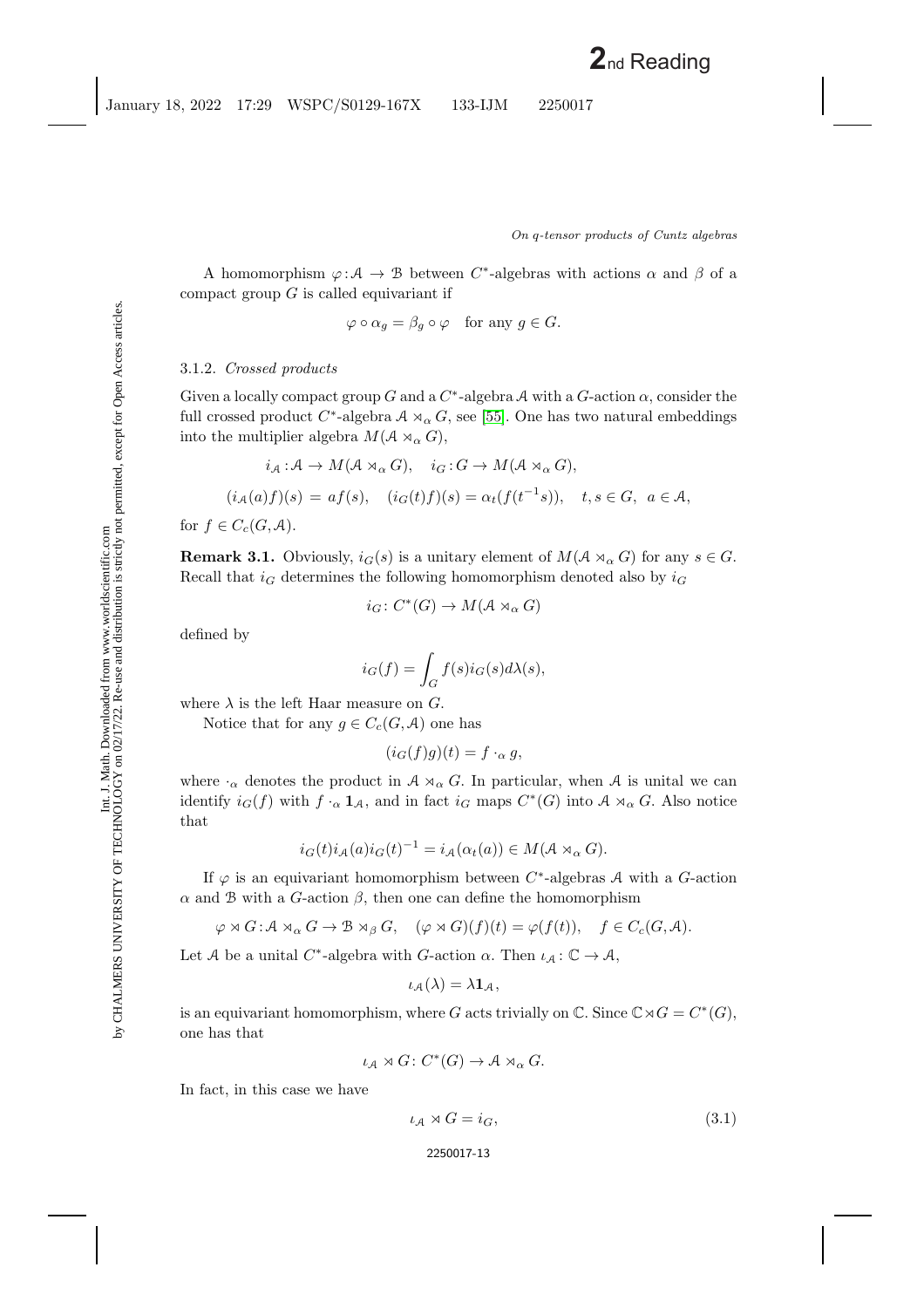A homomorphism $\varphi\colon \mathcal{A} \to \mathcal{B}$ between $C^*$-algebras with actions $\alpha$ and $\beta$ of a compact group $G$ is called equivariant if

$$\varphi \circ \alpha_g = \beta_g \circ \varphi \quad \text{for any } g \in G.$$

3.1.2. *Crossed products*

Given a locally compact group $G$ and a $C^*$-algebra $\mathcal{A}$ with a $G$-action $\alpha$, consider the full crossed product $C^*$-algebra $\mathcal{A} \rtimes_\alpha G$, see [55]. One has two natural embeddings into the multiplier algebra $M(\mathcal{A} \rtimes_\alpha G)$,

$$i_{\mathcal{A}}\colon \mathcal{A} \to M(\mathcal{A} \rtimes_\alpha G), \quad i_G\colon G \to M(\mathcal{A} \rtimes_\alpha G),$$

$$(i_{\mathcal{A}}(a)f)(s) = af(s), \quad (i_G(t)f)(s) = \alpha_t(f(t^{-1}s)), \quad t, s \in G, \ a \in \mathcal{A},$$

for $f \in C_c(G, \mathcal{A})$.

**Remark 3.1.** Obviously, $i_G(s)$ is a unitary element of $M(\mathcal{A} \rtimes_\alpha G)$ for any $s \in G$. Recall that $i_G$ determines the following homomorphism denoted also by $i_G$

$$i_G\colon C^*(G) \to M(\mathcal{A} \rtimes_\alpha G)$$

defined by

$$i_G(f) = \int_G f(s) i_G(s) d\lambda(s),$$

where $\lambda$ is the left Haar measure on $G$.

Notice that for any $g \in C_c(G, \mathcal{A})$ one has

$$(i_G(f)g)(t) = f \cdot_\alpha g,$$

where $\cdot_\alpha$ denotes the product in $\mathcal{A} \rtimes_\alpha G$. In particular, when $\mathcal{A}$ is unital we can identify $i_G(f)$ with $f \cdot_\alpha \mathbf{1}_{\mathcal{A}}$, and in fact $i_G$ maps $C^*(G)$ into $\mathcal{A} \rtimes_\alpha G$. Also notice that

$$i_G(t) i_{\mathcal{A}}(a) i_G(t)^{-1} = i_{\mathcal{A}}(\alpha_t(a)) \in M(\mathcal{A} \rtimes_\alpha G).$$

If $\varphi$ is an equivariant homomorphism between $C^*$-algebras $\mathcal{A}$ with a $G$-action $\alpha$ and $\mathcal{B}$ with a $G$-action $\beta$, then one can define the homomorphism

$$\varphi \rtimes G\colon \mathcal{A} \rtimes_\alpha G \to \mathcal{B} \rtimes_\beta G, \quad (\varphi \rtimes G)(f)(t) = \varphi(f(t)), \quad f \in C_c(G, \mathcal{A}).$$

Let $\mathcal{A}$ be a unital $C^*$-algebra with $G$-action $\alpha$. Then $\iota_{\mathcal{A}}\colon \mathbb{C} \to \mathcal{A}$,

$$\iota_{\mathcal{A}}(\lambda) = \lambda \mathbf{1}_{\mathcal{A}},$$

is an equivariant homomorphism, where $G$ acts trivially on $\mathbb{C}$. Since $\mathbb{C} \rtimes G = C^*(G)$, one has that

$$\iota_{\mathcal{A}} \rtimes G\colon C^*(G) \to \mathcal{A} \rtimes_\alpha G.$$

In fact, in this case we have

$$\iota_{\mathcal{A}} \rtimes G = i_G, \tag{3.1}$$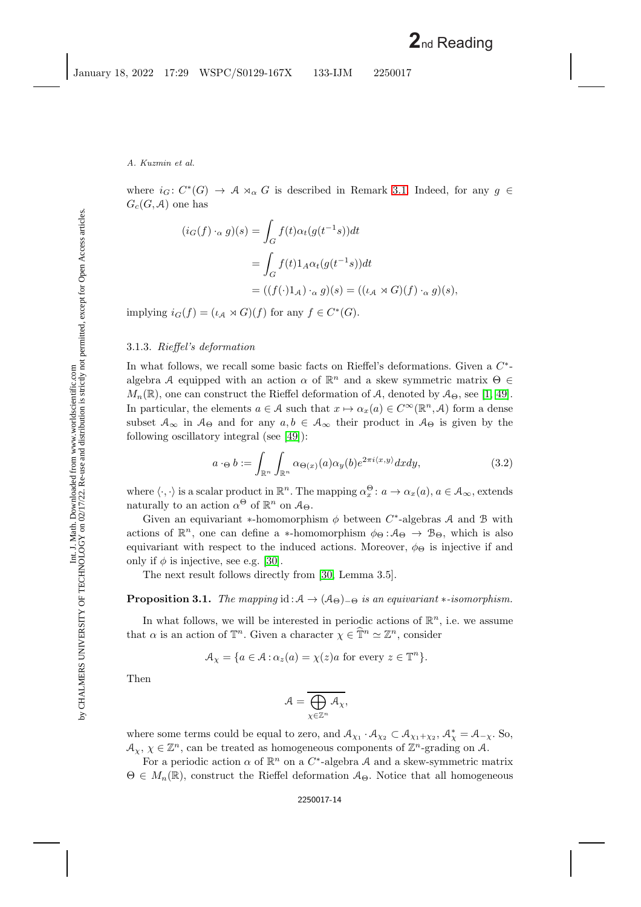where $i_G\colon C^*(G) \to \mathcal{A} \rtimes_\alpha G$ is described in Remark 3.1. Indeed, for any $g \in G_c(G, \mathcal{A})$ one has

$$
\begin{aligned}
(i_G(f) \cdot_\alpha g)(s) &= \int_G f(t)\alpha_t(g(t^{-1}s))dt \\
&= \int_G f(t)1_\mathcal{A}\alpha_t(g(t^{-1}s))dt \\
&= ((f(\cdot)1_\mathcal{A}) \cdot_\alpha g)(s) = ((\iota_\mathcal{A} \rtimes G)(f) \cdot_\alpha g)(s),
\end{aligned}
$$

implying $i_G(f) = (\iota_\mathcal{A} \rtimes G)(f)$ for any $f \in C^*(G)$.

#### 3.1.3. *Rieffel's deformation*

In what follows, we recall some basic facts on Rieffel's deformations. Given a $C^*$-algebra $\mathcal{A}$ equipped with an action $\alpha$ of $\mathbb{R}^n$ and a skew symmetric matrix $\Theta \in M_n(\mathbb{R})$, one can construct the Rieffel deformation of $\mathcal{A}$, denoted by $\mathcal{A}_\Theta$, see [1, 49]. In particular, the elements $a \in \mathcal{A}$ such that $x \mapsto \alpha_x(a) \in C^\infty(\mathbb{R}^n, \mathcal{A})$ form a dense subset $\mathcal{A}_\infty$ in $\mathcal{A}_\Theta$ and for any $a, b \in \mathcal{A}_\infty$ their product in $\mathcal{A}_\Theta$ is given by the following oscillatory integral (see [49]):

$$
a \cdot_\Theta b := \int_{\mathbb{R}^n}\int_{\mathbb{R}^n} \alpha_{\Theta(x)}(a)\alpha_y(b)e^{2\pi i\langle x,y\rangle}dxdy, \tag{3.2}
$$

where $\langle\cdot,\cdot\rangle$ is a scalar product in $\mathbb{R}^n$. The mapping $\alpha_x^\Theta\colon a \to \alpha_x(a)$, $a \in \mathcal{A}_\infty$, extends naturally to an action $\alpha^\Theta$ of $\mathbb{R}^n$ on $\mathcal{A}_\Theta$.

Given an equivariant $*$-homomorphism $\phi$ between $C^*$-algebras $\mathcal{A}$ and $\mathcal{B}$ with actions of $\mathbb{R}^n$, one can define a $*$-homomorphism $\phi_\Theta\colon \mathcal{A}_\Theta \to \mathcal{B}_\Theta$, which is also equivariant with respect to the induced actions. Moreover, $\phi_\Theta$ is injective if and only if $\phi$ is injective, see e.g. [30].

The next result follows directly from [30, Lemma 3.5].

**Proposition 3.1.** *The mapping* $\mathrm{id}\colon \mathcal{A} \to (\mathcal{A}_\Theta)_{-\Theta}$ *is an equivariant* $*$*-isomorphism.*

In what follows, we will be interested in periodic actions of $\mathbb{R}^n$, i.e. we assume that $\alpha$ is an action of $\mathbb{T}^n$. Given a character $\chi \in \widehat{\mathbb{T}}^n \simeq \mathbb{Z}^n$, consider

$$
\mathcal{A}_\chi = \{a \in \mathcal{A} : \alpha_z(a) = \chi(z)a \text{ for every } z \in \mathbb{T}^n\}.
$$

Then

$$
\mathcal{A} = \overline{\bigoplus_{\chi\in\mathbb{Z}^n} \mathcal{A}_\chi},
$$

where some terms could be equal to zero, and $\mathcal{A}_{\chi_1} \cdot \mathcal{A}_{\chi_2} \subset \mathcal{A}_{\chi_1+\chi_2}$, $\mathcal{A}_\chi^* = \mathcal{A}_{-\chi}$. So, $\mathcal{A}_\chi$, $\chi \in \mathbb{Z}^n$, can be treated as homogeneous components of $\mathbb{Z}^n$-grading on $\mathcal{A}$.

For a periodic action $\alpha$ of $\mathbb{R}^n$ on a $C^*$-algebra $\mathcal{A}$ and a skew-symmetric matrix $\Theta \in M_n(\mathbb{R})$, construct the Rieffel deformation $\mathcal{A}_\Theta$. Notice that all homogeneous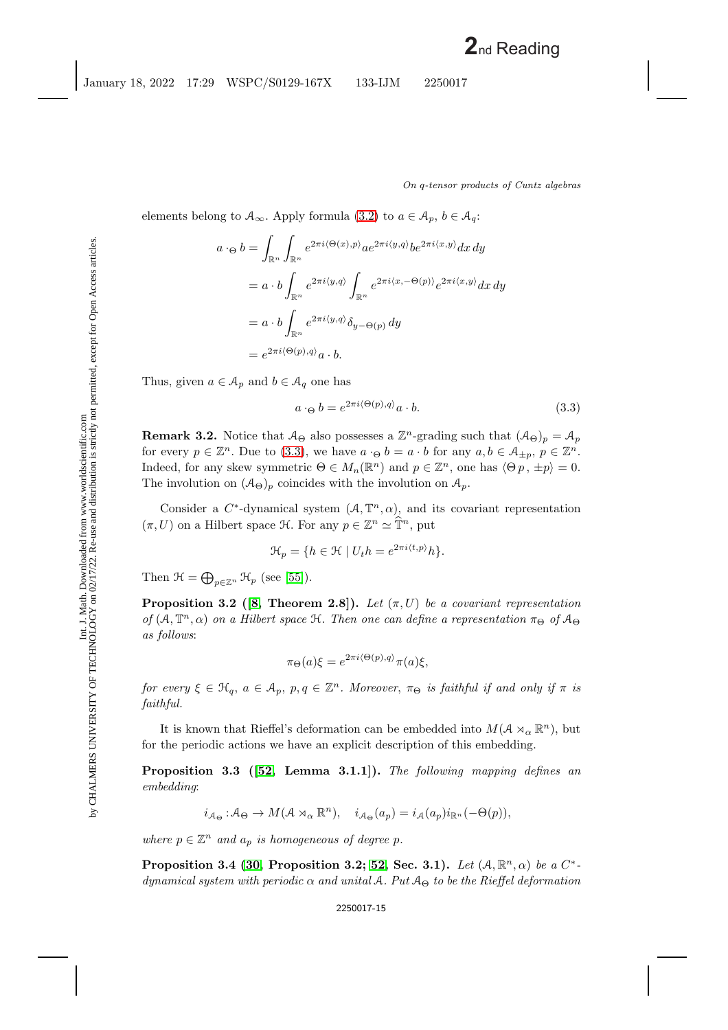elements belong to $\mathcal{A}_\infty$. Apply formula (3.2) to $a \in \mathcal{A}_p$, $b \in \mathcal{A}_q$:

$$
\begin{aligned}
a \cdot_\Theta b &= \int_{\mathbb{R}^n} \int_{\mathbb{R}^n} e^{2\pi i \langle \Theta(x), p\rangle} a e^{2\pi i \langle y, q\rangle} b e^{2\pi i \langle x, y\rangle} dx\, dy \\
&= a \cdot b \int_{\mathbb{R}^n} e^{2\pi i \langle y, q\rangle} \int_{\mathbb{R}^n} e^{2\pi i \langle x, -\Theta(p)\rangle} e^{2\pi i \langle x, y\rangle} dx\, dy \\
&= a \cdot b \int_{\mathbb{R}^n} e^{2\pi i \langle y, q\rangle} \delta_{y - \Theta(p)}\, dy \\
&= e^{2\pi i \langle \Theta(p), q\rangle} a \cdot b.
\end{aligned}
$$

Thus, given $a \in \mathcal{A}_p$ and $b \in \mathcal{A}_q$ one has

$$
a \cdot_\Theta b = e^{2\pi i \langle \Theta(p), q\rangle} a \cdot b. \tag{3.3}
$$

**Remark 3.2.** Notice that $\mathcal{A}_\Theta$ also possesses a $\mathbb{Z}^n$-grading such that $(\mathcal{A}_\Theta)_p = \mathcal{A}_p$ for every $p \in \mathbb{Z}^n$. Due to (3.3), we have $a \cdot_\Theta b = a \cdot b$ for any $a, b \in \mathcal{A}_{\pm p}$, $p \in \mathbb{Z}^n$. Indeed, for any skew symmetric $\Theta \in M_n(\mathbb{R}^n)$ and $p \in \mathbb{Z}^n$, one has $\langle \Theta p, \pm p\rangle = 0$. The involution on $(\mathcal{A}_\Theta)_p$ coincides with the involution on $\mathcal{A}_p$.

Consider a $C^*$-dynamical system $(\mathcal{A}, \mathbb{T}^n, \alpha)$, and its covariant representation $(\pi, U)$ on a Hilbert space $\mathcal{H}$. For any $p \in \mathbb{Z}^n \simeq \widehat{\mathbb{T}}^n$, put

$$
\mathcal{H}_p = \{h \in \mathcal{H} \mid U_t h = e^{2\pi i \langle t, p\rangle} h\}.
$$

Then $\mathcal{H} = \bigoplus_{p \in \mathbb{Z}^n} \mathcal{H}_p$ (see [55]).

**Proposition 3.2 ([8, Theorem 2.8]).** *Let $(\pi, U)$ be a covariant representation of $(\mathcal{A}, \mathbb{T}^n, \alpha)$ on a Hilbert space $\mathcal{H}$. Then one can define a representation $\pi_\Theta$ of $\mathcal{A}_\Theta$ as follows*:

$$
\pi_\Theta(a)\xi = e^{2\pi i \langle \Theta(p), q\rangle} \pi(a)\xi,
$$

*for every $\xi \in \mathcal{H}_q$, $a \in \mathcal{A}_p$, $p, q \in \mathbb{Z}^n$. Moreover, $\pi_\Theta$ is faithful if and only if $\pi$ is faithful.*

It is known that Rieffel's deformation can be embedded into $M(\mathcal{A} \rtimes_\alpha \mathbb{R}^n)$, but for the periodic actions we have an explicit description of this embedding.

**Proposition 3.3 ([52, Lemma 3.1.1]).** *The following mapping defines an embedding*:

$$
i_{\mathcal{A}_\Theta} : \mathcal{A}_\Theta \to M(\mathcal{A} \rtimes_\alpha \mathbb{R}^n), \quad i_{\mathcal{A}_\Theta}(a_p) = i_{\mathcal{A}}(a_p) i_{\mathbb{R}^n}(-\Theta(p)),
$$

*where $p \in \mathbb{Z}^n$ and $a_p$ is homogeneous of degree $p$.*

**Proposition 3.4 ([30, Proposition 3.2; 52, Sec. 3.1).** *Let $(\mathcal{A}, \mathbb{R}^n, \alpha)$ be a $C^*$-dynamical system with periodic $\alpha$ and unital $\mathcal{A}$. Put $\mathcal{A}_\Theta$ to be the Rieffel deformation*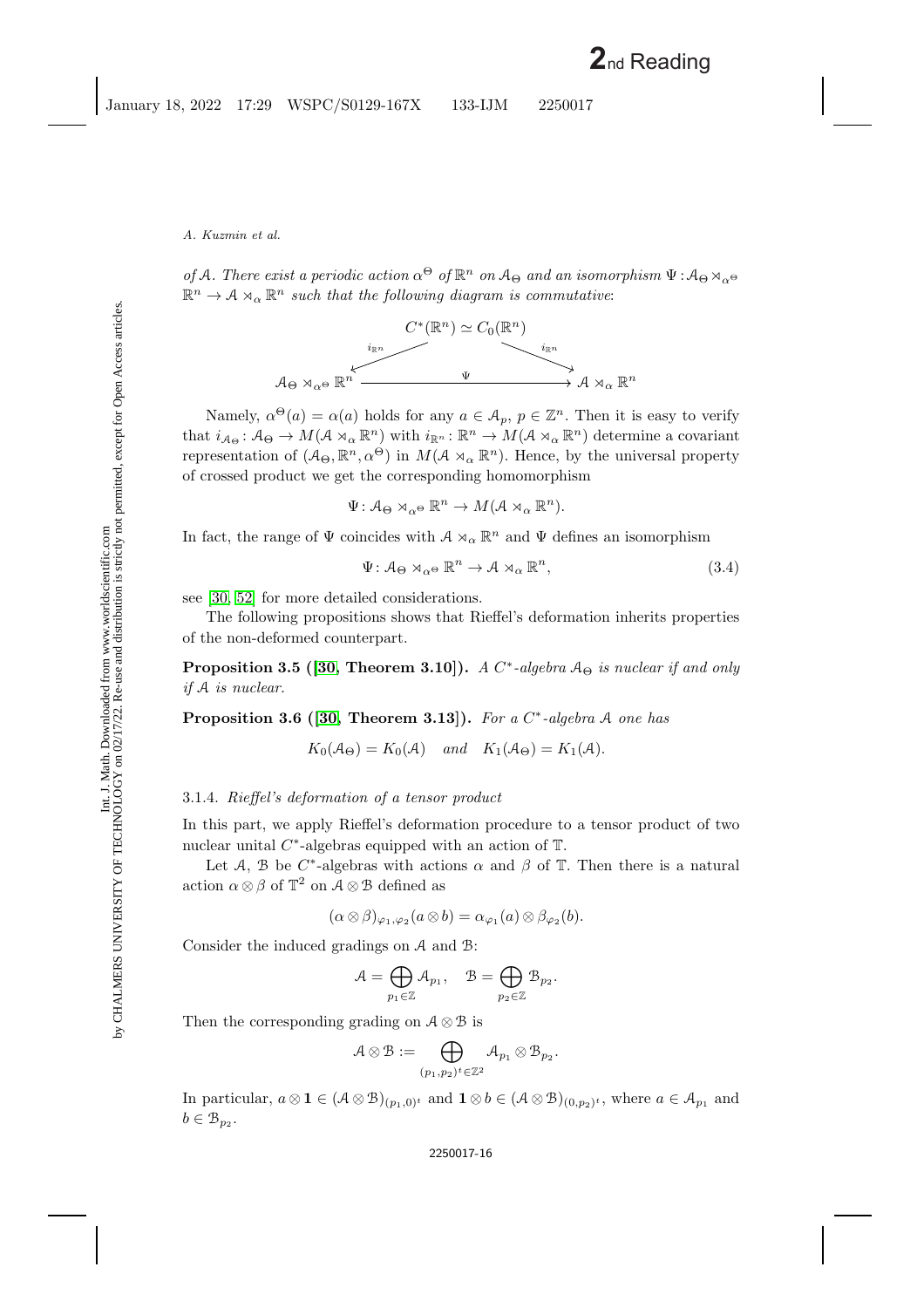*of $\mathcal{A}$. There exist a periodic action $\alpha^\Theta$ of $\mathbb{R}^n$ on $\mathcal{A}_\Theta$ and an isomorphism $\Psi: \mathcal{A}_\Theta \rtimes_{\alpha^\Theta} \mathbb{R}^n \to \mathcal{A} \rtimes_\alpha \mathbb{R}^n$ such that the following diagram is commutative*:

$$\begin{array}{ccc} & C^*(\mathbb{R}^n) \simeq C_0(\mathbb{R}^n) & \\ {}^{i_{\mathbb{R}^n}} \swarrow & & \searrow {}^{i_{\mathbb{R}^n}} \\ \mathcal{A}_\Theta \rtimes_{\alpha^\Theta} \mathbb{R}^n & \xrightarrow{\quad\quad \Psi \quad\quad} & \mathcal{A} \rtimes_\alpha \mathbb{R}^n \end{array}$$

Namely, $\alpha^\Theta(a) = \alpha(a)$ holds for any $a \in \mathcal{A}_p$, $p \in \mathbb{Z}^n$. Then it is easy to verify that $i_{\mathcal{A}_\Theta}: \mathcal{A}_\Theta \to M(\mathcal{A} \rtimes_\alpha \mathbb{R}^n)$ with $i_{\mathbb{R}^n}: \mathbb{R}^n \to M(\mathcal{A} \rtimes_\alpha \mathbb{R}^n)$ determine a covariant representation of $(\mathcal{A}_\Theta, \mathbb{R}^n, \alpha^\Theta)$ in $M(\mathcal{A} \rtimes_\alpha \mathbb{R}^n)$. Hence, by the universal property of crossed product we get the corresponding homomorphism

$$\Psi: \mathcal{A}_\Theta \rtimes_{\alpha^\Theta} \mathbb{R}^n \to M(\mathcal{A} \rtimes_\alpha \mathbb{R}^n).$$

In fact, the range of $\Psi$ coincides with $\mathcal{A} \rtimes_\alpha \mathbb{R}^n$ and $\Psi$ defines an isomorphism

$$\Psi: \mathcal{A}_\Theta \rtimes_{\alpha^\Theta} \mathbb{R}^n \to \mathcal{A} \rtimes_\alpha \mathbb{R}^n, \tag{3.4}$$

see [30, 52] for more detailed considerations.

The following propositions shows that Rieffel's deformation inherits properties of the non-deformed counterpart.

**Proposition 3.5 ([30, Theorem 3.10]).** *A $C^*$-algebra $\mathcal{A}_\Theta$ is nuclear if and only if $\mathcal{A}$ is nuclear.*

**Proposition 3.6 ([30, Theorem 3.13]).** *For a $C^*$-algebra $\mathcal{A}$ one has*

$$K_0(\mathcal{A}_\Theta) = K_0(\mathcal{A}) \quad \textit{and} \quad K_1(\mathcal{A}_\Theta) = K_1(\mathcal{A}).$$

#### 3.1.4. *Rieffel's deformation of a tensor product*

In this part, we apply Rieffel's deformation procedure to a tensor product of two nuclear unital $C^*$-algebras equipped with an action of $\mathbb{T}$.

Let $\mathcal{A}$, $\mathcal{B}$ be $C^*$-algebras with actions $\alpha$ and $\beta$ of $\mathbb{T}$. Then there is a natural action $\alpha \otimes \beta$ of $\mathbb{T}^2$ on $\mathcal{A} \otimes \mathcal{B}$ defined as

$$(\alpha \otimes \beta)_{\varphi_1, \varphi_2}(a \otimes b) = \alpha_{\varphi_1}(a) \otimes \beta_{\varphi_2}(b).$$

Consider the induced gradings on $\mathcal{A}$ and $\mathcal{B}$:

$$\mathcal{A} = \bigoplus_{p_1 \in \mathbb{Z}} \mathcal{A}_{p_1}, \quad \mathcal{B} = \bigoplus_{p_2 \in \mathbb{Z}} \mathcal{B}_{p_2}.$$

Then the corresponding grading on $\mathcal{A} \otimes \mathcal{B}$ is

$$\mathcal{A} \otimes \mathcal{B} := \bigoplus_{(p_1, p_2)^t \in \mathbb{Z}^2} \mathcal{A}_{p_1} \otimes \mathcal{B}_{p_2}.$$

In particular, $a \otimes \mathbf{1} \in (\mathcal{A} \otimes \mathcal{B})_{(p_1, 0)^t}$ and $\mathbf{1} \otimes b \in (\mathcal{A} \otimes \mathcal{B})_{(0, p_2)^t}$, where $a \in \mathcal{A}_{p_1}$ and $b \in \mathcal{B}_{p_2}$.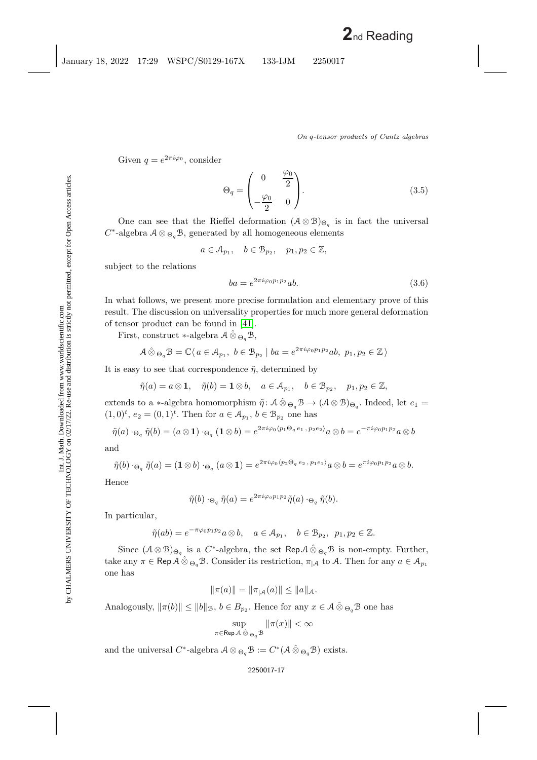Given $q = e^{2\pi i\varphi_0}$, consider

$$\Theta_q = \begin{pmatrix} 0 & \frac{\varphi_0}{2} \\ -\frac{\varphi_0}{2} & 0 \end{pmatrix}. \tag{3.5}$$

One can see that the Rieffel deformation $(\mathcal{A} \otimes \mathcal{B})_{\Theta_q}$ is in fact the universal $C^*$-algebra $\mathcal{A} \otimes_{\Theta_q} \mathcal{B}$, generated by all homogeneous elements

$$a \in \mathcal{A}_{p_1}, \quad b \in \mathcal{B}_{p_2}, \quad p_1, p_2 \in \mathbb{Z},$$

subject to the relations

$$ba = e^{2\pi i\varphi_0 p_1 p_2} ab. \tag{3.6}$$

In what follows, we present more precise formulation and elementary prove of this result. The discussion on universality properties for much more general deformation of tensor product can be found in [41].

First, construct $*$-algebra $\mathcal{A} \hat{\otimes}_{\Theta_q} \mathcal{B}$,

$$\mathcal{A} \hat{\otimes}_{\Theta_q} \mathcal{B} = \mathbb{C}\langle a \in \mathcal{A}_{p_1},\ b \in \mathcal{B}_{p_2} \mid ba = e^{2\pi i\varphi_0 p_1 p_2} ab,\ p_1, p_2 \in \mathbb{Z} \rangle$$

It is easy to see that correspondence $\tilde{\eta}$, determined by

$$\tilde{\eta}(a) = a \otimes \mathbf{1}, \quad \tilde{\eta}(b) = \mathbf{1} \otimes b, \quad a \in \mathcal{A}_{p_1}, \quad b \in \mathcal{B}_{p_2}, \quad p_1, p_2 \in \mathbb{Z},$$

extends to a $*$-algebra homomorphism $\tilde{\eta} \colon \mathcal{A} \hat{\otimes}_{\Theta_q} \mathcal{B} \to (\mathcal{A} \otimes \mathcal{B})_{\Theta_q}$. Indeed, let $e_1 = (1, 0)^t$, $e_2 = (0, 1)^t$. Then for $a \in \mathcal{A}_{p_1}$, $b \in \mathcal{B}_{p_2}$ one has

$$\tilde{\eta}(a) \cdot_{\Theta_q} \tilde{\eta}(b) = (a \otimes \mathbf{1}) \cdot_{\Theta_q} (\mathbf{1} \otimes b) = e^{2\pi i\varphi_0 \langle p_1 \Theta_q e_1\, ,\, p_2 e_2 \rangle} a \otimes b = e^{-\pi i\varphi_0 p_1 p_2} a \otimes b$$

and

$$\tilde{\eta}(b) \cdot_{\Theta_q} \tilde{\eta}(a) = (\mathbf{1} \otimes b) \cdot_{\Theta_q} (a \otimes \mathbf{1}) = e^{2\pi i\varphi_0 \langle p_2 \Theta_q e_2\, ,\, p_1 e_1 \rangle} a \otimes b = e^{\pi i\varphi_0 p_1 p_2} a \otimes b.$$

Hence

$$\tilde{\eta}(b) \cdot_{\Theta_q} \tilde{\eta}(a) = e^{2\pi i\varphi_o p_1 p_2} \tilde{\eta}(a) \cdot_{\Theta_q} \tilde{\eta}(b).$$

In particular,

$$\tilde{\eta}(ab) = e^{-\pi\varphi_0 p_1 p_2} a \otimes b, \quad a \in \mathcal{A}_{p_1}, \quad b \in \mathcal{B}_{p_2}, \ p_1, p_2 \in \mathbb{Z}.$$

Since $(\mathcal{A} \otimes \mathcal{B})_{\Theta_q}$ is a $C^*$-algebra, the set $\mathsf{Rep}\,\mathcal{A} \hat{\otimes}_{\Theta_q} \mathcal{B}$ is non-empty. Further, take any $\pi \in \mathsf{Rep}\,\mathcal{A} \hat{\otimes}_{\Theta_q} \mathcal{B}$. Consider its restriction, $\pi_{|\mathcal{A}}$ to $\mathcal{A}$. Then for any $a \in \mathcal{A}_{p_1}$ one has

$$\|\pi(a)\| = \|\pi_{|\mathcal{A}}(a)\| \le \|a\|_{\mathcal{A}}.$$

Analogously, $\|\pi(b)\| \le \|b\|_{\mathcal{B}}$, $b \in B_{p_2}$. Hence for any $x \in \mathcal{A} \hat{\otimes}_{\Theta_q} \mathcal{B}$ one has

$$\sup_{\pi \in \mathsf{Rep}\,\mathcal{A} \hat{\otimes}_{\Theta_q} \mathcal{B}} \|\pi(x)\| < \infty$$

and the universal $C^*$-algebra $\mathcal{A} \otimes_{\Theta_q} \mathcal{B} := C^*(\mathcal{A} \hat{\otimes}_{\Theta_q} \mathcal{B})$ exists.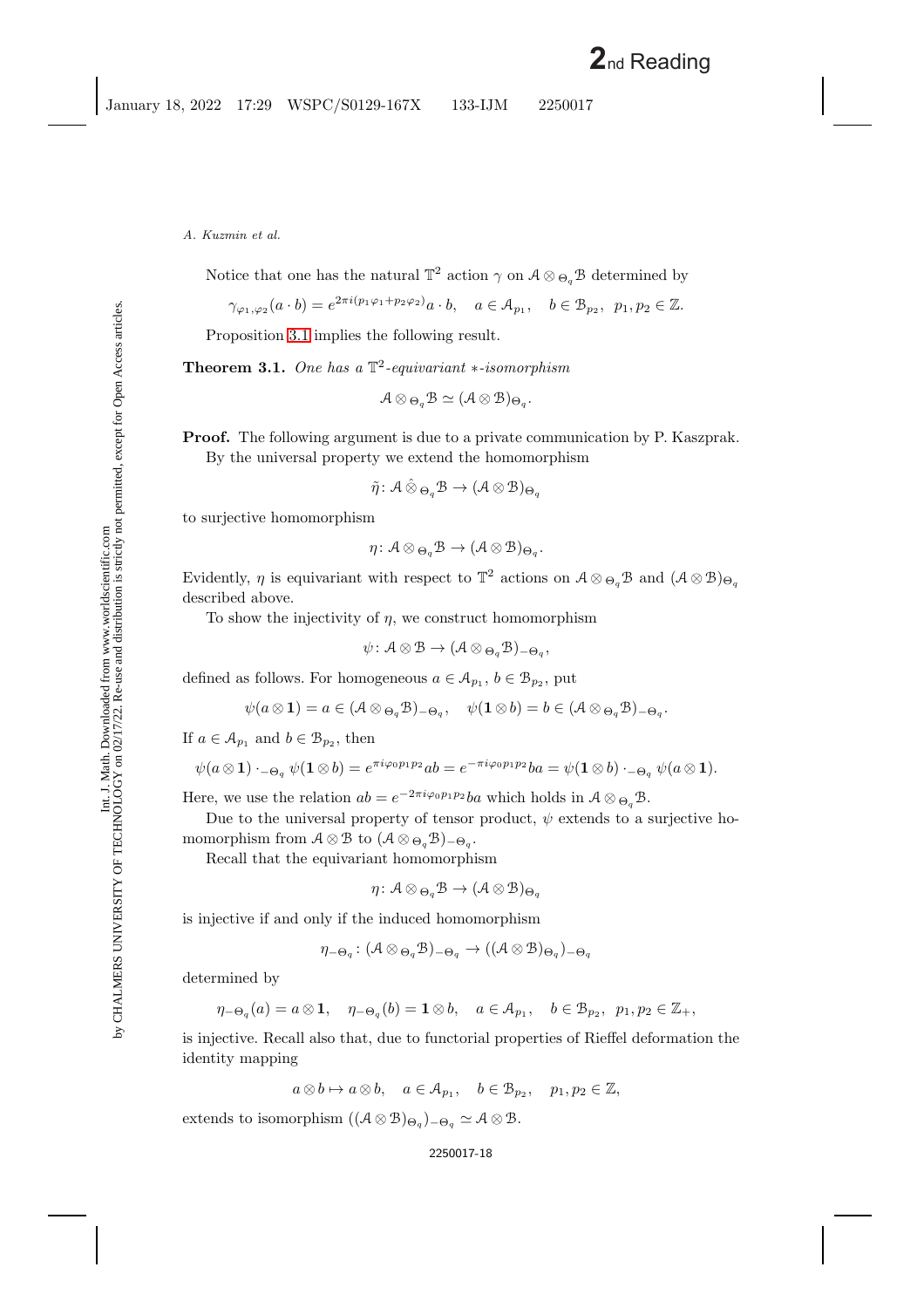Notice that one has the natural $\mathbb{T}^2$ action $\gamma$ on $\mathcal{A} \otimes_{\Theta_q} \mathcal{B}$ determined by

$$\gamma_{\varphi_1,\varphi_2}(a \cdot b) = e^{2\pi i(p_1\varphi_1 + p_2\varphi_2)} a \cdot b, \quad a \in \mathcal{A}_{p_1}, \quad b \in \mathcal{B}_{p_2}, \ \ p_1, p_2 \in \mathbb{Z}.$$

Proposition 3.1 implies the following result.

**Theorem 3.1.** *One has a $\mathbb{T}^2$-equivariant $*$-isomorphism*

$$\mathcal{A} \otimes_{\Theta_q} \mathcal{B} \simeq (\mathcal{A} \otimes \mathcal{B})_{\Theta_q}.$$

**Proof.** The following argument is due to a private communication by P. Kaszprak.

By the universal property we extend the homomorphism

$$\tilde{\eta} \colon \mathcal{A} \hat{\otimes}_{\Theta_q} \mathcal{B} \to (\mathcal{A} \otimes \mathcal{B})_{\Theta_q}$$

to surjective homomorphism

$$\eta \colon \mathcal{A} \otimes_{\Theta_q} \mathcal{B} \to (\mathcal{A} \otimes \mathcal{B})_{\Theta_q}.$$

Evidently, $\eta$ is equivariant with respect to $\mathbb{T}^2$ actions on $\mathcal{A} \otimes_{\Theta_q} \mathcal{B}$ and $(\mathcal{A} \otimes \mathcal{B})_{\Theta_q}$ described above.

To show the injectivity of $\eta$, we construct homomorphism

$$\psi \colon \mathcal{A} \otimes \mathcal{B} \to (\mathcal{A} \otimes_{\Theta_q} \mathcal{B})_{-\Theta_q},$$

defined as follows. For homogeneous $a \in \mathcal{A}_{p_1}$, $b \in \mathcal{B}_{p_2}$, put

$$\psi(a \otimes \mathbf{1}) = a \in (\mathcal{A} \otimes_{\Theta_q} \mathcal{B})_{-\Theta_q}, \quad \psi(\mathbf{1} \otimes b) = b \in (\mathcal{A} \otimes_{\Theta_q} \mathcal{B})_{-\Theta_q}.$$

If $a \in \mathcal{A}_{p_1}$ and $b \in \mathcal{B}_{p_2}$, then

$$\psi(a \otimes \mathbf{1}) \cdot_{-\Theta_q} \psi(\mathbf{1} \otimes b) = e^{\pi i \varphi_0 p_1 p_2} ab = e^{-\pi i \varphi_0 p_1 p_2} ba = \psi(\mathbf{1} \otimes b) \cdot_{-\Theta_q} \psi(a \otimes \mathbf{1}).$$

Here, we use the relation $ab = e^{-2\pi i \varphi_0 p_1 p_2} ba$ which holds in $\mathcal{A} \otimes_{\Theta_q} \mathcal{B}$.

Due to the universal property of tensor product, $\psi$ extends to a surjective homomorphism from $\mathcal{A} \otimes \mathcal{B}$ to $(\mathcal{A} \otimes_{\Theta_q} \mathcal{B})_{-\Theta_q}$.

Recall that the equivariant homomorphism

$$\eta \colon \mathcal{A} \otimes_{\Theta_q} \mathcal{B} \to (\mathcal{A} \otimes \mathcal{B})_{\Theta_q}$$

is injective if and only if the induced homomorphism

$$\eta_{-\Theta_q} \colon (\mathcal{A} \otimes_{\Theta_q} \mathcal{B})_{-\Theta_q} \to ((\mathcal{A} \otimes \mathcal{B})_{\Theta_q})_{-\Theta_q}$$

determined by

$$\eta_{-\Theta_q}(a) = a \otimes \mathbf{1}, \quad \eta_{-\Theta_q}(b) = \mathbf{1} \otimes b, \quad a \in \mathcal{A}_{p_1}, \quad b \in \mathcal{B}_{p_2}, \ \ p_1, p_2 \in \mathbb{Z}_+,$$

is injective. Recall also that, due to functorial properties of Rieffel deformation the identity mapping

$$a \otimes b \mapsto a \otimes b, \quad a \in \mathcal{A}_{p_1}, \quad b \in \mathcal{B}_{p_2}, \quad p_1, p_2 \in \mathbb{Z},$$

extends to isomorphism $((\mathcal{A} \otimes \mathcal{B})_{\Theta_q})_{-\Theta_q} \simeq \mathcal{A} \otimes \mathcal{B}$.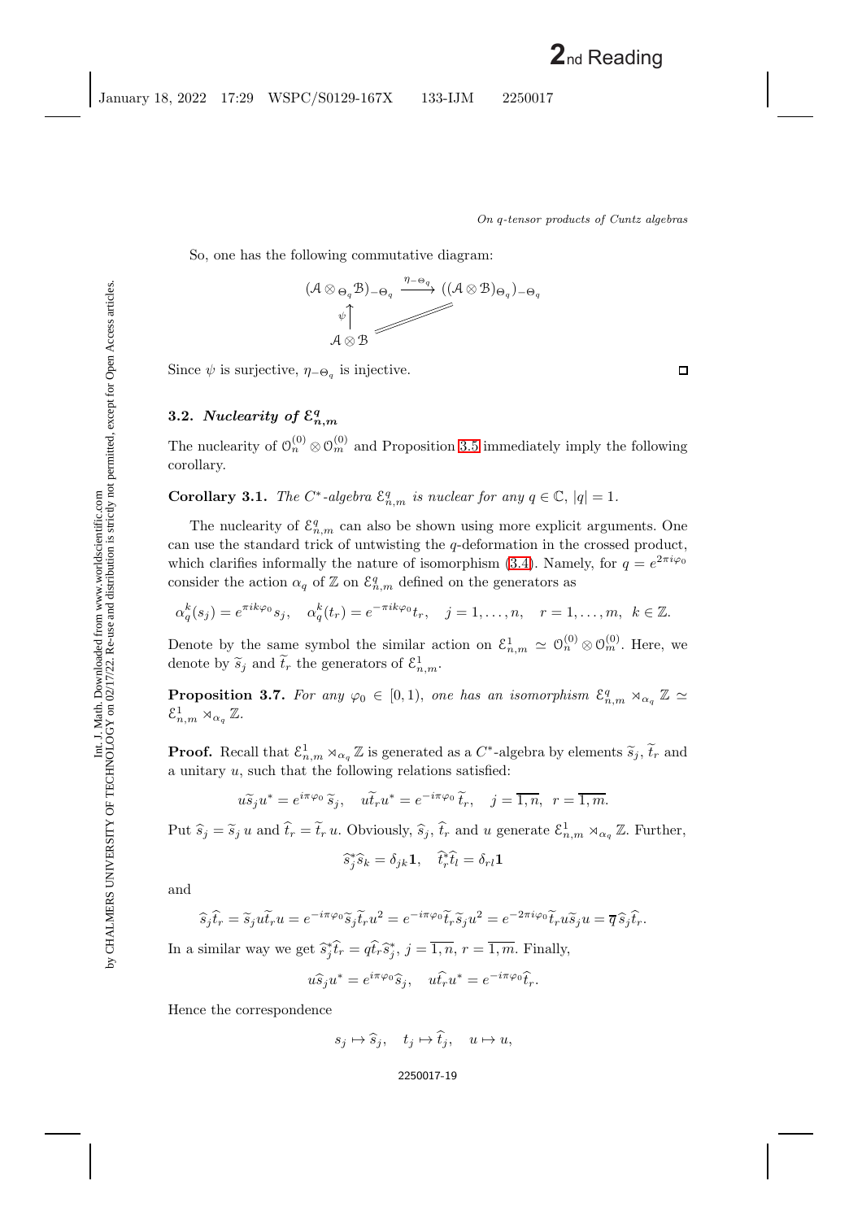So, one has the following commutative diagram:

$$\begin{array}{ccc} (\mathcal{A} \otimes_{\Theta_q} \mathcal{B})_{-\Theta_q} & \xrightarrow{\eta_{-\Theta_q}} & ((\mathcal{A} \otimes \mathcal{B})_{\Theta_q})_{-\Theta_q} \\ \psi \uparrow & \diagup\!\!\diagup & \\ \mathcal{A} \otimes \mathcal{B} & & \end{array}$$

Since $\psi$ is surjective, $\eta_{-\Theta_q}$ is injective. ◻

### 3.2. *Nuclearity of* $\mathcal{E}_{n,m}^q$

The nuclearity of $\mathcal{O}_n^{(0)} \otimes \mathcal{O}_m^{(0)}$ and Proposition 3.5 immediately imply the following corollary.

**Corollary 3.1.** *The $C^*$-algebra $\mathcal{E}_{n,m}^q$ is nuclear for any $q \in \mathbb{C}$, $|q| = 1$.*

The nuclearity of $\mathcal{E}_{n,m}^q$ can also be shown using more explicit arguments. One can use the standard trick of untwisting the $q$-deformation in the crossed product, which clarifies informally the nature of isomorphism (3.4). Namely, for $q = e^{2\pi i \varphi_0}$ consider the action $\alpha_q$ of $\mathbb{Z}$ on $\mathcal{E}_{n,m}^q$ defined on the generators as

$$\alpha_q^k(s_j) = e^{\pi i k \varphi_0} s_j, \quad \alpha_q^k(t_r) = e^{-\pi i k \varphi_0} t_r, \quad j = 1, \ldots, n, \quad r = 1, \ldots, m, \ \ k \in \mathbb{Z}.$$

Denote by the same symbol the similar action on $\mathcal{E}_{n,m}^1 \simeq \mathcal{O}_n^{(0)} \otimes \mathcal{O}_m^{(0)}$. Here, we denote by $\widetilde{s}_j$ and $\widetilde{t}_r$ the generators of $\mathcal{E}_{n,m}^1$.

**Proposition 3.7.** *For any $\varphi_0 \in [0,1)$, one has an isomorphism $\mathcal{E}_{n,m}^q \rtimes_{\alpha_q} \mathbb{Z} \simeq \mathcal{E}_{n,m}^1 \rtimes_{\alpha_q} \mathbb{Z}$.*

**Proof.** Recall that $\mathcal{E}_{n,m}^1 \rtimes_{\alpha_q} \mathbb{Z}$ is generated as a $C^*$-algebra by elements $\widetilde{s}_j$, $\widetilde{t}_r$ and a unitary $u$, such that the following relations satisfied:

$$u \widetilde{s}_j u^* = e^{i\pi\varphi_0} \widetilde{s}_j, \quad u \widetilde{t}_r u^* = e^{-i\pi\varphi_0} \widetilde{t}_r, \quad j = \overline{1,n}, \ \ r = \overline{1,m}.$$

Put $\widehat{s}_j = \widetilde{s}_j \, u$ and $\widehat{t}_r = \widetilde{t}_r \, u$. Obviously, $\widehat{s}_j$, $\widehat{t}_r$ and $u$ generate $\mathcal{E}_{n,m}^1 \rtimes_{\alpha_q} \mathbb{Z}$. Further,

$$\widehat{s}_j^* \widehat{s}_k = \delta_{jk} \mathbf{1}, \quad \widehat{t}_r^* \widehat{t}_l = \delta_{rl} \mathbf{1}$$

and

$$\widehat{s}_j \widehat{t}_r = \widetilde{s}_j u \widetilde{t}_r u = e^{-i\pi\varphi_0} \widetilde{s}_j \widetilde{t}_r u^2 = e^{-i\pi\varphi_0} \widetilde{t}_r \widetilde{s}_j u^2 = e^{-2\pi i \varphi_0} \widetilde{t}_r u \widetilde{s}_j u = \overline{q} \, \widehat{s}_j \widehat{t}_r.$$

In a similar way we get $\widehat{s}_j^* \widehat{t}_r = q \widehat{t}_r \widehat{s}_j^*$, $j = \overline{1,n}$, $r = \overline{1,m}$. Finally,

$$u \widehat{s}_j u^* = e^{i\pi\varphi_0} \widehat{s}_j, \quad u \widehat{t}_r u^* = e^{-i\pi\varphi_0} \widehat{t}_r.$$

Hence the correspondence

$$s_j \mapsto \widehat{s}_j, \quad t_j \mapsto \widehat{t}_j, \quad u \mapsto u,$$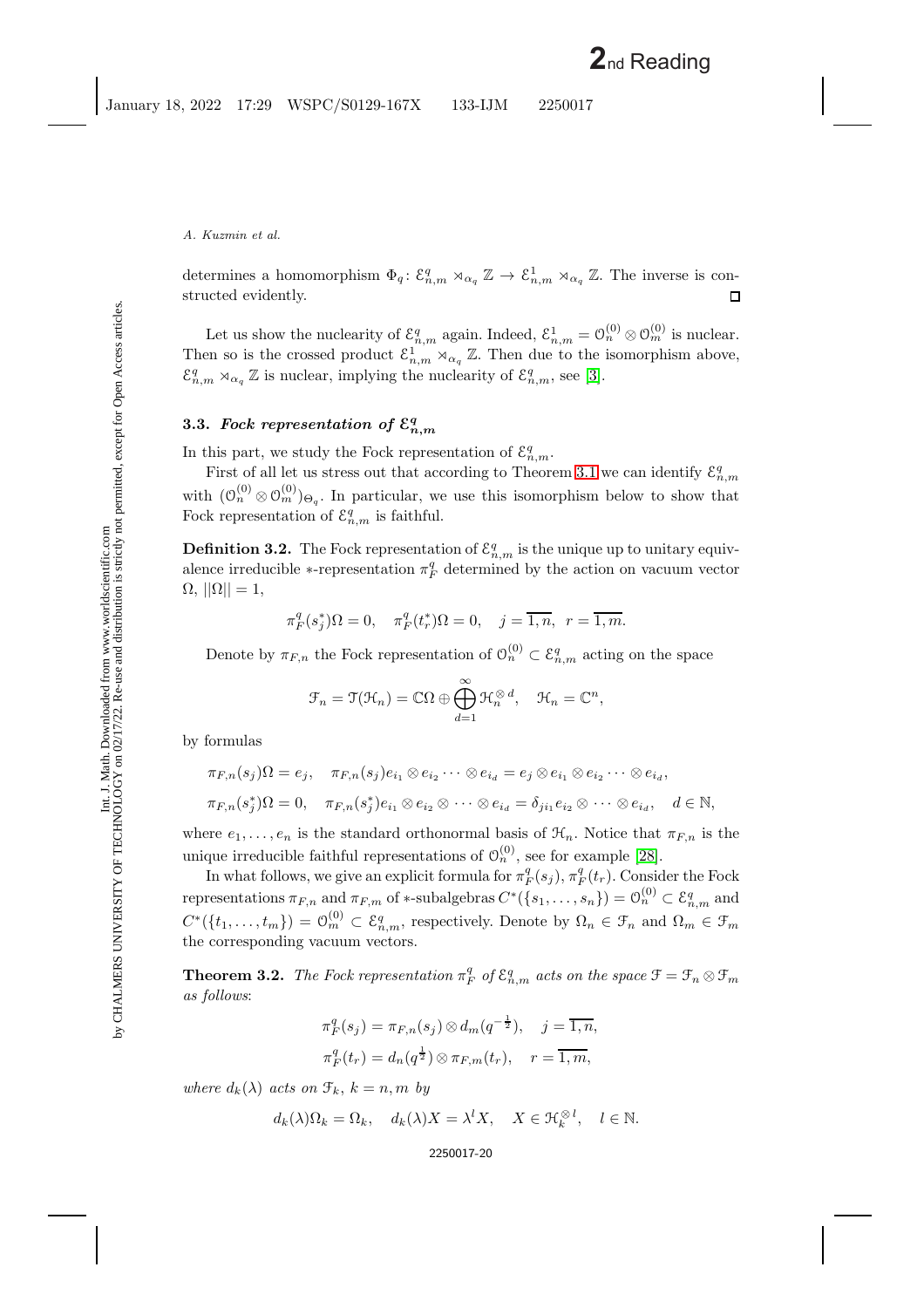determines a homomorphism $\Phi_q \colon \mathcal{E}^q_{n,m} \rtimes_{\alpha_q} \mathbb{Z} \to \mathcal{E}^1_{n,m} \rtimes_{\alpha_q} \mathbb{Z}$. The inverse is constructed evidently. $\square$

Let us show the nuclearity of $\mathcal{E}^q_{n,m}$ again. Indeed, $\mathcal{E}^1_{n,m} = \mathcal{O}^{(0)}_n \otimes \mathcal{O}^{(0)}_m$ is nuclear. Then so is the crossed product $\mathcal{E}^1_{n,m} \rtimes_{\alpha_q} \mathbb{Z}$. Then due to the isomorphism above, $\mathcal{E}^q_{n,m} \rtimes_{\alpha_q} \mathbb{Z}$ is nuclear, implying the nuclearity of $\mathcal{E}^q_{n,m}$, see [3].

### 3.3. *Fock representation of* $\mathcal{E}^q_{n,m}$

In this part, we study the Fock representation of $\mathcal{E}^q_{n,m}$.

First of all let us stress out that according to Theorem 3.1 we can identify $\mathcal{E}^q_{n,m}$ with $(\mathcal{O}^{(0)}_n \otimes \mathcal{O}^{(0)}_m)_{\Theta_q}$. In particular, we use this isomorphism below to show that Fock representation of $\mathcal{E}^q_{n,m}$ is faithful.

**Definition 3.2.** The Fock representation of $\mathcal{E}^q_{n,m}$ is the unique up to unitary equivalence irreducible $*$-representation $\pi^q_F$ determined by the action on vacuum vector $\Omega$, $||\Omega|| = 1$,

$$\pi^q_F(s^*_j)\Omega = 0, \quad \pi^q_F(t^*_r)\Omega = 0, \quad j = \overline{1,n}, \;\; r = \overline{1,m}.$$

Denote by $\pi_{F,n}$ the Fock representation of $\mathcal{O}^{(0)}_n \subset \mathcal{E}^q_{n,m}$ acting on the space

$$\mathcal{F}_n = \mathcal{T}(\mathcal{H}_n) = \mathbb{C}\Omega \oplus \bigoplus_{d=1}^{\infty} \mathcal{H}_n^{\otimes d}, \quad \mathcal{H}_n = \mathbb{C}^n,$$

by formulas

$$\pi_{F,n}(s_j)\Omega = e_j, \quad \pi_{F,n}(s_j) e_{i_1} \otimes e_{i_2} \cdots \otimes e_{i_d} = e_j \otimes e_{i_1} \otimes e_{i_2} \cdots \otimes e_{i_d},$$

$$\pi_{F,n}(s^*_j)\Omega = 0, \quad \pi_{F,n}(s^*_j) e_{i_1} \otimes e_{i_2} \otimes \cdots \otimes e_{i_d} = \delta_{j i_1} e_{i_2} \otimes \cdots \otimes e_{i_d}, \quad d \in \mathbb{N},$$

where $e_1, \ldots, e_n$ is the standard orthonormal basis of $\mathcal{H}_n$. Notice that $\pi_{F,n}$ is the unique irreducible faithful representations of $\mathcal{O}^{(0)}_n$, see for example [28].

In what follows, we give an explicit formula for $\pi^q_F(s_j)$, $\pi^q_F(t_r)$. Consider the Fock representations $\pi_{F,n}$ and $\pi_{F,m}$ of $*$-subalgebras $C^*(\{s_1, \ldots, s_n\}) = \mathcal{O}^{(0)}_n \subset \mathcal{E}^q_{n,m}$ and $C^*(\{t_1, \ldots, t_m\}) = \mathcal{O}^{(0)}_m \subset \mathcal{E}^q_{n,m}$, respectively. Denote by $\Omega_n \in \mathcal{F}_n$ and $\Omega_m \in \mathcal{F}_m$ the corresponding vacuum vectors.

**Theorem 3.2.** *The Fock representation $\pi^q_F$ of $\mathcal{E}^q_{n,m}$ acts on the space $\mathcal{F} = \mathcal{F}_n \otimes \mathcal{F}_m$ as follows*:

$$\pi^q_F(s_j) = \pi_{F,n}(s_j) \otimes d_m(q^{-\frac{1}{2}}), \quad j = \overline{1,n},$$

$$\pi^q_F(t_r) = d_n(q^{\frac{1}{2}}) \otimes \pi_{F,m}(t_r), \quad r = \overline{1,m},$$

*where $d_k(\lambda)$ acts on $\mathcal{F}_k$, $k = n, m$ by*

$$d_k(\lambda)\Omega_k = \Omega_k, \quad d_k(\lambda)X = \lambda^l X, \quad X \in \mathcal{H}_k^{\otimes l}, \quad l \in \mathbb{N}.$$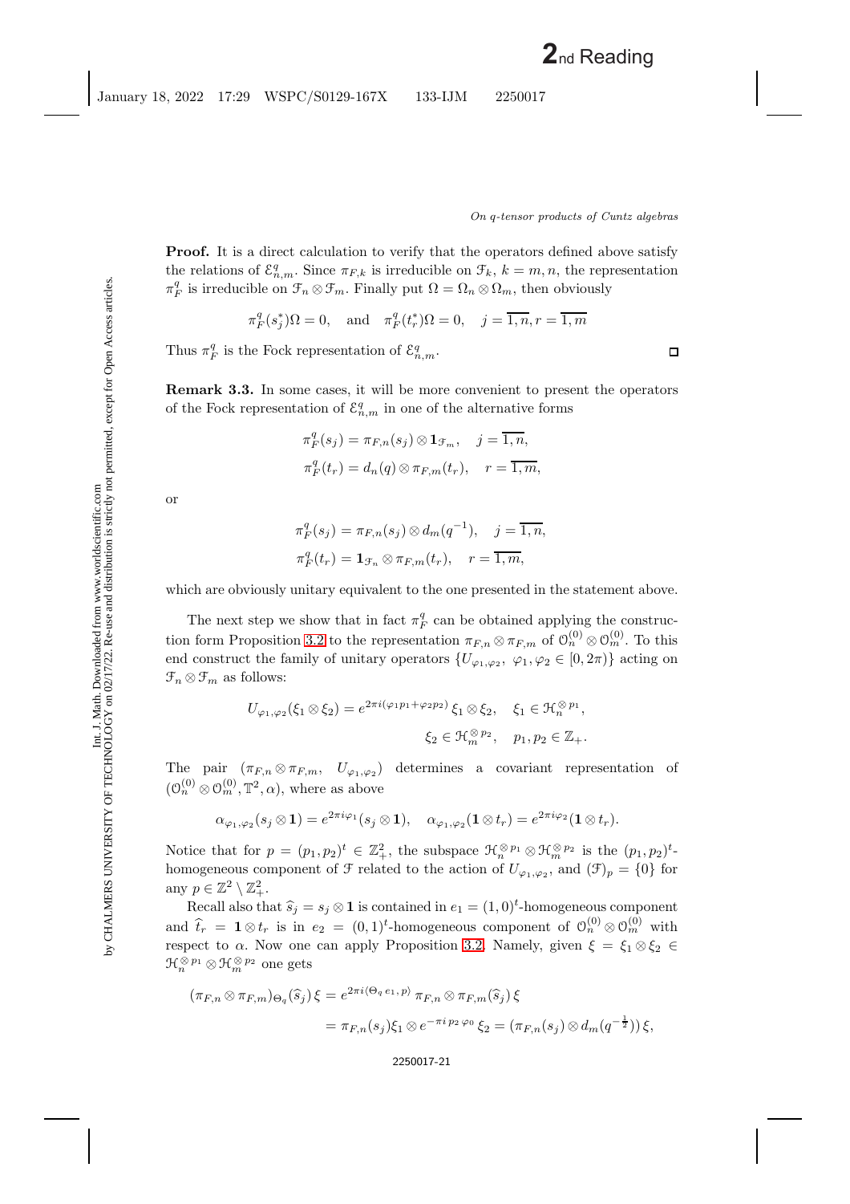**Proof.** It is a direct calculation to verify that the operators defined above satisfy the relations of $\mathcal{E}_{n,m}^q$. Since $\pi_{F,k}$ is irreducible on $\mathcal{F}_k$, $k = m, n$, the representation $\pi_F^q$ is irreducible on $\mathcal{F}_n \otimes \mathcal{F}_m$. Finally put $\Omega = \Omega_n \otimes \Omega_m$, then obviously

$$\pi_F^q(s_j^*)\Omega = 0, \quad \text{and} \quad \pi_F^q(t_r^*)\Omega = 0, \quad j = \overline{1,n}, r = \overline{1,m}$$

Thus $\pi_F^q$ is the Fock representation of $\mathcal{E}_{n,m}^q$. □

**Remark 3.3.** In some cases, it will be more convenient to present the operators of the Fock representation of $\mathcal{E}_{n,m}^q$ in one of the alternative forms

$$\pi_F^q(s_j) = \pi_{F,n}(s_j) \otimes \mathbf{1}_{\mathcal{F}_m}, \quad j = \overline{1,n},$$
$$\pi_F^q(t_r) = d_n(q) \otimes \pi_{F,m}(t_r), \quad r = \overline{1,m},$$

or

$$\pi_F^q(s_j) = \pi_{F,n}(s_j) \otimes d_m(q^{-1}), \quad j = \overline{1,n},$$
$$\pi_F^q(t_r) = \mathbf{1}_{\mathcal{F}_n} \otimes \pi_{F,m}(t_r), \quad r = \overline{1,m},$$

which are obviously unitary equivalent to the one presented in the statement above.

The next step we show that in fact $\pi_F^q$ can be obtained applying the construction form Proposition 3.2 to the representation $\pi_{F,n} \otimes \pi_{F,m}$ of $\mathcal{O}_n^{(0)} \otimes \mathcal{O}_m^{(0)}$. To this end construct the family of unitary operators $\{U_{\varphi_1,\varphi_2},\ \varphi_1, \varphi_2 \in [0, 2\pi)\}$ acting on $\mathcal{F}_n \otimes \mathcal{F}_m$ as follows:

$$U_{\varphi_1,\varphi_2}(\xi_1 \otimes \xi_2) = e^{2\pi i(\varphi_1 p_1 + \varphi_2 p_2)}\, \xi_1 \otimes \xi_2, \quad \xi_1 \in \mathcal{H}_n^{\otimes p_1},$$
$$\xi_2 \in \mathcal{H}_m^{\otimes p_2}, \quad p_1, p_2 \in \mathbb{Z}_+.$$

The pair $(\pi_{F,n} \otimes \pi_{F,m},\ U_{\varphi_1,\varphi_2})$ determines a covariant representation of $(\mathcal{O}_n^{(0)} \otimes \mathcal{O}_m^{(0)}, \mathbb{T}^2, \alpha)$, where as above

$$\alpha_{\varphi_1,\varphi_2}(s_j \otimes \mathbf{1}) = e^{2\pi i \varphi_1}(s_j \otimes \mathbf{1}), \quad \alpha_{\varphi_1,\varphi_2}(\mathbf{1} \otimes t_r) = e^{2\pi i \varphi_2}(\mathbf{1} \otimes t_r).$$

Notice that for $p = (p_1, p_2)^t \in \mathbb{Z}_+^2$, the subspace $\mathcal{H}_n^{\otimes p_1} \otimes \mathcal{H}_m^{\otimes p_2}$ is the $(p_1, p_2)^t$-homogeneous component of $\mathcal{F}$ related to the action of $U_{\varphi_1,\varphi_2}$, and $(\mathcal{F})_p = \{0\}$ for any $p \in \mathbb{Z}^2 \setminus \mathbb{Z}_+^2$.

Recall also that $\widehat{s}_j = s_j \otimes \mathbf{1}$ is contained in $e_1 = (1, 0)^t$-homogeneous component and $\widehat{t}_r = \mathbf{1} \otimes t_r$ is in $e_2 = (0, 1)^t$-homogeneous component of $\mathcal{O}_n^{(0)} \otimes \mathcal{O}_m^{(0)}$ with respect to $\alpha$. Now one can apply Proposition 3.2. Namely, given $\xi = \xi_1 \otimes \xi_2 \in \mathcal{H}_n^{\otimes p_1} \otimes \mathcal{H}_m^{\otimes p_2}$ one gets

$$(\pi_{F,n} \otimes \pi_{F,m})_{\Theta_q}(\widehat{s}_j)\, \xi = e^{2\pi i \langle \Theta_q e_1, p \rangle}\, \pi_{F,n} \otimes \pi_{F,m}(\widehat{s}_j)\, \xi$$
$$= \pi_{F,n}(s_j)\xi_1 \otimes e^{-\pi i p_2 \varphi_0}\, \xi_2 = (\pi_{F,n}(s_j) \otimes d_m(q^{-\frac{1}{2}}))\, \xi,$$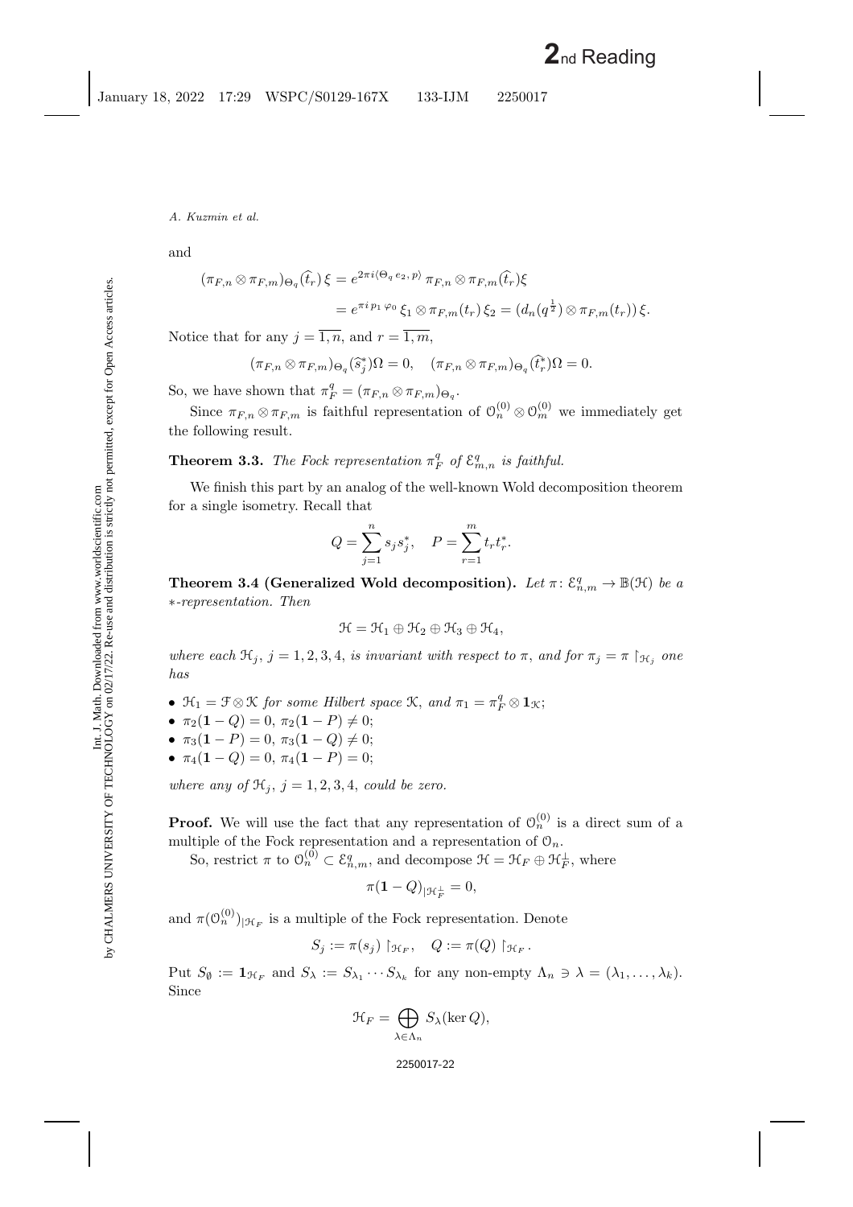and

$$(\pi_{F,n} \otimes \pi_{F,m})_{\Theta_q}(\widehat{t}_r)\,\xi = e^{2\pi i \langle \Theta_q e_2,\, p\rangle}\, \pi_{F,n} \otimes \pi_{F,m}(\widehat{t}_r)\xi$$

$$= e^{\pi i\, p_1\, \varphi_0}\, \xi_1 \otimes \pi_{F,m}(t_r)\, \xi_2 = (d_n(q^{\frac{1}{2}}) \otimes \pi_{F,m}(t_r))\, \xi.$$

Notice that for any $j = \overline{1,n}$, and $r = \overline{1,m}$,

$$(\pi_{F,n} \otimes \pi_{F,m})_{\Theta_q}(\widehat{s}_j^*)\Omega = 0, \quad (\pi_{F,n} \otimes \pi_{F,m})_{\Theta_q}(\widehat{t}_r^*)\Omega = 0.$$

So, we have shown that $\pi_F^q = (\pi_{F,n} \otimes \pi_{F,m})_{\Theta_q}$.

Since $\pi_{F,n} \otimes \pi_{F,m}$ is faithful representation of $\mathcal{O}_n^{(0)} \otimes \mathcal{O}_m^{(0)}$ we immediately get the following result.

**Theorem 3.3.** *The Fock representation $\pi_F^q$ of $\mathcal{E}_{m,n}^q$ is faithful.*

We finish this part by an analog of the well-known Wold decomposition theorem for a single isometry. Recall that

$$Q = \sum_{j=1}^{n} s_j s_j^*, \quad P = \sum_{r=1}^{m} t_r t_r^*.$$

**Theorem 3.4 (Generalized Wold decomposition).** *Let $\pi\colon \mathcal{E}_{n,m}^q \to \mathbb{B}(\mathcal{H})$ be a $*$-representation. Then*

$$\mathcal{H} = \mathcal{H}_1 \oplus \mathcal{H}_2 \oplus \mathcal{H}_3 \oplus \mathcal{H}_4,$$

*where each $\mathcal{H}_j$, $j = 1, 2, 3, 4$, is invariant with respect to $\pi$, and for $\pi_j = \pi \restriction_{\mathcal{H}_j}$ one has*

- *$\mathcal{H}_1 = \mathcal{F} \otimes \mathcal{K}$ for some Hilbert space $\mathcal{K}$, and $\pi_1 = \pi_F^q \otimes \mathbf{1}_{\mathcal{K}}$;*
- *$\pi_2(\mathbf{1} - Q) = 0$, $\pi_2(\mathbf{1} - P) \neq 0$;*
- *$\pi_3(\mathbf{1} - P) = 0$, $\pi_3(\mathbf{1} - Q) \neq 0$;*
- *$\pi_4(\mathbf{1} - Q) = 0$, $\pi_4(\mathbf{1} - P) = 0$;*

*where any of $\mathcal{H}_j$, $j = 1, 2, 3, 4$, could be zero.*

**Proof.** We will use the fact that any representation of $\mathcal{O}_n^{(0)}$ is a direct sum of a multiple of the Fock representation and a representation of $\mathcal{O}_n$.

So, restrict $\pi$ to $\mathcal{O}_n^{(0)} \subset \mathcal{E}_{n,m}^q$, and decompose $\mathcal{H} = \mathcal{H}_F \oplus \mathcal{H}_F^{\perp}$, where

$$\pi(\mathbf{1} - Q)_{|\mathcal{H}_F^{\perp}} = 0,$$

and $\pi(\mathcal{O}_n^{(0)})_{|\mathcal{H}_F}$ is a multiple of the Fock representation. Denote

$$S_j := \pi(s_j) \restriction_{\mathcal{H}_F}, \quad Q := \pi(Q) \restriction_{\mathcal{H}_F}.$$

Put $S_\emptyset := \mathbf{1}_{\mathcal{H}_F}$ and $S_\lambda := S_{\lambda_1} \cdots S_{\lambda_k}$ for any non-empty $\Lambda_n \ni \lambda = (\lambda_1, \ldots, \lambda_k)$. Since

$$\mathcal{H}_F = \bigoplus_{\lambda \in \Lambda_n} S_\lambda(\ker Q),$$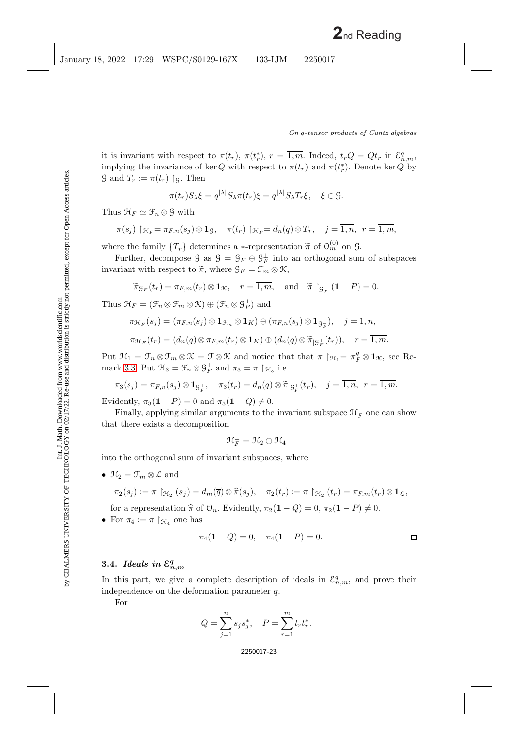it is invariant with respect to $\pi(t_r)$, $\pi(t_r^*)$, $r = \overline{1,m}$. Indeed, $t_r Q = Q t_r$ in $\mathcal{E}_{n,m}^q$, implying the invariance of $\ker Q$ with respect to $\pi(t_r)$ and $\pi(t_r^*)$. Denote $\ker Q$ by $\mathcal{G}$ and $T_r := \pi(t_r) \restriction_{\mathcal{G}}$. Then

$$\pi(t_r) S_\lambda \xi = q^{|\lambda|} S_\lambda \pi(t_r) \xi = q^{|\lambda|} S_\lambda T_r \xi, \quad \xi \in \mathcal{G}.$$

Thus $\mathcal{H}_F \simeq \mathcal{F}_n \otimes \mathcal{G}$ with

$$\pi(s_j) \restriction_{\mathcal{H}_F} = \pi_{F,n}(s_j) \otimes \mathbf{1}_{\mathcal{G}}, \quad \pi(t_r) \restriction_{\mathcal{H}_F} = d_n(q) \otimes T_r, \quad j = \overline{1,n}, \ \ r = \overline{1,m},$$

where the family $\{T_r\}$ determines a $*$-representation $\widetilde{\pi}$ of $\mathcal{O}_m^{(0)}$ on $\mathcal{G}$.

Further, decompose $\mathcal{G}$ as $\mathcal{G} = \mathcal{G}_F \oplus \mathcal{G}_F^\perp$ into an orthogonal sum of subspaces invariant with respect to $\widetilde{\pi}$, where $\mathcal{G}_F = \mathcal{F}_m \otimes \mathcal{K}$,

$$\widetilde{\pi}_{\mathcal{G}_F}(t_r) = \pi_{F,m}(t_r) \otimes \mathbf{1}_{\mathcal{K}}, \quad r = \overline{1,m}, \quad \text{and} \quad \widetilde{\pi} \restriction_{\mathcal{G}_F^\perp} (\mathbf{1} - P) = 0.$$

Thus $\mathcal{H}_F = (\mathcal{F}_n \otimes \mathcal{F}_m \otimes \mathcal{K}) \oplus (\mathcal{F}_n \otimes \mathcal{G}_F^\perp)$ and

$$\pi_{\mathcal{H}_F}(s_j) = (\pi_{F,n}(s_j) \otimes \mathbf{1}_{\mathcal{F}_m} \otimes \mathbf{1}_K) \oplus (\pi_{F,n}(s_j) \otimes \mathbf{1}_{\mathcal{G}_F^\perp}), \quad j = \overline{1,n},$$

$$\pi_{\mathcal{H}_F}(t_r) = (d_n(q) \otimes \pi_{F,m}(t_r) \otimes \mathbf{1}_K) \oplus (d_n(q) \otimes \widetilde{\pi}_{|\mathcal{G}_F^\perp}(t_r)), \quad r = \overline{1,m}.$$

Put $\mathcal{H}_1 = \mathcal{F}_n \otimes \mathcal{F}_m \otimes \mathcal{K} = \mathcal{F} \otimes \mathcal{K}$ and notice that that $\pi \restriction_{\mathcal{H}_1} = \pi_F^q \otimes \mathbf{1}_{\mathcal{K}}$, see Remark 3.3. Put $\mathcal{H}_3 = \mathcal{F}_n \otimes \mathcal{G}_F^\perp$ and $\pi_3 = \pi \restriction_{\mathcal{H}_3}$ i.e.

$$\pi_3(s_j) = \pi_{F,n}(s_j) \otimes \mathbf{1}_{\mathcal{G}_F^\perp}, \quad \pi_3(t_r) = d_n(q) \otimes \widetilde{\pi}_{|\mathcal{G}_F^\perp}(t_r), \quad j = \overline{1,n}, \ \ r = \overline{1,m}.$$

Evidently, $\pi_3(\mathbf{1} - P) = 0$ and $\pi_3(\mathbf{1} - Q) \neq 0$.

Finally, applying similar arguments to the invariant subspace $\mathcal{H}_F^\perp$ one can show that there exists a decomposition

$$\mathcal{H}_F^\perp = \mathcal{H}_2 \oplus \mathcal{H}_4$$

into the orthogonal sum of invariant subspaces, where

- $\mathcal{H}_2 = \mathcal{F}_m \otimes \mathcal{L}$ and

$$\pi_2(s_j) := \pi \restriction_{\mathcal{H}_2} (s_j) = d_m(\overline{q}) \otimes \widehat{\pi}(s_j), \quad \pi_2(t_r) := \pi \restriction_{\mathcal{H}_2} (t_r) = \pi_{F,m}(t_r) \otimes \mathbf{1}_{\mathcal{L}},$$

  for a representation $\widehat{\pi}$ of $\mathcal{O}_n$. Evidently, $\pi_2(\mathbf{1} - Q) = 0$, $\pi_2(\mathbf{1} - P) \neq 0$.
- For $\pi_4 := \pi \restriction_{\mathcal{H}_4}$ one has

$$\pi_4(\mathbf{1} - Q) = 0, \quad \pi_4(\mathbf{1} - P) = 0. \qquad \square$$

### 3.4. *Ideals in* $\mathcal{E}_{n,m}^q$

In this part, we give a complete description of ideals in $\mathcal{E}_{n,m}^q$, and prove their independence on the deformation parameter $q$.

For

$$Q = \sum_{j=1}^n s_j s_j^*, \quad P = \sum_{r=1}^m t_r t_r^*.$$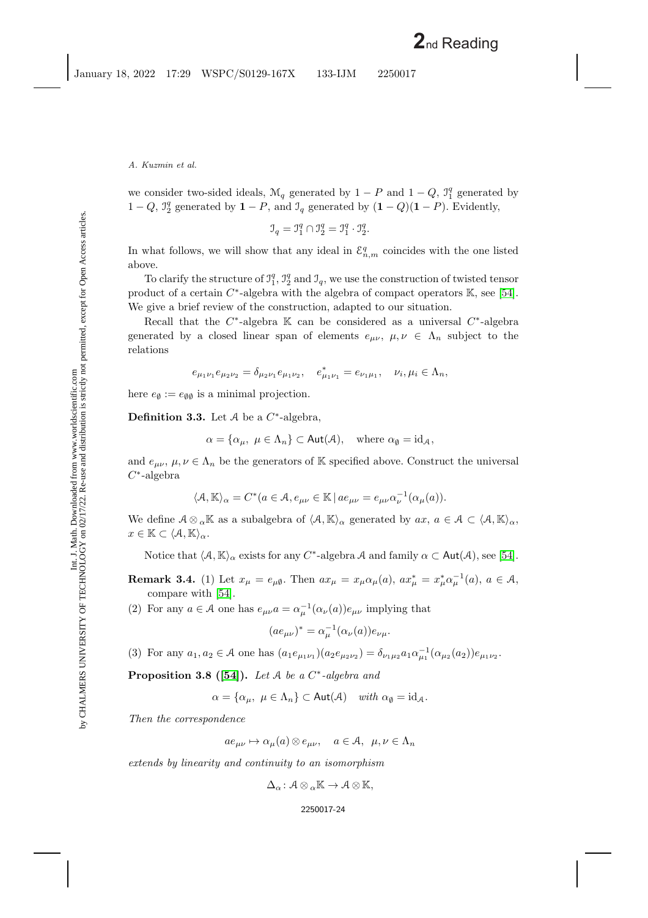we consider two-sided ideals, $\mathcal{M}_q$ generated by $1-P$ and $1-Q$, $\mathcal{I}_1^q$ generated by $1-Q$, $\mathcal{I}_2^q$ generated by $\mathbf{1}-P$, and $\mathcal{I}_q$ generated by $(\mathbf{1}-Q)(\mathbf{1}-P)$. Evidently,

$$\mathcal{I}_q = \mathcal{I}_1^q \cap \mathcal{I}_2^q = \mathcal{I}_1^q \cdot \mathcal{I}_2^q.$$

In what follows, we will show that any ideal in $\mathcal{E}_{n,m}^q$ coincides with the one listed above.

To clarify the structure of $\mathcal{I}_1^q$, $\mathcal{I}_2^q$ and $\mathcal{I}_q$, we use the construction of twisted tensor product of a certain $C^*$-algebra with the algebra of compact operators $\mathbb{K}$, see [54]. We give a brief review of the construction, adapted to our situation.

Recall that the $C^*$-algebra $\mathbb{K}$ can be considered as a universal $C^*$-algebra generated by a closed linear span of elements $e_{\mu\nu}$, $\mu, \nu \in \Lambda_n$ subject to the relations

$$e_{\mu_1\nu_1} e_{\mu_2\nu_2} = \delta_{\mu_2\nu_1} e_{\mu_1\nu_2}, \quad e_{\mu_1\nu_1}^* = e_{\nu_1\mu_1}, \quad \nu_i, \mu_i \in \Lambda_n,$$

here $e_\emptyset := e_{\emptyset\emptyset}$ is a minimal projection.

**Definition 3.3.** Let $\mathcal{A}$ be a $C^*$-algebra,

$$\alpha = \{\alpha_\mu,\ \mu \in \Lambda_n\} \subset \mathsf{Aut}(\mathcal{A}), \quad \text{where } \alpha_\emptyset = \mathrm{id}_{\mathcal{A}},$$

and $e_{\mu\nu}$, $\mu, \nu \in \Lambda_n$ be the generators of $\mathbb{K}$ specified above. Construct the universal $C^*$-algebra

$$\langle \mathcal{A}, \mathbb{K}\rangle_\alpha = C^*(a \in \mathcal{A}, e_{\mu\nu} \in \mathbb{K} \mid a e_{\mu\nu} = e_{\mu\nu} \alpha_\nu^{-1}(\alpha_\mu(a)).$$

We define $\mathcal{A} \otimes_\alpha \mathbb{K}$ as a subalgebra of $\langle \mathcal{A}, \mathbb{K}\rangle_\alpha$ generated by $ax$, $a \in \mathcal{A} \subset \langle \mathcal{A}, \mathbb{K}\rangle_\alpha$, $x \in \mathbb{K} \subset \langle \mathcal{A}, \mathbb{K}\rangle_\alpha$.

Notice that $\langle \mathcal{A}, \mathbb{K}\rangle_\alpha$ exists for any $C^*$-algebra $\mathcal{A}$ and family $\alpha \subset \mathsf{Aut}(\mathcal{A})$, see [54].

**Remark 3.4.** (1) Let $x_\mu = e_{\mu\emptyset}$. Then $a x_\mu = x_\mu \alpha_\mu(a)$, $a x_\mu^* = x_\mu^* \alpha_\mu^{-1}(a)$, $a \in \mathcal{A}$, compare with [54].

(2) For any $a \in \mathcal{A}$ one has $e_{\mu\nu} a = \alpha_\mu^{-1}(\alpha_\nu(a)) e_{\mu\nu}$ implying that

$$(a e_{\mu\nu})^* = \alpha_\mu^{-1}(\alpha_\nu(a)) e_{\nu\mu}.$$

(3) For any $a_1, a_2 \in \mathcal{A}$ one has $(a_1 e_{\mu_1\nu_1})(a_2 e_{\mu_2\nu_2}) = \delta_{\nu_1\mu_2} a_1 \alpha_{\mu_1}^{-1}(\alpha_{\mu_2}(a_2)) e_{\mu_1\nu_2}$.

**Proposition 3.8 ([54]).** *Let $\mathcal{A}$ be a $C^*$-algebra and*

$$\alpha = \{\alpha_\mu,\ \mu \in \Lambda_n\} \subset \mathsf{Aut}(\mathcal{A}) \quad \textit{with } \alpha_\emptyset = \mathrm{id}_{\mathcal{A}}.$$

*Then the correspondence*

$$a e_{\mu\nu} \mapsto \alpha_\mu(a) \otimes e_{\mu\nu}, \quad a \in \mathcal{A},\ \ \mu, \nu \in \Lambda_n$$

*extends by linearity and continuity to an isomorphism*

$$\Delta_\alpha \colon \mathcal{A} \otimes_\alpha \mathbb{K} \to \mathcal{A} \otimes \mathbb{K},$$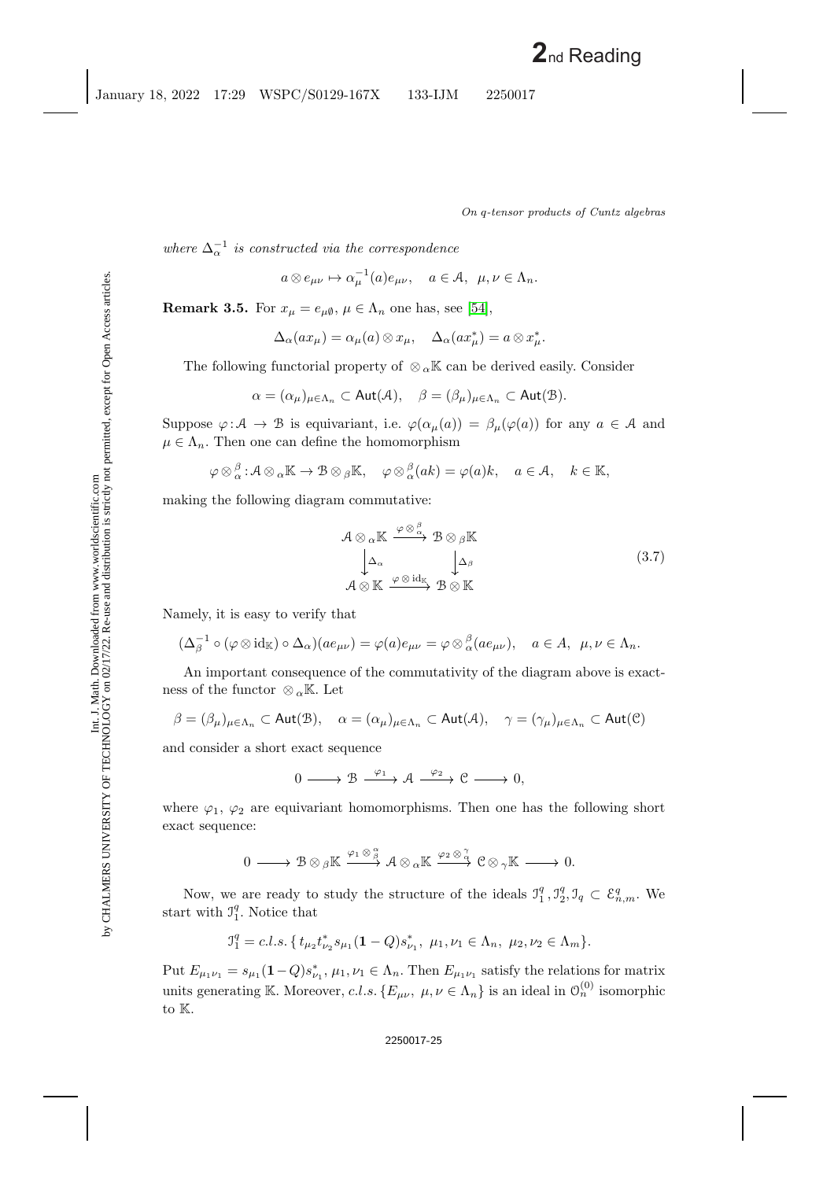*where* $\Delta_\alpha^{-1}$ *is constructed via the correspondence*

$$a \otimes e_{\mu\nu} \mapsto \alpha_\mu^{-1}(a) e_{\mu\nu}, \quad a \in \mathcal{A}, \ \mu, \nu \in \Lambda_n.$$

**Remark 3.5.** For $x_\mu = e_{\mu\emptyset}$, $\mu \in \Lambda_n$ one has, see [54],

$$\Delta_\alpha(a x_\mu) = \alpha_\mu(a) \otimes x_\mu, \quad \Delta_\alpha(a x_\mu^*) = a \otimes x_\mu^*.$$

The following functorial property of $\otimes_\alpha \mathbb{K}$ can be derived easily. Consider

$$\alpha = (\alpha_\mu)_{\mu \in \Lambda_n} \subset \mathsf{Aut}(\mathcal{A}), \quad \beta = (\beta_\mu)_{\mu \in \Lambda_n} \subset \mathsf{Aut}(\mathcal{B}).$$

Suppose $\varphi : \mathcal{A} \to \mathcal{B}$ is equivariant, i.e. $\varphi(\alpha_\mu(a)) = \beta_\mu(\varphi(a))$ for any $a \in \mathcal{A}$ and $\mu \in \Lambda_n$. Then one can define the homomorphism

$$\varphi \otimes_\alpha^\beta : \mathcal{A} \otimes_\alpha \mathbb{K} \to \mathcal{B} \otimes_\beta \mathbb{K}, \quad \varphi \otimes_\alpha^\beta (ak) = \varphi(a) k, \quad a \in \mathcal{A}, \quad k \in \mathbb{K},$$

making the following diagram commutative:

$$\begin{array}{ccc} \mathcal{A} \otimes_\alpha \mathbb{K} & \xrightarrow{\varphi \otimes_\alpha^\beta} & \mathcal{B} \otimes_\beta \mathbb{K} \\ \downarrow{\Delta_\alpha} & & \downarrow{\Delta_\beta} \\ \mathcal{A} \otimes \mathbb{K} & \xrightarrow{\varphi \otimes \mathrm{id}_{\mathbb{K}}} & \mathcal{B} \otimes \mathbb{K} \end{array} \tag{3.7}$$

Namely, it is easy to verify that

$$(\Delta_\beta^{-1} \circ (\varphi \otimes \mathrm{id}_{\mathbb{K}}) \circ \Delta_\alpha)(a e_{\mu\nu}) = \varphi(a) e_{\mu\nu} = \varphi \otimes_\alpha^\beta (a e_{\mu\nu}), \quad a \in A, \ \mu, \nu \in \Lambda_n.$$

An important consequence of the commutativity of the diagram above is exactness of the functor $\otimes_\alpha \mathbb{K}$. Let

$$\beta = (\beta_\mu)_{\mu \in \Lambda_n} \subset \mathsf{Aut}(\mathcal{B}), \quad \alpha = (\alpha_\mu)_{\mu \in \Lambda_n} \subset \mathsf{Aut}(\mathcal{A}), \quad \gamma = (\gamma_\mu)_{\mu \in \Lambda_n} \subset \mathsf{Aut}(\mathcal{C})$$

and consider a short exact sequence

$$0 \longrightarrow \mathcal{B} \xrightarrow{\varphi_1} \mathcal{A} \xrightarrow{\varphi_2} \mathcal{C} \longrightarrow 0,$$

where $\varphi_1$, $\varphi_2$ are equivariant homomorphisms. Then one has the following short exact sequence:

$$0 \longrightarrow \mathcal{B} \otimes_\beta \mathbb{K} \xrightarrow{\varphi_1 \otimes_\beta^\alpha} \mathcal{A} \otimes_\alpha \mathbb{K} \xrightarrow{\varphi_2 \otimes_\alpha^\gamma} \mathcal{C} \otimes_\gamma \mathbb{K} \longrightarrow 0.$$

Now, we are ready to study the structure of the ideals $\mathcal{I}_1^q, \mathcal{I}_2^q, \mathcal{I}_q \subset \mathcal{E}_{n,m}^q$. We start with $\mathcal{I}_1^q$. Notice that

$$\mathcal{I}_1^q = c.l.s.\{ t_{\mu_2} t_{\nu_2}^* s_{\mu_1} (\mathbf{1} - Q) s_{\nu_1}^*, \ \mu_1, \nu_1 \in \Lambda_n, \ \mu_2, \nu_2 \in \Lambda_m \}.$$

Put $E_{\mu_1\nu_1} = s_{\mu_1}(\mathbf{1} - Q) s_{\nu_1}^*$, $\mu_1, \nu_1 \in \Lambda_n$. Then $E_{\mu_1\nu_1}$ satisfy the relations for matrix units generating $\mathbb{K}$. Moreover, $c.l.s.\{E_{\mu\nu}, \ \mu, \nu \in \Lambda_n\}$ is an ideal in $\mathcal{O}_n^{(0)}$ isomorphic to $\mathbb{K}$.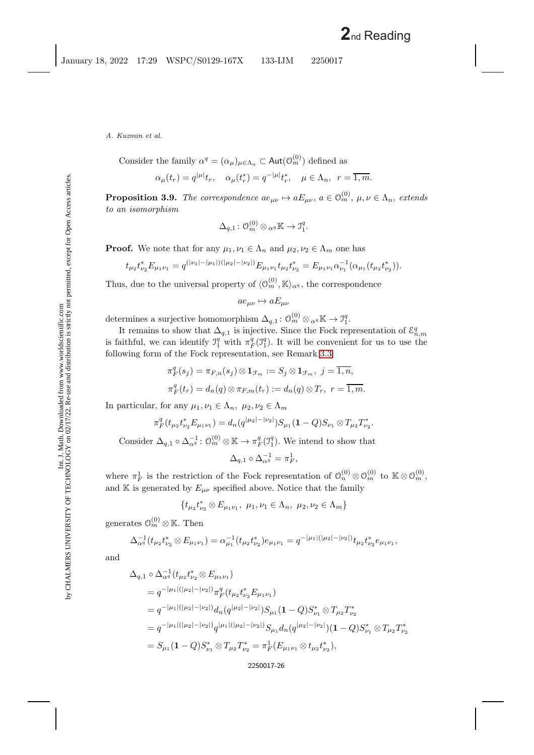Consider the family $\alpha^q = (\alpha_\mu)_{\mu\in\Lambda_n} \subset \mathsf{Aut}(\mathcal{O}_m^{(0)})$ defined as

$$\alpha_\mu(t_r) = q^{|\mu|}t_r, \quad \alpha_\mu(t_r^*) = q^{-|\mu|}t_r^*, \quad \mu \in \Lambda_n, \;\; r = \overline{1,m}.$$

**Proposition 3.9.** *The correspondence $ae_{\mu\nu} \mapsto aE_{\mu\nu}$, $a \in \mathcal{O}_m^{(0)}$, $\mu,\nu \in \Lambda_n$, extends to an isomorphism*

$$\Delta_{q,1} \colon \mathcal{O}_m^{(0)} \otimes_{\alpha^q} \mathbb{K} \to \mathcal{I}_1^q.$$

**Proof.** We note that for any $\mu_1,\nu_1 \in \Lambda_n$ and $\mu_2,\nu_2 \in \Lambda_m$ one has

$$t_{\mu_2}t_{\nu_2}^* E_{\mu_1\nu_1} = q^{(|\nu_1|-|\mu_1|)(|\mu_2|-|\nu_2|)}E_{\mu_1\nu_1}t_{\mu_2}t_{\nu_2}^* = E_{\mu_1\nu_1}\alpha_{\nu_1}^{-1}(\alpha_{\mu_1}(t_{\mu_2}t_{\nu_2}^*)).$$

Thus, due to the universal property of $\langle \mathcal{O}_m^{(0)}, \mathbb{K}\rangle_{\alpha^q}$, the correspondence

$$ae_{\mu\nu} \mapsto aE_{\mu\nu}$$

determines a surjective homomorphism $\Delta_{q,1} \colon \mathcal{O}_m^{(0)} \otimes_{\alpha^q} \mathbb{K} \to \mathcal{I}_1^q$.

It remains to show that $\Delta_{q,1}$ is injective. Since the Fock representation of $\mathcal{E}_{n,m}^q$ is faithful, we can identify $\mathcal{I}_1^q$ with $\pi_F^q(\mathcal{I}_1^q)$. It will be convenient for us to use the following form of the Fock representation, see Remark 3.3:

$$\pi_F^q(s_j) = \pi_{F,n}(s_j) \otimes \mathbf{1}_{\mathcal{F}_m} := S_j \otimes \mathbf{1}_{\mathcal{F}_m}, \;\; j = \overline{1,n},$$

$$\pi_F^q(t_r) = d_n(q) \otimes \pi_{F,m}(t_r) := d_n(q) \otimes T_r, \;\; r = \overline{1,m}.$$

In particular, for any $\mu_1,\nu_1 \in \Lambda_n$, $\mu_2,\nu_2 \in \Lambda_m$

$$\pi_F^q(t_{\mu_2}t_{\nu_2}^* E_{\mu_1\nu_1}) = d_n(q^{|\mu_2|-|\nu_2|})S_{\mu_1}(\mathbf{1}-Q)S_{\nu_1} \otimes T_{\mu_2}T_{\nu_2}^*.$$

Consider $\Delta_{q,1} \circ \Delta_{\alpha^q}^{-1} \colon \mathcal{O}_m^{(0)} \otimes \mathbb{K} \to \pi_F^q(\mathcal{I}_1^q)$. We intend to show that

$$\Delta_{q,1} \circ \Delta_{\alpha^q}^{-1} = \pi_F^1,$$

where $\pi_F^1$ is the restriction of the Fock representation of $\mathcal{O}_n^{(0)} \otimes \mathcal{O}_m^{(0)}$ to $\mathbb{K} \otimes \mathcal{O}_m^{(0)}$, and $\mathbb{K}$ is generated by $E_{\mu\nu}$ specified above. Notice that the family

$$\{t_{\mu_2}t_{\nu_2}^* \otimes E_{\mu_1\nu_1}, \; \mu_1,\nu_1 \in \Lambda_n, \; \mu_2,\nu_2 \in \Lambda_m\}$$

generates $\mathcal{O}_m^{(0)} \otimes \mathbb{K}$. Then

$$\Delta_{\alpha^q}^{-1}(t_{\mu_2}t_{\nu_2}^* \otimes E_{\mu_1\nu_1}) = \alpha_{\mu_1}^{-1}(t_{\mu_2}t_{\nu_2}^*)e_{\mu_1\nu_1} = q^{-|\mu_1|(|\mu_2|-|\nu_2|)}t_{\mu_2}t_{\nu_2}^* e_{\mu_1\nu_1},$$

and

$$\begin{aligned}
&\Delta_{q,1} \circ \Delta_{\alpha^q}^{-1}(t_{\mu_2}t_{\nu_2}^* \otimes E_{\mu_1\nu_1}) \\
&\quad = q^{-|\mu_1|(|\mu_2|-|\nu_2|)}\pi_F^q(t_{\mu_2}t_{\nu_2}^* E_{\mu_1\nu_1}) \\
&\quad = q^{-|\mu_1|(|\mu_2|-|\nu_2|)}d_n(q^{|\mu_2|-|\nu_2|})S_{\mu_1}(\mathbf{1}-Q)S_{\nu_1}^* \otimes T_{\mu_2}T_{\nu_2}^* \\
&\quad = q^{-|\mu_1|(|\mu_2|-|\nu_2|)}q^{|\mu_1|(|\mu_2|-|\nu_2|)}S_{\mu_1}d_n(q^{|\mu_2|-|\nu_2|})(\mathbf{1}-Q)S_{\nu_1}^* \otimes T_{\mu_2}T_{\nu_2}^* \\
&\quad = S_{\mu_1}(\mathbf{1}-Q)S_{\nu_1}^* \otimes T_{\mu_2}T_{\nu_2}^* = \pi_F^1(E_{\mu_1\nu_1} \otimes t_{\mu_2}t_{\nu_2}^*),
\end{aligned}$$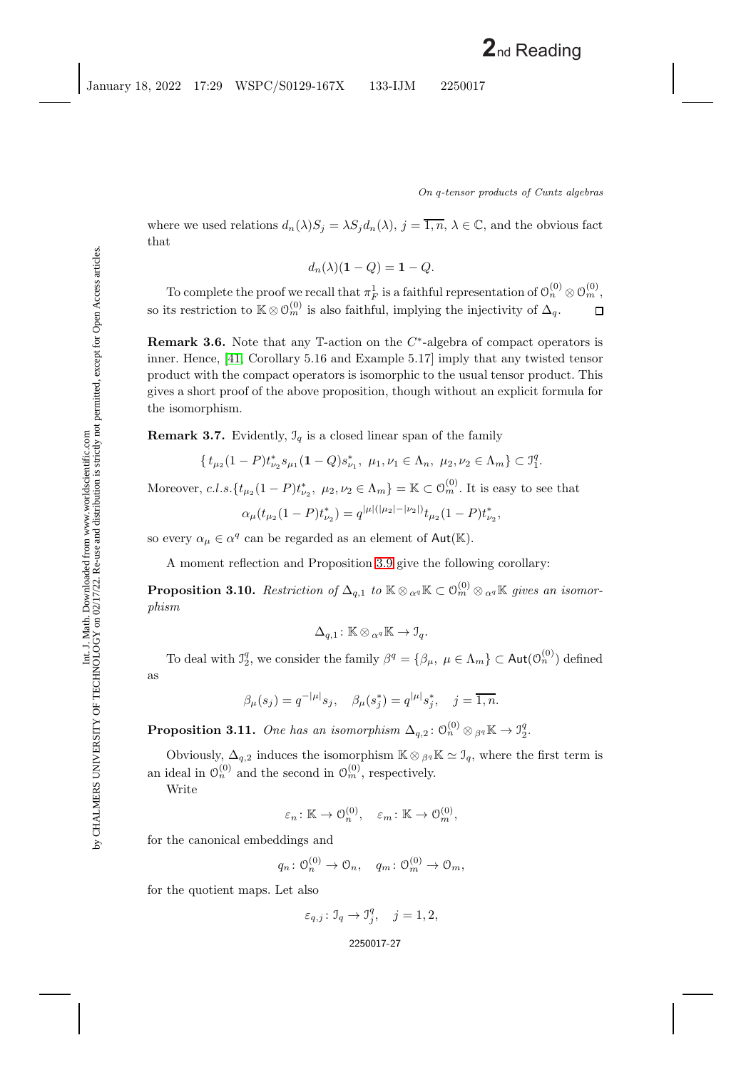where we used relations $d_n(\lambda)S_j = \lambda S_j d_n(\lambda)$, $j = \overline{1,n}$, $\lambda \in \mathbb{C}$, and the obvious fact that

$$d_n(\lambda)(\mathbf{1} - Q) = \mathbf{1} - Q.$$

To complete the proof we recall that $\pi_F^1$ is a faithful representation of $\mathcal{O}_n^{(0)} \otimes \mathcal{O}_m^{(0)}$, so its restriction to $\mathbb{K} \otimes \mathcal{O}_m^{(0)}$ is also faithful, implying the injectivity of $\Delta_q$. ◻

**Remark 3.6.** Note that any $\mathbb{T}$-action on the $C^*$-algebra of compact operators is inner. Hence, [41, Corollary 5.16 and Example 5.17] imply that any twisted tensor product with the compact operators is isomorphic to the usual tensor product. This gives a short proof of the above proposition, though without an explicit formula for the isomorphism.

**Remark 3.7.** Evidently, $\mathcal{I}_q$ is a closed linear span of the family

$$\{ t_{\mu_2}(1-P)t_{\nu_2}^* s_{\mu_1}(\mathbf{1}-Q)s_{\nu_1}^*,\ \mu_1,\nu_1 \in \Lambda_n,\ \mu_2,\nu_2 \in \Lambda_m \} \subset \mathcal{I}_1^q.$$

Moreover, $c.l.s.\{t_{\mu_2}(1-P)t_{\nu_2}^*,\ \mu_2,\nu_2 \in \Lambda_m\} = \mathbb{K} \subset \mathcal{O}_m^{(0)}$. It is easy to see that

$$\alpha_\mu(t_{\mu_2}(1-P)t_{\nu_2}^*) = q^{|\mu|(|\mu_2|-|\nu_2|)} t_{\mu_2}(1-P)t_{\nu_2}^*,$$

so every $\alpha_\mu \in \alpha^q$ can be regarded as an element of $\mathsf{Aut}(\mathbb{K})$.

A moment reflection and Proposition 3.9 give the following corollary:

**Proposition 3.10.** *Restriction of $\Delta_{q,1}$ to $\mathbb{K} \otimes_{\alpha^q} \mathbb{K} \subset \mathcal{O}_m^{(0)} \otimes_{\alpha^q} \mathbb{K}$ gives an isomorphism*

$$\Delta_{q,1} \colon \mathbb{K} \otimes_{\alpha^q} \mathbb{K} \to \mathcal{I}_q.$$

To deal with $\mathcal{I}_2^q$, we consider the family $\beta^q = \{\beta_\mu,\ \mu \in \Lambda_m\} \subset \mathsf{Aut}(\mathcal{O}_n^{(0)})$ defined as

$$\beta_\mu(s_j) = q^{-|\mu|} s_j, \quad \beta_\mu(s_j^*) = q^{|\mu|} s_j^*, \quad j = \overline{1,n}.$$

**Proposition 3.11.** *One has an isomorphism $\Delta_{q,2} \colon \mathcal{O}_n^{(0)} \otimes_{\beta^q} \mathbb{K} \to \mathcal{I}_2^q$.*

Obviously, $\Delta_{q,2}$ induces the isomorphism $\mathbb{K} \otimes_{\beta^q} \mathbb{K} \simeq \mathcal{I}_q$, where the first term is an ideal in $\mathcal{O}_n^{(0)}$ and the second in $\mathcal{O}_m^{(0)}$, respectively.

Write

$$\varepsilon_n \colon \mathbb{K} \to \mathcal{O}_n^{(0)}, \quad \varepsilon_m \colon \mathbb{K} \to \mathcal{O}_m^{(0)},$$

for the canonical embeddings and

$$q_n \colon \mathcal{O}_n^{(0)} \to \mathcal{O}_n, \quad q_m \colon \mathcal{O}_m^{(0)} \to \mathcal{O}_m,$$

for the quotient maps. Let also

$$\varepsilon_{q,j} \colon \mathcal{I}_q \to \mathcal{I}_j^q, \quad j = 1, 2,$$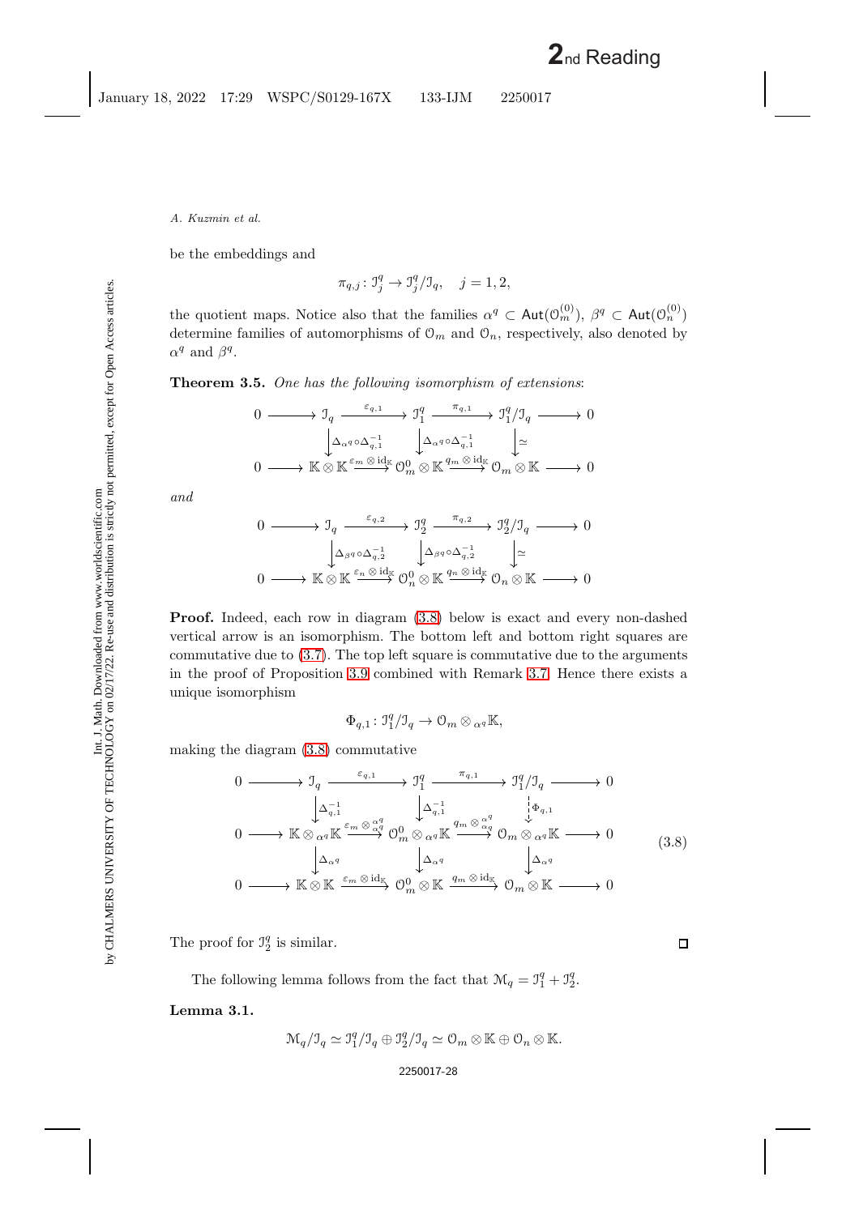be the embeddings and

$$\pi_{q,j} \colon \mathcal{I}_j^q \to \mathcal{I}_j^q/\mathcal{I}_q, \quad j = 1, 2,$$

the quotient maps. Notice also that the families $\alpha^q \subset \mathsf{Aut}(\mathcal{O}_m^{(0)})$, $\beta^q \subset \mathsf{Aut}(\mathcal{O}_n^{(0)})$ determine families of automorphisms of $\mathcal{O}_m$ and $\mathcal{O}_n$, respectively, also denoted by $\alpha^q$ and $\beta^q$.

**Theorem 3.5.** *One has the following isomorphism of extensions*:

$$\begin{array}{ccccccccc}
0 & \longrightarrow & \mathcal{I}_q & \xrightarrow{\varepsilon_{q,1}} & \mathcal{I}_1^q & \xrightarrow{\pi_{q,1}} & \mathcal{I}_1^q/\mathcal{I}_q & \longrightarrow & 0 \\
 & & \Big\downarrow{\scriptstyle \Delta_{\alpha^q}\circ\Delta_{q,1}^{-1}} & & \Big\downarrow{\scriptstyle \Delta_{\alpha^q}\circ\Delta_{q,1}^{-1}} & & \Big\downarrow{\scriptstyle \simeq} & & \\
0 & \longrightarrow & \mathbb{K}\otimes\mathbb{K} & \xrightarrow{\varepsilon_m\otimes \mathrm{id}_{\mathbb{K}}} & \mathcal{O}_m^0\otimes\mathbb{K} & \xrightarrow{q_m\otimes \mathrm{id}_{\mathbb{K}}} & \mathcal{O}_m\otimes\mathbb{K} & \longrightarrow & 0
\end{array}$$

*and*

$$\begin{array}{ccccccccc}
0 & \longrightarrow & \mathcal{I}_q & \xrightarrow{\varepsilon_{q,2}} & \mathcal{I}_2^q & \xrightarrow{\pi_{q,2}} & \mathcal{I}_2^q/\mathcal{I}_q & \longrightarrow & 0 \\
 & & \Big\downarrow{\scriptstyle \Delta_{\beta^q}\circ\Delta_{q,2}^{-1}} & & \Big\downarrow{\scriptstyle \Delta_{\beta^q}\circ\Delta_{q,2}^{-1}} & & \Big\downarrow{\scriptstyle \simeq} & & \\
0 & \longrightarrow & \mathbb{K}\otimes\mathbb{K} & \xrightarrow{\varepsilon_n\otimes \mathrm{id}_{\mathbb{K}}} & \mathcal{O}_n^0\otimes\mathbb{K} & \xrightarrow{q_n\otimes \mathrm{id}_{\mathbb{K}}} & \mathcal{O}_n\otimes\mathbb{K} & \longrightarrow & 0
\end{array}$$

**Proof.** Indeed, each row in diagram (3.8) below is exact and every non-dashed vertical arrow is an isomorphism. The bottom left and bottom right squares are commutative due to (3.7). The top left square is commutative due to the arguments in the proof of Proposition 3.9 combined with Remark 3.7. Hence there exists a unique isomorphism

$$\Phi_{q,1} \colon \mathcal{I}_1^q/\mathcal{I}_q \to \mathcal{O}_m \otimes_{\alpha^q} \mathbb{K},$$

making the diagram (3.8) commutative

$$\begin{array}{ccccccccc}
0 & \longrightarrow & \mathcal{I}_q & \xrightarrow{\varepsilon_{q,1}} & \mathcal{I}_1^q & \xrightarrow{\pi_{q,1}} & \mathcal{I}_1^q/\mathcal{I}_q & \longrightarrow & 0 \\
 & & \Big\downarrow{\scriptstyle \Delta_{q,1}^{-1}} & & \Big\downarrow{\scriptstyle \Delta_{q,1}^{-1}} & & \Big\downarrow{\scriptstyle \Phi_{q,1}} & & \\
0 & \longrightarrow & \mathbb{K}\otimes_{\alpha^q}\mathbb{K} & \xrightarrow{\varepsilon_m\otimes^q_{\alpha^q}} & \mathcal{O}_m^0\otimes_{\alpha^q}\mathbb{K} & \xrightarrow{q_m\otimes^q_{\alpha^q}} & \mathcal{O}_m\otimes_{\alpha^q}\mathbb{K} & \longrightarrow & 0 \\
 & & \Big\downarrow{\scriptstyle \Delta_{\alpha^q}} & & \Big\downarrow{\scriptstyle \Delta_{\alpha^q}} & & \Big\downarrow{\scriptstyle \Delta_{\alpha^q}} & & \\
0 & \longrightarrow & \mathbb{K}\otimes\mathbb{K} & \xrightarrow{\varepsilon_m\otimes \mathrm{id}_{\mathbb{K}}} & \mathcal{O}_m^0\otimes\mathbb{K} & \xrightarrow{q_m\otimes \mathrm{id}_{\mathbb{K}}} & \mathcal{O}_m\otimes\mathbb{K} & \longrightarrow & 0
\end{array} \tag{3.8}$$

The proof for $\mathcal{I}_2^q$ is similar. $\square$

The following lemma follows from the fact that $\mathcal{M}_q = \mathcal{I}_1^q + \mathcal{I}_2^q$.

**Lemma 3.1.**

$$\mathcal{M}_q/\mathcal{I}_q \simeq \mathcal{I}_1^q/\mathcal{I}_q \oplus \mathcal{I}_2^q/\mathcal{I}_q \simeq \mathcal{O}_m \otimes \mathbb{K} \oplus \mathcal{O}_n \otimes \mathbb{K}.$$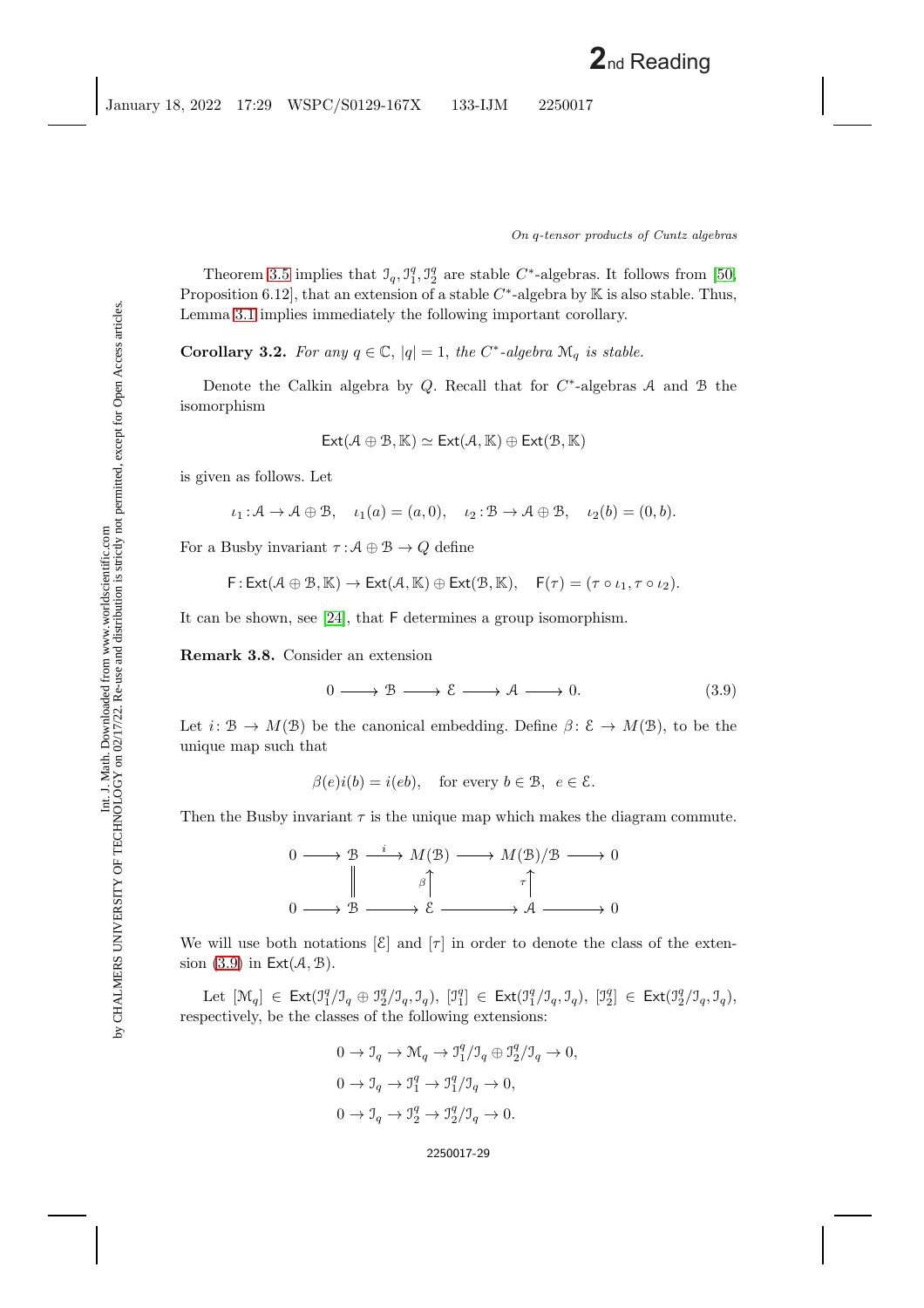Theorem 3.5 implies that $\mathcal{I}_q, \mathcal{I}_1^q, \mathcal{I}_2^q$ are stable $C^*$-algebras. It follows from [50, Proposition 6.12], that an extension of a stable $C^*$-algebra by $\mathbb{K}$ is also stable. Thus, Lemma 3.1 implies immediately the following important corollary.

**Corollary 3.2.** *For any $q \in \mathbb{C}$, $|q| = 1$, the $C^*$-algebra $\mathcal{M}_q$ is stable.*

Denote the Calkin algebra by $Q$. Recall that for $C^*$-algebras $\mathcal{A}$ and $\mathcal{B}$ the isomorphism

$$\mathsf{Ext}(\mathcal{A} \oplus \mathcal{B}, \mathbb{K}) \simeq \mathsf{Ext}(\mathcal{A}, \mathbb{K}) \oplus \mathsf{Ext}(\mathcal{B}, \mathbb{K})$$

is given as follows. Let

$$\iota_1 : \mathcal{A} \to \mathcal{A} \oplus \mathcal{B}, \quad \iota_1(a) = (a, 0), \quad \iota_2 : \mathcal{B} \to \mathcal{A} \oplus \mathcal{B}, \quad \iota_2(b) = (0, b).$$

For a Busby invariant $\tau : \mathcal{A} \oplus \mathcal{B} \to Q$ define

$$\mathsf{F} : \mathsf{Ext}(\mathcal{A} \oplus \mathcal{B}, \mathbb{K}) \to \mathsf{Ext}(\mathcal{A}, \mathbb{K}) \oplus \mathsf{Ext}(\mathcal{B}, \mathbb{K}), \quad \mathsf{F}(\tau) = (\tau \circ \iota_1, \tau \circ \iota_2).$$

It can be shown, see [24], that $\mathsf{F}$ determines a group isomorphism.

**Remark 3.8.** Consider an extension

$$0 \longrightarrow \mathcal{B} \longrightarrow \mathcal{E} \longrightarrow \mathcal{A} \longrightarrow 0. \tag{3.9}$$

Let $i \colon \mathcal{B} \to M(\mathcal{B})$ be the canonical embedding. Define $\beta \colon \mathcal{E} \to M(\mathcal{B})$, to be the unique map such that

$$\beta(e) i(b) = i(eb), \quad \text{for every } b \in \mathcal{B}, \ e \in \mathcal{E}.$$

Then the Busby invariant $\tau$ is the unique map which makes the diagram commute.

$$\begin{array}{ccccccccc}
0 & \longrightarrow & \mathcal{B} & \xrightarrow{\ i\ } & M(\mathcal{B}) & \longrightarrow & M(\mathcal{B})/\mathcal{B} & \longrightarrow & 0 \\
 & & \| & & \uparrow{\scriptstyle \beta} & & \uparrow{\scriptstyle \tau} & & \\
0 & \longrightarrow & \mathcal{B} & \longrightarrow & \mathcal{E} & \longrightarrow & \mathcal{A} & \longrightarrow & 0
\end{array}$$

We will use both notations $[\mathcal{E}]$ and $[\tau]$ in order to denote the class of the extension (3.9) in $\mathsf{Ext}(\mathcal{A}, \mathcal{B})$.

Let $[\mathcal{M}_q] \in \mathsf{Ext}(\mathcal{I}_1^q/\mathcal{I}_q \oplus \mathcal{I}_2^q/\mathcal{I}_q, \mathcal{I}_q)$, $[\mathcal{I}_1^q] \in \mathsf{Ext}(\mathcal{I}_1^q/\mathcal{I}_q, \mathcal{I}_q)$, $[\mathcal{I}_2^q] \in \mathsf{Ext}(\mathcal{I}_2^q/\mathcal{I}_q, \mathcal{I}_q)$, respectively, be the classes of the following extensions:

$$0 \to \mathcal{I}_q \to \mathcal{M}_q \to \mathcal{I}_1^q/\mathcal{I}_q \oplus \mathcal{I}_2^q/\mathcal{I}_q \to 0,$$

$$0 \to \mathcal{I}_q \to \mathcal{I}_1^q \to \mathcal{I}_1^q/\mathcal{I}_q \to 0,$$

$$0 \to \mathcal{I}_q \to \mathcal{I}_2^q \to \mathcal{I}_2^q/\mathcal{I}_q \to 0.$$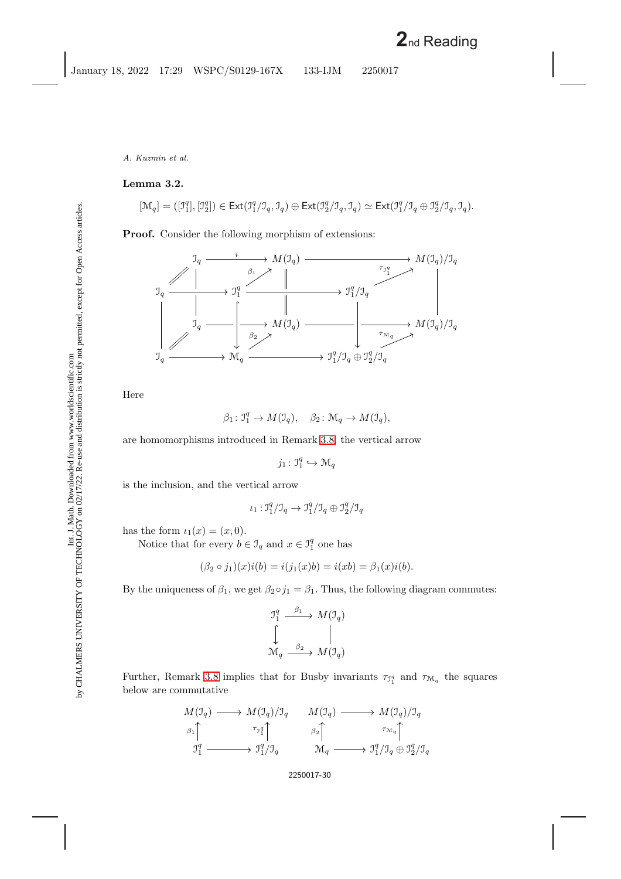**Lemma 3.2.**

$$[\mathcal{M}_q] = ([\mathcal{I}_1^q], [\mathcal{I}_2^q]) \in \mathsf{Ext}(\mathcal{I}_1^q/\mathcal{I}_q, \mathcal{I}_q) \oplus \mathsf{Ext}(\mathcal{I}_2^q/\mathcal{I}_q, \mathcal{I}_q) \simeq \mathsf{Ext}(\mathcal{I}_1^q/\mathcal{I}_q \oplus \mathcal{I}_2^q/\mathcal{I}_q, \mathcal{I}_q).$$

**Proof.** Consider the following morphism of extensions:

$$\begin{array}{ccccccc}
 & \mathcal{I}_q & \xrightarrow{i} & M(\mathcal{I}_q) & \longrightarrow & M(\mathcal{I}_q)/\mathcal{I}_q & \\
\mathcal{I}_q & \longrightarrow & \mathcal{I}_1^q \xrightarrow{\beta_1} M(\mathcal{I}_q) & \longrightarrow & \mathcal{I}_1^q/\mathcal{I}_q \xrightarrow{\tau_{\mathcal{I}_1^q}} M(\mathcal{I}_q)/\mathcal{I}_q & & \\
 & \mathcal{I}_q & \longrightarrow & M(\mathcal{I}_q) & \longrightarrow & M(\mathcal{I}_q)/\mathcal{I}_q & \\
\mathcal{I}_q & \longrightarrow & \mathcal{M}_q \xrightarrow{\beta_2} M(\mathcal{I}_q) & \longrightarrow & \mathcal{I}_1^q/\mathcal{I}_q \oplus \mathcal{I}_2^q/\mathcal{I}_q \xrightarrow{\tau_{\mathcal{M}_q}} M(\mathcal{I}_q)/\mathcal{I}_q & &
\end{array}$$

Here

$$\beta_1 \colon \mathcal{I}_1^q \to M(\mathcal{I}_q), \quad \beta_2 \colon \mathcal{M}_q \to M(\mathcal{I}_q),$$

are homomorphisms introduced in Remark 3.8, the vertical arrow

$$j_1 \colon \mathcal{I}_1^q \hookrightarrow \mathcal{M}_q$$

is the inclusion, and the vertical arrow

$$\iota_1 : \mathcal{I}_1^q/\mathcal{I}_q \to \mathcal{I}_1^q/\mathcal{I}_q \oplus \mathcal{I}_2^q/\mathcal{I}_q$$

has the form $\iota_1(x) = (x, 0)$.

Notice that for every $b \in \mathcal{I}_q$ and $x \in \mathcal{I}_1^q$ one has

$$(\beta_2 \circ j_1)(x)i(b) = i(j_1(x)b) = i(xb) = \beta_1(x)i(b).$$

By the uniqueness of $\beta_1$, we get $\beta_2 \circ j_1 = \beta_1$. Thus, the following diagram commutes:

$$\begin{array}{ccc}
\mathcal{I}_1^q & \xrightarrow{\beta_1} & M(\mathcal{I}_q) \\
\big\downarrow & & \big\| \\
\mathcal{M}_q & \xrightarrow{\beta_2} & M(\mathcal{I}_q)
\end{array}$$

Further, Remark 3.8 implies that for Busby invariants $\tau_{\mathcal{I}_1^q}$ and $\tau_{\mathcal{M}_q}$ the squares below are commutative

$$\begin{array}{ccc}
M(\mathcal{I}_q) & \longrightarrow & M(\mathcal{I}_q)/\mathcal{I}_q \\
{\scriptstyle \beta_1}\big\uparrow & & \big\uparrow{\scriptstyle \tau_{\mathcal{I}_1^q}} \\
\mathcal{I}_1^q & \longrightarrow & \mathcal{I}_1^q/\mathcal{I}_q
\end{array}
\qquad
\begin{array}{ccc}
M(\mathcal{I}_q) & \longrightarrow & M(\mathcal{I}_q)/\mathcal{I}_q \\
{\scriptstyle \beta_2}\big\uparrow & & \big\uparrow{\scriptstyle \tau_{\mathcal{M}_q}} \\
\mathcal{M}_q & \longrightarrow & \mathcal{I}_1^q/\mathcal{I}_q \oplus \mathcal{I}_2^q/\mathcal{I}_q
\end{array}$$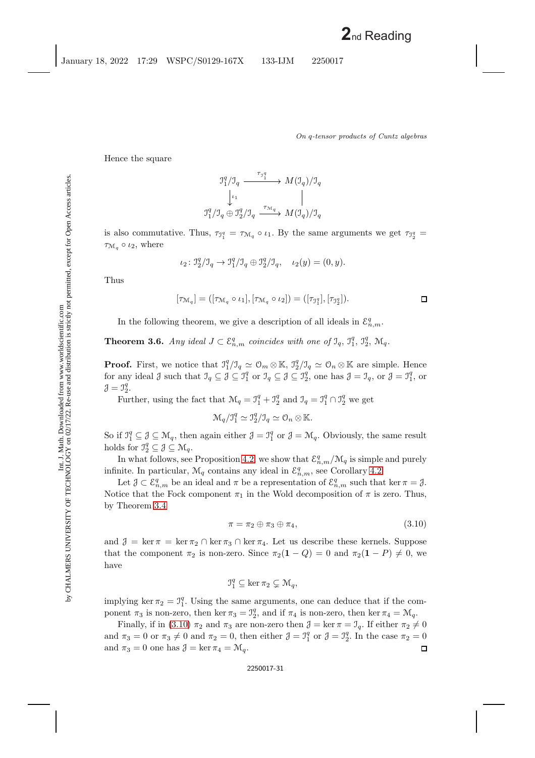Hence the square

$$\begin{array}{ccc}
\mathcal{I}_1^q/\mathcal{I}_q & \xrightarrow{\tau_{\mathcal{I}_1^q}} & M(\mathcal{I}_q)/\mathcal{I}_q \\
\big\downarrow{\scriptstyle \iota_1} & & \big| \\
\mathcal{I}_1^q/\mathcal{I}_q \oplus \mathcal{I}_2^q/\mathcal{I}_q & \xrightarrow{\tau_{\mathcal{M}_q}} & M(\mathcal{I}_q)/\mathcal{I}_q
\end{array}$$

is also commutative. Thus, $\tau_{\mathcal{I}_1^q} = \tau_{\mathcal{M}_q} \circ \iota_1$. By the same arguments we get $\tau_{\mathcal{I}_2^q} = \tau_{\mathcal{M}_q} \circ \iota_2$, where

$$\iota_2 \colon \mathcal{I}_2^q/\mathcal{I}_q \to \mathcal{I}_1^q/\mathcal{I}_q \oplus \mathcal{I}_2^q/\mathcal{I}_q, \quad \iota_2(y) = (0, y).$$

Thus

$$[\tau_{\mathcal{M}_q}] = ([\tau_{\mathcal{M}_q} \circ \iota_1], [\tau_{\mathcal{M}_q} \circ \iota_2]) = ([\tau_{\mathcal{I}_1^q}], [\tau_{\mathcal{I}_2^q}]).$$

□

In the following theorem, we give a description of all ideals in $\mathcal{E}_{n,m}^q$.

**Theorem 3.6.** *Any ideal $J \subset \mathcal{E}_{n,m}^q$ coincides with one of $\mathcal{I}_q$, $\mathcal{I}_1^q$, $\mathcal{I}_2^q$, $\mathcal{M}_q$.*

**Proof.** First, we notice that $\mathcal{I}_1^q/\mathcal{I}_q \simeq \mathcal{O}_m \otimes \mathbb{K}$, $\mathcal{I}_2^q/\mathcal{I}_q \simeq \mathcal{O}_n \otimes \mathbb{K}$ are simple. Hence for any ideal $\mathcal{J}$ such that $\mathcal{I}_q \subseteq \mathcal{J} \subseteq \mathcal{I}_1^q$ or $\mathcal{I}_q \subseteq \mathcal{J} \subseteq \mathcal{I}_2^q$, one has $\mathcal{J} = \mathcal{I}_q$, or $\mathcal{J} = \mathcal{I}_1^q$, or $\mathcal{J} = \mathcal{I}_2^q$.

Further, using the fact that $\mathcal{M}_q = \mathcal{I}_1^q + \mathcal{I}_2^q$ and $\mathcal{I}_q = \mathcal{I}_1^q \cap \mathcal{I}_2^q$ we get

$$\mathcal{M}_q/\mathcal{I}_1^q \simeq \mathcal{I}_2^q/\mathcal{I}_q \simeq \mathcal{O}_n \otimes \mathbb{K}.$$

So if $\mathcal{I}_1^q \subseteq \mathcal{J} \subseteq \mathcal{M}_q$, then again either $\mathcal{J} = \mathcal{I}_1^q$ or $\mathcal{J} = \mathcal{M}_q$. Obviously, the same result holds for $\mathcal{I}_2^q \subseteq \mathcal{J} \subseteq \mathcal{M}_q$.

In what follows, see Proposition 4.2, we show that $\mathcal{E}_{n,m}^q/\mathcal{M}_q$ is simple and purely infinite. In particular, $\mathcal{M}_q$ contains any ideal in $\mathcal{E}_{n,m}^q$, see Corollary 4.2.

Let $\mathcal{J} \subset \mathcal{E}_{n,m}^q$ be an ideal and $\pi$ be a representation of $\mathcal{E}_{n,m}^q$ such that $\ker \pi = \mathcal{J}$. Notice that the Fock component $\pi_1$ in the Wold decomposition of $\pi$ is zero. Thus, by Theorem 3.4

$$\pi = \pi_2 \oplus \pi_3 \oplus \pi_4, \tag{3.10}$$

and $\mathcal{J} = \ker \pi = \ker \pi_2 \cap \ker \pi_3 \cap \ker \pi_4$. Let us describe these kernels. Suppose that the component $\pi_2$ is non-zero. Since $\pi_2(\mathbf{1} - Q) = 0$ and $\pi_2(\mathbf{1} - P) \neq 0$, we have

$$\mathcal{I}_1^q \subseteq \ker \pi_2 \subsetneq \mathcal{M}_q,$$

implying $\ker \pi_2 = \mathcal{I}_1^q$. Using the same arguments, one can deduce that if the component $\pi_3$ is non-zero, then $\ker \pi_3 = \mathcal{I}_2^q$, and if $\pi_4$ is non-zero, then $\ker \pi_4 = \mathcal{M}_q$.

Finally, if in (3.10) $\pi_2$ and $\pi_3$ are non-zero then $\mathcal{J} = \ker \pi = \mathcal{I}_q$. If either $\pi_2 \neq 0$ and $\pi_3 = 0$ or $\pi_3 \neq 0$ and $\pi_2 = 0$, then either $\mathcal{J} = \mathcal{I}_1^q$ or $\mathcal{J} = \mathcal{I}_2^q$. In the case $\pi_2 = 0$ and $\pi_3 = 0$ one has $\mathcal{J} = \ker \pi_4 = \mathcal{M}_q$. □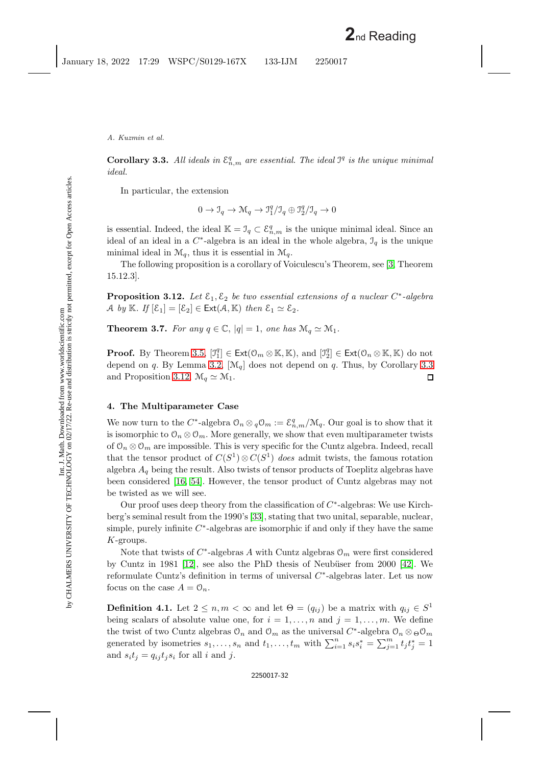**Corollary 3.3.** *All ideals in $\mathcal{E}^q_{n,m}$ are essential. The ideal $\mathcal{I}^q$ is the unique minimal ideal.*

In particular, the extension

$$0 \to \mathcal{I}_q \to \mathcal{M}_q \to \mathcal{I}^q_1/\mathcal{I}_q \oplus \mathcal{I}^q_2/\mathcal{I}_q \to 0$$

is essential. Indeed, the ideal $\mathbb{K} = \mathcal{I}_q \subset \mathcal{E}^q_{n,m}$ is the unique minimal ideal. Since an ideal of an ideal in a $C^*$-algebra is an ideal in the whole algebra, $\mathcal{I}_q$ is the unique minimal ideal in $\mathcal{M}_q$, thus it is essential in $\mathcal{M}_q$.

The following proposition is a corollary of Voiculescu's Theorem, see [3, Theorem 15.12.3].

**Proposition 3.12.** *Let $\mathcal{E}_1, \mathcal{E}_2$ be two essential extensions of a nuclear $C^*$-algebra $\mathcal{A}$ by $\mathbb{K}$. If $[\mathcal{E}_1] = [\mathcal{E}_2] \in \mathsf{Ext}(\mathcal{A}, \mathbb{K})$ then $\mathcal{E}_1 \simeq \mathcal{E}_2$.*

**Theorem 3.7.** *For any $q \in \mathbb{C}$, $|q| = 1$, one has $\mathcal{M}_q \simeq \mathcal{M}_1$.*

**Proof.** By Theorem 3.5, $[\mathcal{I}^q_1] \in \mathsf{Ext}(\mathcal{O}_m \otimes \mathbb{K}, \mathbb{K})$, and $[\mathcal{I}^q_2] \in \mathsf{Ext}(\mathcal{O}_n \otimes \mathbb{K}, \mathbb{K})$ do not depend on $q$. By Lemma 3.2, $[\mathcal{M}_q]$ does not depend on $q$. Thus, by Corollary 3.3 and Proposition 3.12, $\mathcal{M}_q \simeq \mathcal{M}_1$. $\square$

## 4. The Multiparameter Case

We now turn to the $C^*$-algebra $\mathcal{O}_n \otimes_q \mathcal{O}_m := \mathcal{E}^q_{n,m}/\mathcal{M}_q$. Our goal is to show that it is isomorphic to $\mathcal{O}_n \otimes \mathcal{O}_m$. More generally, we show that even multiparameter twists of $\mathcal{O}_n \otimes \mathcal{O}_m$ are impossible. This is very specific for the Cuntz algebra. Indeed, recall that the tensor product of $C(S^1) \otimes C(S^1)$ *does* admit twists, the famous rotation algebra $A_q$ being the result. Also twists of tensor products of Toeplitz algebras have been considered [16, 54]. However, the tensor product of Cuntz algebras may not be twisted as we will see.

Our proof uses deep theory from the classification of $C^*$-algebras: We use Kirchberg's seminal result from the 1990's [33], stating that two unital, separable, nuclear, simple, purely infinite $C^*$-algebras are isomorphic if and only if they have the same $K$-groups.

Note that twists of $C^*$-algebras $A$ with Cuntz algebras $\mathcal{O}_m$ were first considered by Cuntz in 1981 [12], see also the PhD thesis of Neubüser from 2000 [42]. We reformulate Cuntz's definition in terms of universal $C^*$-algebras later. Let us now focus on the case $A = \mathcal{O}_n$.

**Definition 4.1.** Let $2 \leq n, m < \infty$ and let $\Theta = (q_{ij})$ be a matrix with $q_{ij} \in S^1$ being scalars of absolute value one, for $i = 1, \ldots, n$ and $j = 1, \ldots, m$. We define the twist of two Cuntz algebras $\mathcal{O}_n$ and $\mathcal{O}_m$ as the universal $C^*$-algebra $\mathcal{O}_n \otimes_\Theta \mathcal{O}_m$ generated by isometries $s_1, \ldots, s_n$ and $t_1, \ldots, t_m$ with $\sum_{i=1}^n s_i s_i^* = \sum_{j=1}^m t_j t_j^* = 1$ and $s_i t_j = q_{ij} t_j s_i$ for all $i$ and $j$.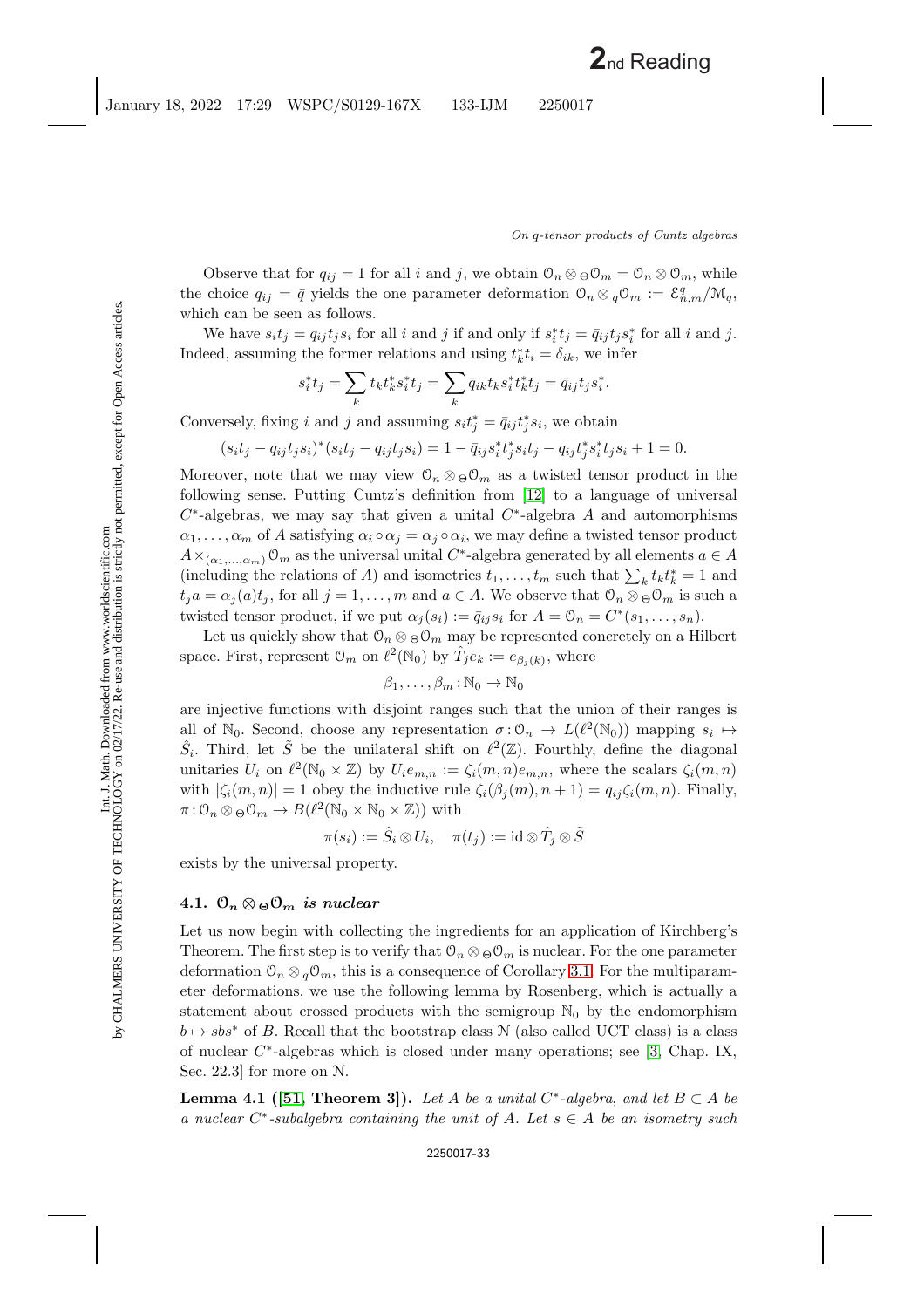Observe that for $q_{ij} = 1$ for all $i$ and $j$, we obtain $\mathcal{O}_n \otimes_\Theta \mathcal{O}_m = \mathcal{O}_n \otimes \mathcal{O}_m$, while the choice $q_{ij} = \bar{q}$ yields the one parameter deformation $\mathcal{O}_n \otimes_q \mathcal{O}_m := \mathcal{E}^q_{n,m}/\mathcal{M}_q$, which can be seen as follows.

We have $s_i t_j = q_{ij} t_j s_i$ for all $i$ and $j$ if and only if $s_i^* t_j = \bar{q}_{ij} t_j s_i^*$ for all $i$ and $j$. Indeed, assuming the former relations and using $t_k^* t_i = \delta_{ik}$, we infer

$$s_i^* t_j = \sum_k t_k t_k^* s_i^* t_j = \sum_k \bar{q}_{ik} t_k s_i^* t_k^* t_j = \bar{q}_{ij} t_j s_i^*.$$

Conversely, fixing $i$ and $j$ and assuming $s_i t_j^* = \bar{q}_{ij} t_j^* s_i$, we obtain

$$(s_i t_j - q_{ij} t_j s_i)^* (s_i t_j - q_{ij} t_j s_i) = 1 - \bar{q}_{ij} s_i^* t_j^* s_i t_j - q_{ij} t_j^* s_i^* t_j s_i + 1 = 0.$$

Moreover, note that we may view $\mathcal{O}_n \otimes_\Theta \mathcal{O}_m$ as a twisted tensor product in the following sense. Putting Cuntz's definition from [12] to a language of universal $C^*$-algebras, we may say that given a unital $C^*$-algebra $A$ and automorphisms $\alpha_1, \ldots, \alpha_m$ of $A$ satisfying $\alpha_i \circ \alpha_j = \alpha_j \circ \alpha_i$, we may define a twisted tensor product $A \times_{(\alpha_1,\ldots,\alpha_m)} \mathcal{O}_m$ as the universal unital $C^*$-algebra generated by all elements $a \in A$ (including the relations of $A$) and isometries $t_1, \ldots, t_m$ such that $\sum_k t_k t_k^* = 1$ and $t_j a = \alpha_j(a) t_j$, for all $j = 1, \ldots, m$ and $a \in A$. We observe that $\mathcal{O}_n \otimes_\Theta \mathcal{O}_m$ is such a twisted tensor product, if we put $\alpha_j(s_i) := \bar{q}_{ij} s_i$ for $A = \mathcal{O}_n = C^*(s_1, \ldots, s_n)$.

Let us quickly show that $\mathcal{O}_n \otimes_\Theta \mathcal{O}_m$ may be represented concretely on a Hilbert space. First, represent $\mathcal{O}_m$ on $\ell^2(\mathbb{N}_0)$ by $\hat{T}_j e_k := e_{\beta_j(k)}$, where

$$\beta_1, \ldots, \beta_m : \mathbb{N}_0 \to \mathbb{N}_0$$

are injective functions with disjoint ranges such that the union of their ranges is all of $\mathbb{N}_0$. Second, choose any representation $\sigma : \mathcal{O}_n \to L(\ell^2(\mathbb{N}_0))$ mapping $s_i \mapsto \hat{S}_i$. Third, let $\tilde{S}$ be the unilateral shift on $\ell^2(\mathbb{Z})$. Fourthly, define the diagonal unitaries $U_i$ on $\ell^2(\mathbb{N}_0 \times \mathbb{Z})$ by $U_i e_{m,n} := \zeta_i(m,n) e_{m,n}$, where the scalars $\zeta_i(m,n)$ with $|\zeta_i(m,n)| = 1$ obey the inductive rule $\zeta_i(\beta_j(m), n+1) = q_{ij} \zeta_i(m,n)$. Finally, $\pi : \mathcal{O}_n \otimes_\Theta \mathcal{O}_m \to B(\ell^2(\mathbb{N}_0 \times \mathbb{N}_0 \times \mathbb{Z}))$ with

$$\pi(s_i) := \hat{S}_i \otimes U_i, \quad \pi(t_j) := \mathrm{id} \otimes \hat{T}_j \otimes \tilde{S}$$

exists by the universal property.

### 4.1. $\mathcal{O}_n \otimes_\Theta \mathcal{O}_m$ *is nuclear*

Let us now begin with collecting the ingredients for an application of Kirchberg's Theorem. The first step is to verify that $\mathcal{O}_n \otimes_\Theta \mathcal{O}_m$ is nuclear. For the one parameter deformation $\mathcal{O}_n \otimes_q \mathcal{O}_m$, this is a consequence of Corollary 3.1. For the multiparameter deformations, we use the following lemma by Rosenberg, which is actually a statement about crossed products with the semigroup $\mathbb{N}_0$ by the endomorphism $b \mapsto sbs^*$ of $B$. Recall that the bootstrap class $\mathcal{N}$ (also called UCT class) is a class of nuclear $C^*$-algebras which is closed under many operations; see [3, Chap. IX, Sec. 22.3] for more on $\mathcal{N}$.

**Lemma 4.1 ([51, Theorem 3]).** *Let $A$ be a unital $C^*$-algebra, and let $B \subset A$ be a nuclear $C^*$-subalgebra containing the unit of $A$. Let $s \in A$ be an isometry such*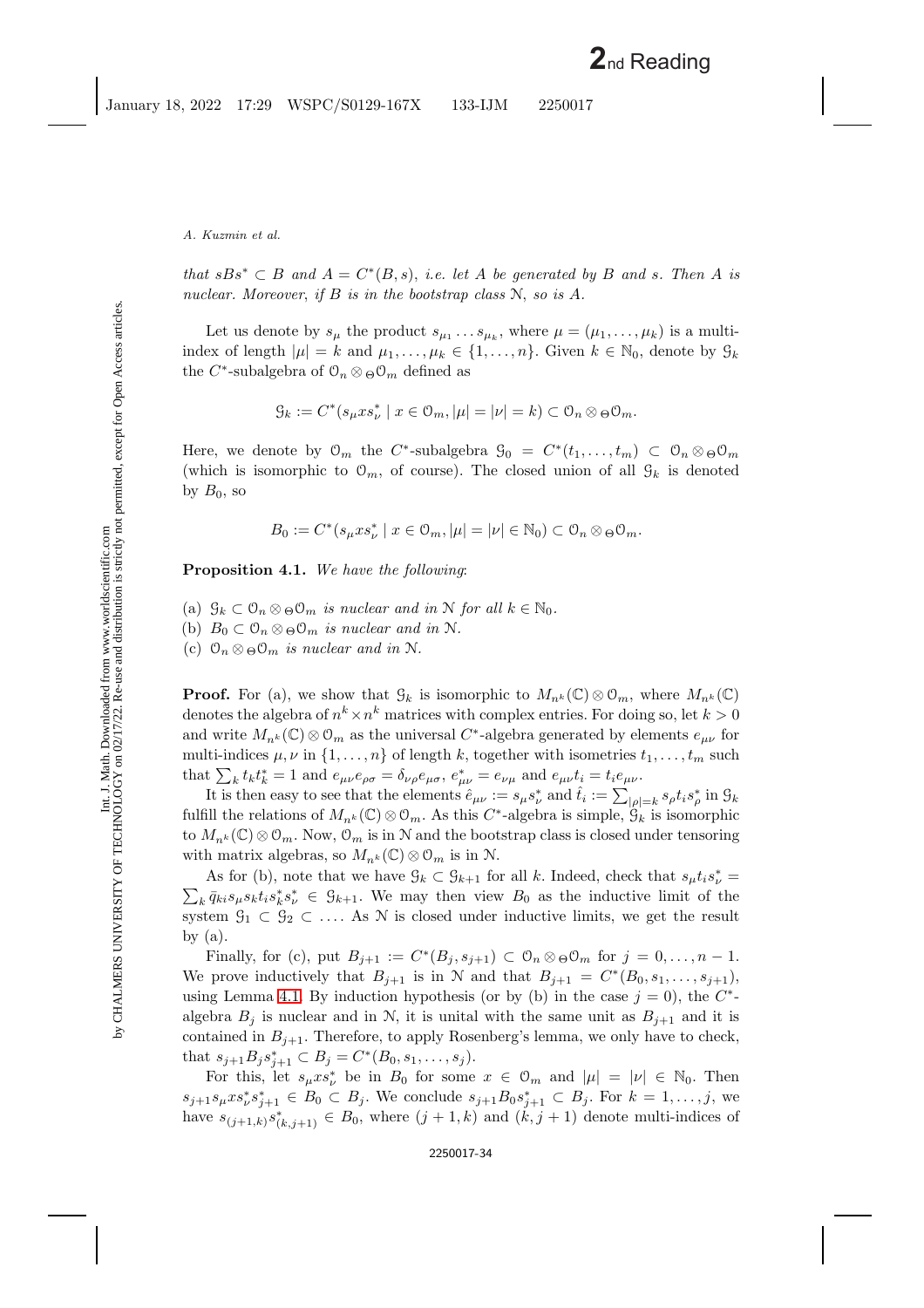*that $sBs^* \subset B$ and $A = C^*(B, s)$, i.e. let $A$ be generated by $B$ and $s$. Then $A$ is nuclear. Moreover, if $B$ is in the bootstrap class $\mathcal{N}$, so is $A$.*

Let us denote by $s_\mu$ the product $s_{\mu_1} \dots s_{\mu_k}$, where $\mu = (\mu_1, \dots, \mu_k)$ is a multi-index of length $|\mu| = k$ and $\mu_1, \dots, \mu_k \in \{1, \dots, n\}$. Given $k \in \mathbb{N}_0$, denote by $\mathcal{G}_k$ the $C^*$-subalgebra of $\mathcal{O}_n \otimes_\Theta \mathcal{O}_m$ defined as

$$\mathcal{G}_k := C^*(s_\mu x s_\nu^* \mid x \in \mathcal{O}_m, |\mu| = |\nu| = k) \subset \mathcal{O}_n \otimes_\Theta \mathcal{O}_m.$$

Here, we denote by $\mathcal{O}_m$ the $C^*$-subalgebra $\mathcal{G}_0 = C^*(t_1, \dots, t_m) \subset \mathcal{O}_n \otimes_\Theta \mathcal{O}_m$ (which is isomorphic to $\mathcal{O}_m$, of course). The closed union of all $\mathcal{G}_k$ is denoted by $B_0$, so

$$B_0 := C^*(s_\mu x s_\nu^* \mid x \in \mathcal{O}_m, |\mu| = |\nu| \in \mathbb{N}_0) \subset \mathcal{O}_n \otimes_\Theta \mathcal{O}_m.$$

**Proposition 4.1.** *We have the following*:

(a) *$\mathcal{G}_k \subset \mathcal{O}_n \otimes_\Theta \mathcal{O}_m$ is nuclear and in $\mathcal{N}$ for all $k \in \mathbb{N}_0$.*
(b) *$B_0 \subset \mathcal{O}_n \otimes_\Theta \mathcal{O}_m$ is nuclear and in $\mathcal{N}$.*
(c) *$\mathcal{O}_n \otimes_\Theta \mathcal{O}_m$ is nuclear and in $\mathcal{N}$.*

**Proof.** For (a), we show that $\mathcal{G}_k$ is isomorphic to $M_{n^k}(\mathbb{C}) \otimes \mathcal{O}_m$, where $M_{n^k}(\mathbb{C})$ denotes the algebra of $n^k \times n^k$ matrices with complex entries. For doing so, let $k > 0$ and write $M_{n^k}(\mathbb{C}) \otimes \mathcal{O}_m$ as the universal $C^*$-algebra generated by elements $e_{\mu\nu}$ for multi-indices $\mu, \nu$ in $\{1, \dots, n\}$ of length $k$, together with isometries $t_1, \dots, t_m$ such that $\sum_k t_k t_k^* = 1$ and $e_{\mu\nu} e_{\rho\sigma} = \delta_{\nu\rho} e_{\mu\sigma}$, $e_{\mu\nu}^* = e_{\nu\mu}$ and $e_{\mu\nu} t_i = t_i e_{\mu\nu}$.

It is then easy to see that the elements $\hat{e}_{\mu\nu} := s_\mu s_\nu^*$ and $\hat{t}_i := \sum_{|\rho|=k} s_\rho t_i s_\rho^*$ in $\mathcal{G}_k$ fulfill the relations of $M_{n^k}(\mathbb{C}) \otimes \mathcal{O}_m$. As this $C^*$-algebra is simple, $\mathcal{G}_k$ is isomorphic to $M_{n^k}(\mathbb{C}) \otimes \mathcal{O}_m$. Now, $\mathcal{O}_m$ is in $\mathcal{N}$ and the bootstrap class is closed under tensoring with matrix algebras, so $M_{n^k}(\mathbb{C}) \otimes \mathcal{O}_m$ is in $\mathcal{N}$.

As for (b), note that we have $\mathcal{G}_k \subset \mathcal{G}_{k+1}$ for all $k$. Indeed, check that $s_\mu t_i s_\nu^* = \sum_k \bar{q}_{ki} s_\mu s_k t_i s_k^* s_\nu^* \in \mathcal{G}_{k+1}$. We may then view $B_0$ as the inductive limit of the system $\mathcal{G}_1 \subset \mathcal{G}_2 \subset \dots$. As $\mathcal{N}$ is closed under inductive limits, we get the result by (a).

Finally, for (c), put $B_{j+1} := C^*(B_j, s_{j+1}) \subset \mathcal{O}_n \otimes_\Theta \mathcal{O}_m$ for $j = 0, \dots, n-1$. We prove inductively that $B_{j+1}$ is in $\mathcal{N}$ and that $B_{j+1} = C^*(B_0, s_1, \dots, s_{j+1})$, using Lemma 4.1. By induction hypothesis (or by (b) in the case $j = 0$), the $C^*$-algebra $B_j$ is nuclear and in $\mathcal{N}$, it is unital with the same unit as $B_{j+1}$ and it is contained in $B_{j+1}$. Therefore, to apply Rosenberg's lemma, we only have to check, that $s_{j+1} B_j s_{j+1}^* \subset B_j = C^*(B_0, s_1, \dots, s_j)$.

For this, let $s_\mu x s_\nu^*$ be in $B_0$ for some $x \in \mathcal{O}_m$ and $|\mu| = |\nu| \in \mathbb{N}_0$. Then $s_{j+1} s_\mu x s_\nu^* s_{j+1}^* \in B_0 \subset B_j$. We conclude $s_{j+1} B_0 s_{j+1}^* \subset B_j$. For $k = 1, \dots, j$, we have $s_{(j+1,k)} s_{(k,j+1)}^* \in B_0$, where $(j+1, k)$ and $(k, j+1)$ denote multi-indices of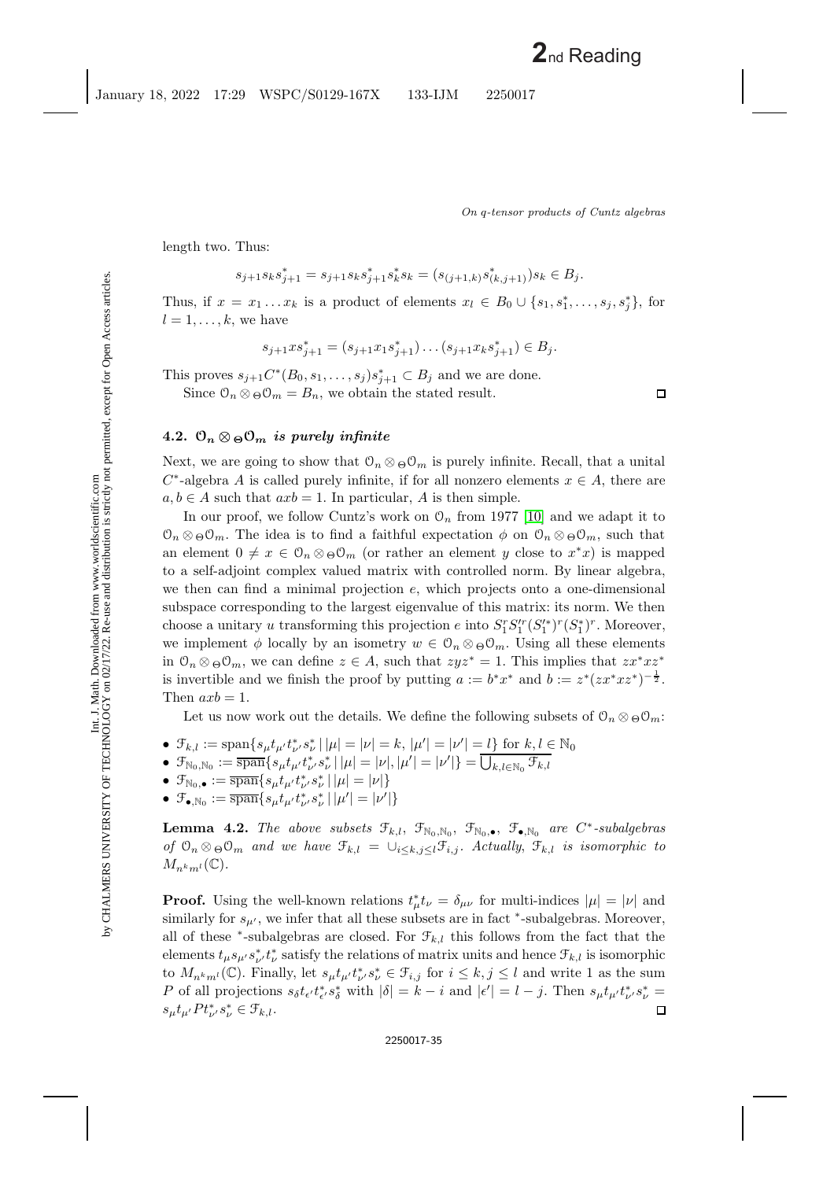length two. Thus:

$$s_{j+1}s_ks_{j+1}^* = s_{j+1}s_ks_{j+1}^*s_k^*s_k = (s_{(j+1,k)}s_{(k,j+1)}^*)s_k \in B_j.$$

Thus, if $x = x_1 \dots x_k$ is a product of elements $x_l \in B_0 \cup \{s_1, s_1^*, \dots, s_j, s_j^*\}$, for $l = 1, \dots, k$, we have

$$s_{j+1}xs_{j+1}^* = (s_{j+1}x_1s_{j+1}^*) \dots (s_{j+1}x_ks_{j+1}^*) \in B_j.$$

This proves $s_{j+1}C^*(B_0, s_1, \dots, s_j)s_{j+1}^* \subset B_j$ and we are done.

Since $\mathcal{O}_n \otimes_\Theta \mathcal{O}_m = B_n$, we obtain the stated result. □

### 4.2. $\mathcal{O}_n \otimes_\Theta \mathcal{O}_m$ *is purely infinite*

Next, we are going to show that $\mathcal{O}_n \otimes_\Theta \mathcal{O}_m$ is purely infinite. Recall, that a unital $C^*$-algebra $A$ is called purely infinite, if for all nonzero elements $x \in A$, there are $a, b \in A$ such that $axb = 1$. In particular, $A$ is then simple.

In our proof, we follow Cuntz's work on $\mathcal{O}_n$ from 1977 [10] and we adapt it to $\mathcal{O}_n \otimes_\Theta \mathcal{O}_m$. The idea is to find a faithful expectation $\phi$ on $\mathcal{O}_n \otimes_\Theta \mathcal{O}_m$, such that an element $0 \neq x \in \mathcal{O}_n \otimes_\Theta \mathcal{O}_m$ (or rather an element $y$ close to $x^*x$) is mapped to a self-adjoint complex valued matrix with controlled norm. By linear algebra, we then can find a minimal projection $e$, which projects onto a one-dimensional subspace corresponding to the largest eigenvalue of this matrix: its norm. We then choose a unitary $u$ transforming this projection $e$ into $S_1^rS_1'^r(S_1'^*)^r(S_1^*)^r$. Moreover, we implement $\phi$ locally by an isometry $w \in \mathcal{O}_n \otimes_\Theta \mathcal{O}_m$. Using all these elements in $\mathcal{O}_n \otimes_\Theta \mathcal{O}_m$, we can define $z \in A$, such that $zyz^* = 1$. This implies that $zx^*xz^*$ is invertible and we finish the proof by putting $a := b^*x^*$ and $b := z^*(zx^*xz^*)^{-\frac{1}{2}}$. Then $axb = 1$.

Let us now work out the details. We define the following subsets of $\mathcal{O}_n \otimes_\Theta \mathcal{O}_m$:

- $\mathcal{F}_{k,l} := \operatorname{span}\{s_\mu t_{\mu'} t_{\nu'}^* s_\nu^* \,|\, |\mu| = |\nu| = k, |\mu'| = |\nu'| = l\}$ for $k, l \in \mathbb{N}_0$
- $\mathcal{F}_{\mathbb{N}_0,\mathbb{N}_0} := \overline{\operatorname{span}}\{s_\mu t_{\mu'} t_{\nu'}^* s_\nu^* \,|\, |\mu| = |\nu|, |\mu'| = |\nu'|\} = \overline{\bigcup_{k,l \in \mathbb{N}_0} \mathcal{F}_{k,l}}$
- $\mathcal{F}_{\mathbb{N}_0,\bullet} := \overline{\operatorname{span}}\{s_\mu t_{\mu'} t_{\nu'}^* s_\nu^* \,|\, |\mu| = |\nu|\}$
- $\mathcal{F}_{\bullet,\mathbb{N}_0} := \overline{\operatorname{span}}\{s_\mu t_{\mu'} t_{\nu'}^* s_\nu^* \,|\, |\mu'| = |\nu'|\}$

**Lemma 4.2.** *The above subsets $\mathcal{F}_{k,l}$, $\mathcal{F}_{\mathbb{N}_0,\mathbb{N}_0}$, $\mathcal{F}_{\mathbb{N}_0,\bullet}$, $\mathcal{F}_{\bullet,\mathbb{N}_0}$ are $C^*$-subalgebras of $\mathcal{O}_n \otimes_\Theta \mathcal{O}_m$ and we have $\mathcal{F}_{k,l} = \cup_{i \leq k, j \leq l} \mathcal{F}_{i,j}$. Actually, $\mathcal{F}_{k,l}$ is isomorphic to $M_{n^km^l}(\mathbb{C})$.*

**Proof.** Using the well-known relations $t_\mu^* t_\nu = \delta_{\mu\nu}$ for multi-indices $|\mu| = |\nu|$ and similarly for $s_{\mu'}$, we infer that all these subsets are in fact $^*$-subalgebras. Moreover, all of these $^*$-subalgebras are closed. For $\mathcal{F}_{k,l}$ this follows from the fact that the elements $t_\mu s_{\mu'} s_{\nu'}^* t_\nu^*$ satisfy the relations of matrix units and hence $\mathcal{F}_{k,l}$ is isomorphic to $M_{n^km^l}(\mathbb{C})$. Finally, let $s_\mu t_{\mu'} t_{\nu'}^* s_\nu^* \in \mathcal{F}_{i,j}$ for $i \leq k, j \leq l$ and write 1 as the sum $P$ of all projections $s_\delta t_{\epsilon'} t_{\epsilon'}^* s_\delta^*$ with $|\delta| = k - i$ and $|\epsilon'| = l - j$. Then $s_\mu t_{\mu'} t_{\nu'}^* s_\nu^* = s_\mu t_{\mu'} P t_{\nu'}^* s_\nu^* \in \mathcal{F}_{k,l}$. □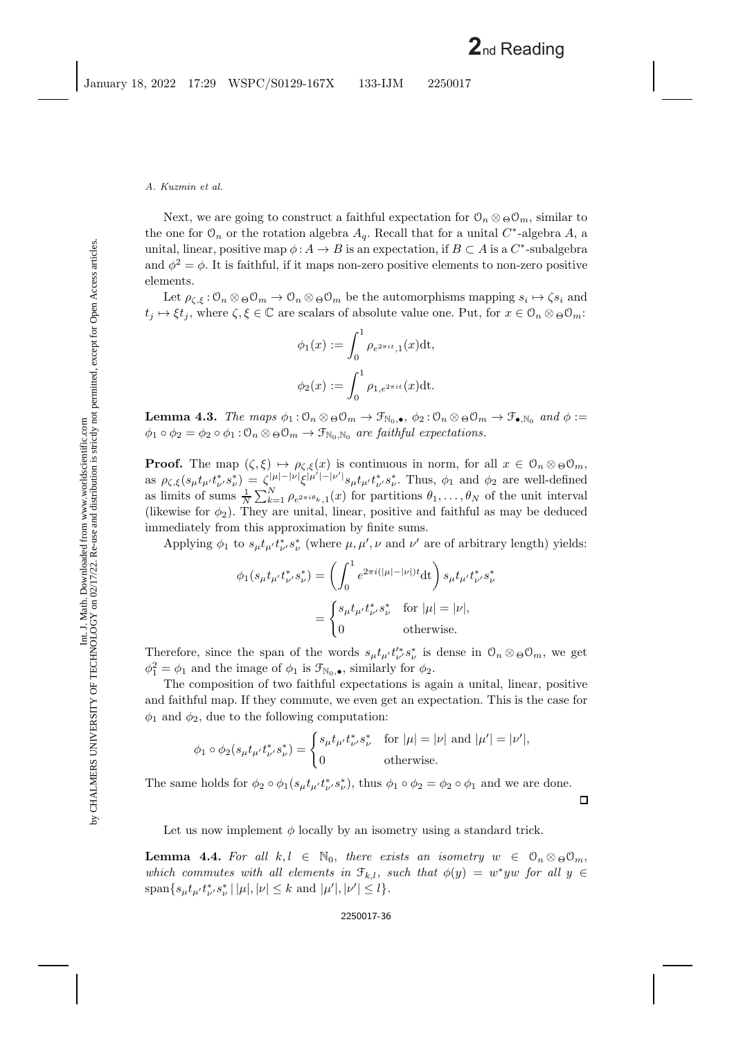Next, we are going to construct a faithful expectation for $\mathcal{O}_n \otimes_\Theta \mathcal{O}_m$, similar to the one for $\mathcal{O}_n$ or the rotation algebra $A_q$. Recall that for a unital $C^*$-algebra $A$, a unital, linear, positive map $\phi : A \to B$ is an expectation, if $B \subset A$ is a $C^*$-subalgebra and $\phi^2 = \phi$. It is faithful, if it maps non-zero positive elements to non-zero positive elements.

Let $\rho_{\zeta,\xi} : \mathcal{O}_n \otimes_\Theta \mathcal{O}_m \to \mathcal{O}_n \otimes_\Theta \mathcal{O}_m$ be the automorphisms mapping $s_i \mapsto \zeta s_i$ and $t_j \mapsto \xi t_j$, where $\zeta, \xi \in \mathbb{C}$ are scalars of absolute value one. Put, for $x \in \mathcal{O}_n \otimes_\Theta \mathcal{O}_m$:

$$\phi_1(x) := \int_0^1 \rho_{e^{2\pi i t},1}(x)\mathrm{dt},$$

$$\phi_2(x) := \int_0^1 \rho_{1,e^{2\pi i t}}(x)\mathrm{dt}.$$

**Lemma 4.3.** *The maps $\phi_1 : \mathcal{O}_n \otimes_\Theta \mathcal{O}_m \to \mathcal{F}_{\mathbb{N}_0,\bullet}$, $\phi_2 : \mathcal{O}_n \otimes_\Theta \mathcal{O}_m \to \mathcal{F}_{\bullet,\mathbb{N}_0}$ and $\phi := \phi_1 \circ \phi_2 = \phi_2 \circ \phi_1 : \mathcal{O}_n \otimes_\Theta \mathcal{O}_m \to \mathcal{F}_{\mathbb{N}_0,\mathbb{N}_0}$ are faithful expectations.*

**Proof.** The map $(\zeta, \xi) \mapsto \rho_{\zeta,\xi}(x)$ is continuous in norm, for all $x \in \mathcal{O}_n \otimes_\Theta \mathcal{O}_m$, as $\rho_{\zeta,\xi}(s_\mu t_{\mu'} t^*_{\nu'} s^*_\nu) = \zeta^{|\mu|-|\nu|}\xi^{|\mu'|-|\nu'|} s_\mu t_{\mu'} t^*_{\nu'} s^*_\nu$. Thus, $\phi_1$ and $\phi_2$ are well-defined as limits of sums $\frac{1}{N}\sum_{k=1}^N \rho_{e^{2\pi i\theta_k},1}(x)$ for partitions $\theta_1, \ldots, \theta_N$ of the unit interval (likewise for $\phi_2$). They are unital, linear, positive and faithful as may be deduced immediately from this approximation by finite sums.

Applying $\phi_1$ to $s_\mu t_{\mu'} t^*_{\nu'} s^*_\nu$ (where $\mu, \mu', \nu$ and $\nu'$ are of arbitrary length) yields:

$$\phi_1(s_\mu t_{\mu'} t^*_{\nu'} s^*_\nu) = \left(\int_0^1 e^{2\pi i(|\mu|-|\nu|)t}\mathrm{dt}\right) s_\mu t_{\mu'} t^*_{\nu'} s^*_\nu$$
$$= \begin{cases} s_\mu t_{\mu'} t^*_{\nu'} s^*_\nu & \text{for } |\mu| = |\nu|, \\ 0 & \text{otherwise.} \end{cases}$$

Therefore, since the span of the words $s_\mu t_{\mu'} t'^*_{\nu'} s^*_\nu$ is dense in $\mathcal{O}_n \otimes_\Theta \mathcal{O}_m$, we get $\phi_1^2 = \phi_1$ and the image of $\phi_1$ is $\mathcal{F}_{\mathbb{N}_0,\bullet}$, similarly for $\phi_2$.

The composition of two faithful expectations is again a unital, linear, positive and faithful map. If they commute, we even get an expectation. This is the case for $\phi_1$ and $\phi_2$, due to the following computation:

$$\phi_1 \circ \phi_2(s_\mu t_{\mu'} t^*_{\nu'} s^*_\nu) = \begin{cases} s_\mu t_{\mu'} t^*_{\nu'} s^*_\nu & \text{for } |\mu| = |\nu| \text{ and } |\mu'| = |\nu'|, \\ 0 & \text{otherwise.} \end{cases}$$

The same holds for $\phi_2 \circ \phi_1(s_\mu t_{\mu'} t^*_{\nu'} s^*_\nu)$, thus $\phi_1 \circ \phi_2 = \phi_2 \circ \phi_1$ and we are done. $\square$

Let us now implement $\phi$ locally by an isometry using a standard trick.

**Lemma 4.4.** *For all $k, l \in \mathbb{N}_0$, there exists an isometry $w \in \mathcal{O}_n \otimes_\Theta \mathcal{O}_m$, which commutes with all elements in $\mathcal{F}_{k,l}$, such that $\phi(y) = w^* y w$ for all $y \in \operatorname{span}\{s_\mu t_{\mu'} t^*_{\nu'} s^*_\nu \mid |\mu|, |\nu| \leq k \text{ and } |\mu'|, |\nu'| \leq l\}$.*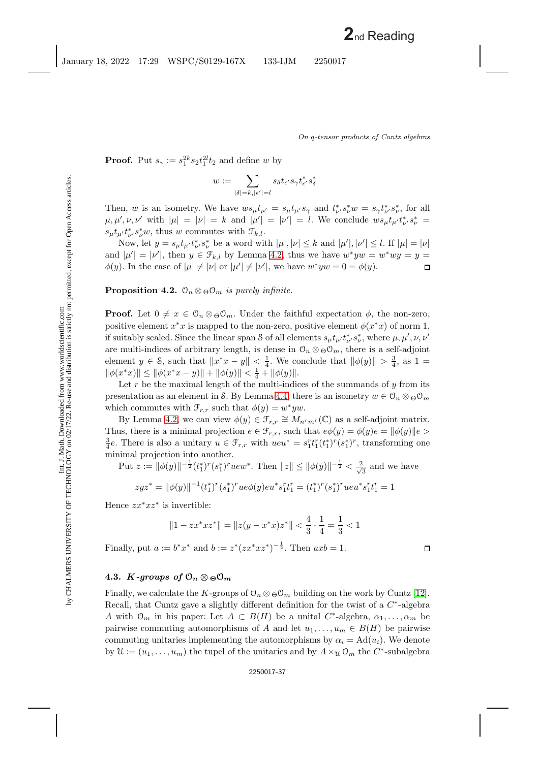**Proof.** Put $s_\gamma := s_1^{2k} s_2 t_1^{2l} t_2$ and define $w$ by

$$w := \sum_{|\delta|=k, |\epsilon'|=l} s_\delta t_{\epsilon'} s_\gamma t_{\epsilon'}^* s_\delta^*$$

Then, $w$ is an isometry. We have $w s_\mu t_{\mu'} = s_\mu t_{\mu'} s_\gamma$ and $t_{\nu'}^* s_\nu^* w = s_\gamma t_{\nu'}^* s_\nu^*$, for all $\mu, \mu', \nu, \nu'$ with $|\mu| = |\nu| = k$ and $|\mu'| = |\nu'| = l$. We conclude $w s_\mu t_{\mu'} t_{\nu'}^* s_\nu^* = s_\mu t_{\mu'} t_{\nu'}^* s_\nu^* w$, thus $w$ commutes with $\mathcal{F}_{k,l}$.

Now, let $y = s_\mu t_{\mu'} t_{\nu'}^* s_\nu^*$ be a word with $|\mu|, |\nu| \leq k$ and $|\mu'|, |\nu'| \leq l$. If $|\mu| = |\nu|$ and $|\mu'| = |\nu'|$, then $y \in \mathcal{F}_{k,l}$ by Lemma 4.2, thus we have $w^* y w = w^* w y = y = \phi(y)$. In the case of $|\mu| \neq |\nu|$ or $|\mu'| \neq |\nu'|$, we have $w^* y w = 0 = \phi(y)$. ◻

**Proposition 4.2.** *$\mathcal{O}_n \otimes_\Theta \mathcal{O}_m$ is purely infinite.*

**Proof.** Let $0 \neq x \in \mathcal{O}_n \otimes_\Theta \mathcal{O}_m$. Under the faithful expectation $\phi$, the non-zero, positive element $x^* x$ is mapped to the non-zero, positive element $\phi(x^* x)$ of norm 1, if suitably scaled. Since the linear span $\mathcal{S}$ of all elements $s_\mu t_{\mu'} t_{\nu'}^* s_\nu^*$, where $\mu, \mu', \nu, \nu'$ are multi-indices of arbitrary length, is dense in $\mathcal{O}_n \otimes_\Theta \mathcal{O}_m$, there is a self-adjoint element $y \in \mathcal{S}$, such that $\|x^* x - y\| < \frac{1}{4}$. We conclude that $\|\phi(y)\| > \frac{3}{4}$, as $1 = \|\phi(x^* x)\| \leq \|\phi(x^* x - y)\| + \|\phi(y)\| < \frac{1}{4} + \|\phi(y)\|$.

Let $r$ be the maximal length of the multi-indices of the summands of $y$ from its presentation as an element in $\mathcal{S}$. By Lemma 4.4, there is an isometry $w \in \mathcal{O}_n \otimes_\Theta \mathcal{O}_m$ which commutes with $\mathcal{F}_{r,r}$ such that $\phi(y) = w^* y w$.

By Lemma 4.2, we can view $\phi(y) \in \mathcal{F}_{r,r} \cong M_{n^r m^r}(\mathbb{C})$ as a self-adjoint matrix. Thus, there is a minimal projection $e \in \mathcal{F}_{r,r}$, such that $e\phi(y) = \phi(y) e = \|\phi(y)\| e > \frac{3}{4} e$. There is also a unitary $u \in \mathcal{F}_{r,r}$ with $u e u^* = s_1^r t_1^r (t_1^*)^r (s_1^*)^r$, transforming one minimal projection into another.

Put $z := \|\phi(y)\|^{-\frac{1}{2}} (t_1^*)^r (s_1^*)^r u e w^*$. Then $\|z\| \leq \|\phi(y)\|^{-\frac{1}{2}} < \frac{2}{\sqrt{3}}$ and we have

$$z y z^* = \|\phi(y)\|^{-1} (t_1^*)^r (s_1^*)^r u e \phi(y) e u^* s_1^r t_1^r = (t_1^*)^r (s_1^*)^r u e u^* s_1^r t_1^r = 1$$

Hence $z x^* x z^*$ is invertible:

$$\|1 - z x^* x z^*\| = \|z(y - x^* x) z^*\| < \frac{4}{3} \cdot \frac{1}{4} = \frac{1}{3} < 1$$

Finally, put $a := b^* x^*$ and $b := z^* (z x^* x z^*)^{-\frac{1}{2}}$. Then $axb = 1$. ◻

### 4.3. *K*-groups of $\mathcal{O}_n \otimes_\Theta \mathcal{O}_m$

Finally, we calculate the $K$-groups of $\mathcal{O}_n \otimes_\Theta \mathcal{O}_m$ building on the work by Cuntz [12]. Recall, that Cuntz gave a slightly different definition for the twist of a $C^*$-algebra $A$ with $\mathcal{O}_m$ in his paper: Let $A \subset B(H)$ be a unital $C^*$-algebra, $\alpha_1, \ldots, \alpha_m$ be pairwise commuting automorphisms of $A$ and let $u_1, \ldots, u_m \in B(H)$ be pairwise commuting unitaries implementing the automorphisms by $\alpha_i = \mathrm{Ad}(u_i)$. We denote by $\mathcal{U} := (u_1, \ldots, u_m)$ the tupel of the unitaries and by $A \times_\mathcal{U} \mathcal{O}_m$ the $C^*$-subalgebra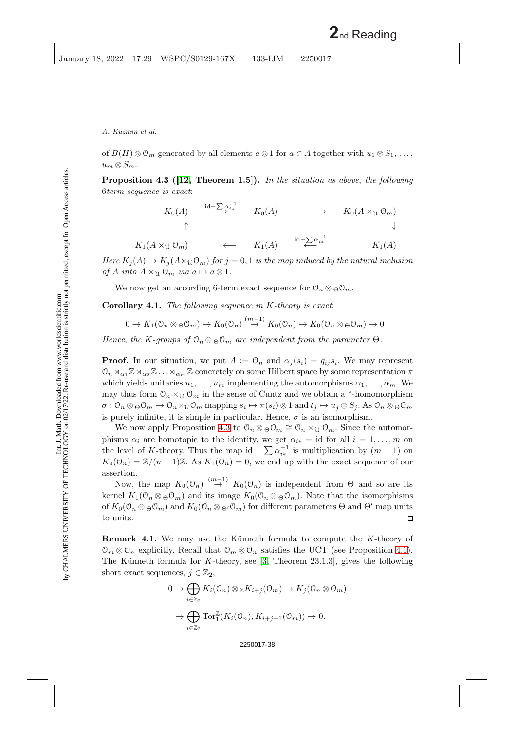of $B(H) \otimes \mathcal{O}_m$ generated by all elements $a \otimes 1$ for $a \in A$ together with $u_1 \otimes S_1, \ldots, u_m \otimes S_m$.

**Proposition 4.3 ([12, Theorem 1.5]).** *In the situation as above, the following 6term sequence is exact*:

$$\begin{array}{ccccc}
K_0(A) & \overset{\mathrm{id}-\sum \alpha_{i*}^{-1}}{\longrightarrow} & K_0(A) & \longrightarrow & K_0(A \times_{\mathfrak{U}} \mathcal{O}_m) \\
\uparrow & & & & \downarrow \\
K_1(A \times_{\mathfrak{U}} \mathcal{O}_m) & \longleftarrow & K_1(A) & \overset{\mathrm{id}-\sum \alpha_{i*}^{-1}}{\longleftarrow} & K_1(A)
\end{array}$$

*Here $K_j(A) \to K_j(A \times_{\mathfrak{U}} \mathcal{O}_m)$ for $j = 0, 1$ is the map induced by the natural inclusion of $A$ into $A \times_{\mathfrak{U}} \mathcal{O}_m$ via $a \mapsto a \otimes 1$.*

We now get an according 6-term exact sequence for $\mathcal{O}_n \otimes_\Theta \mathcal{O}_m$.

**Corollary 4.1.** *The following sequence in $K$-theory is exact*:

$$0 \to K_1(\mathcal{O}_n \otimes_\Theta \mathcal{O}_m) \to K_0(\mathcal{O}_n) \overset{(m-1)}{\to} K_0(\mathcal{O}_n) \to K_0(\mathcal{O}_n \otimes_\Theta \mathcal{O}_m) \to 0$$

*Hence, the $K$-groups of $\mathcal{O}_n \otimes_\Theta \mathcal{O}_m$ are independent from the parameter $\Theta$.*

**Proof.** In our situation, we put $A := \mathcal{O}_n$ and $\alpha_j(s_i) = \bar{q}_{ij} s_i$. We may represent $\mathcal{O}_n \rtimes_{\alpha_1} \mathbb{Z} \rtimes_{\alpha_2} \mathbb{Z} \ldots \rtimes_{\alpha_m} \mathbb{Z}$ concretely on some Hilbert space by some representation $\pi$ which yields unitaries $u_1, \ldots, u_m$ implementing the automorphisms $\alpha_1, \ldots, \alpha_m$. We may thus form $\mathcal{O}_n \times_{\mathfrak{U}} \mathcal{O}_m$ in the sense of Cuntz and we obtain a $^*$-homomorphism $\sigma : \mathcal{O}_n \otimes_\Theta \mathcal{O}_m \to \mathcal{O}_n \times_{\mathfrak{U}} \mathcal{O}_m$ mapping $s_i \mapsto \pi(s_i) \otimes 1$ and $t_j \mapsto u_j \otimes S_j$. As $\mathcal{O}_n \otimes_\Theta \mathcal{O}_m$ is purely infinite, it is simple in particular. Hence, $\sigma$ is an isomorphism.

We now apply Proposition 4.3 to $\mathcal{O}_n \otimes_\Theta \mathcal{O}_m \cong \mathcal{O}_n \times_{\mathfrak{U}} \mathcal{O}_m$. Since the automorphisms $\alpha_i$ are homotopic to the identity, we get $\alpha_{i*} = \mathrm{id}$ for all $i = 1, \ldots, m$ on the level of $K$-theory. Thus the map $\mathrm{id} - \sum \alpha_{i*}^{-1}$ is multiplication by $(m-1)$ on $K_0(\mathcal{O}_n) = \mathbb{Z}/(n-1)\mathbb{Z}$. As $K_1(\mathcal{O}_n) = 0$, we end up with the exact sequence of our assertion.

Now, the map $K_0(\mathcal{O}_n) \overset{(m-1)}{\to} K_0(\mathcal{O}_n)$ is independent from $\Theta$ and so are its kernel $K_1(\mathcal{O}_n \otimes_\Theta \mathcal{O}_m)$ and its image $K_0(\mathcal{O}_n \otimes_\Theta \mathcal{O}_m)$. Note that the isomorphisms of $K_0(\mathcal{O}_n \otimes_\Theta \mathcal{O}_m)$ and $K_0(\mathcal{O}_n \otimes_{\Theta'} \mathcal{O}_m)$ for different parameters $\Theta$ and $\Theta'$ map units to units. ◻

**Remark 4.1.** We may use the Künneth formula to compute the $K$-theory of $\mathcal{O}_m \otimes \mathcal{O}_n$ explicitly. Recall that $\mathcal{O}_m \otimes \mathcal{O}_n$ satisfies the UCT (see Proposition 4.1). The Künneth formula for $K$-theory, see [3, Theorem 23.1.3], gives the following short exact sequences, $j \in \mathbb{Z}_2$,

$$0 \to \bigoplus_{i \in \mathbb{Z}_2} K_i(\mathcal{O}_n) \otimes_{\mathbb{Z}} K_{i+j}(\mathcal{O}_m) \to K_j(\mathcal{O}_n \otimes \mathcal{O}_m)$$
$$\to \bigoplus_{i \in \mathbb{Z}_2} \mathrm{Tor}_1^{\mathbb{Z}}(K_i(\mathcal{O}_n), K_{i+j+1}(\mathcal{O}_m)) \to 0.$$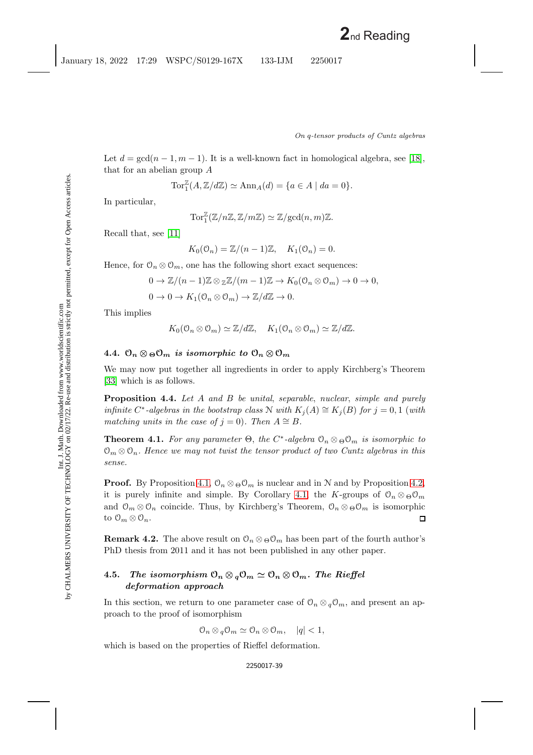Let $d = \gcd(n-1, m-1)$. It is a well-known fact in homological algebra, see [18], that for an abelian group $A$

$$\mathrm{Tor}_1^{\mathbb{Z}}(A, \mathbb{Z}/d\mathbb{Z}) \simeq \mathrm{Ann}_A(d) = \{a \in A \mid da = 0\}.$$

In particular,

$$\mathrm{Tor}_1^{\mathbb{Z}}(\mathbb{Z}/n\mathbb{Z}, \mathbb{Z}/m\mathbb{Z}) \simeq \mathbb{Z}/\gcd(n,m)\mathbb{Z}.$$

Recall that, see [11]

$$K_0(\mathcal{O}_n) = \mathbb{Z}/(n-1)\mathbb{Z}, \quad K_1(\mathcal{O}_n) = 0.$$

Hence, for $\mathcal{O}_n \otimes \mathcal{O}_m$, one has the following short exact sequences:

$$0 \to \mathbb{Z}/(n-1)\mathbb{Z} \otimes_{\mathbb{Z}} \mathbb{Z}/(m-1)\mathbb{Z} \to K_0(\mathcal{O}_n \otimes \mathcal{O}_m) \to 0 \to 0,$$

$$0 \to 0 \to K_1(\mathcal{O}_n \otimes \mathcal{O}_m) \to \mathbb{Z}/d\mathbb{Z} \to 0.$$

This implies

$$K_0(\mathcal{O}_n \otimes \mathcal{O}_m) \simeq \mathbb{Z}/d\mathbb{Z}, \quad K_1(\mathcal{O}_n \otimes \mathcal{O}_m) \simeq \mathbb{Z}/d\mathbb{Z}.$$

### 4.4. $\mathcal{O}_n \otimes_\Theta \mathcal{O}_m$ *is isomorphic to* $\mathcal{O}_n \otimes \mathcal{O}_m$

We may now put together all ingredients in order to apply Kirchberg's Theorem [33] which is as follows.

**Proposition 4.4.** *Let $A$ and $B$ be unital, separable, nuclear, simple and purely infinite $C^*$-algebras in the bootstrap class $\mathcal{N}$ with $K_j(A) \cong K_j(B)$ for $j = 0, 1$ (with matching units in the case of $j = 0$). Then $A \cong B$.*

**Theorem 4.1.** *For any parameter $\Theta$, the $C^*$-algebra $\mathcal{O}_n \otimes_\Theta \mathcal{O}_m$ is isomorphic to $\mathcal{O}_m \otimes \mathcal{O}_n$. Hence we may not twist the tensor product of two Cuntz algebras in this sense.*

**Proof.** By Proposition 4.1, $\mathcal{O}_n \otimes_\Theta \mathcal{O}_m$ is nuclear and in $\mathcal{N}$ and by Proposition 4.2, it is purely infinite and simple. By Corollary 4.1 the $K$-groups of $\mathcal{O}_n \otimes_\Theta \mathcal{O}_m$ and $\mathcal{O}_m \otimes \mathcal{O}_n$ coincide. Thus, by Kirchberg's Theorem, $\mathcal{O}_n \otimes_\Theta \mathcal{O}_m$ is isomorphic to $\mathcal{O}_m \otimes \mathcal{O}_n$. □

**Remark 4.2.** The above result on $\mathcal{O}_n \otimes_\Theta \mathcal{O}_m$ has been part of the fourth author's PhD thesis from 2011 and it has not been published in any other paper.

### 4.5. *The isomorphism* $\mathcal{O}_n \otimes_q \mathcal{O}_m \simeq \mathcal{O}_n \otimes \mathcal{O}_m$. *The Rieffel deformation approach*

In this section, we return to one parameter case of $\mathcal{O}_n \otimes_q \mathcal{O}_m$, and present an approach to the proof of isomorphism

$$\mathcal{O}_n \otimes_q \mathcal{O}_m \simeq \mathcal{O}_n \otimes \mathcal{O}_m, \quad |q| < 1,$$

which is based on the properties of Rieffel deformation.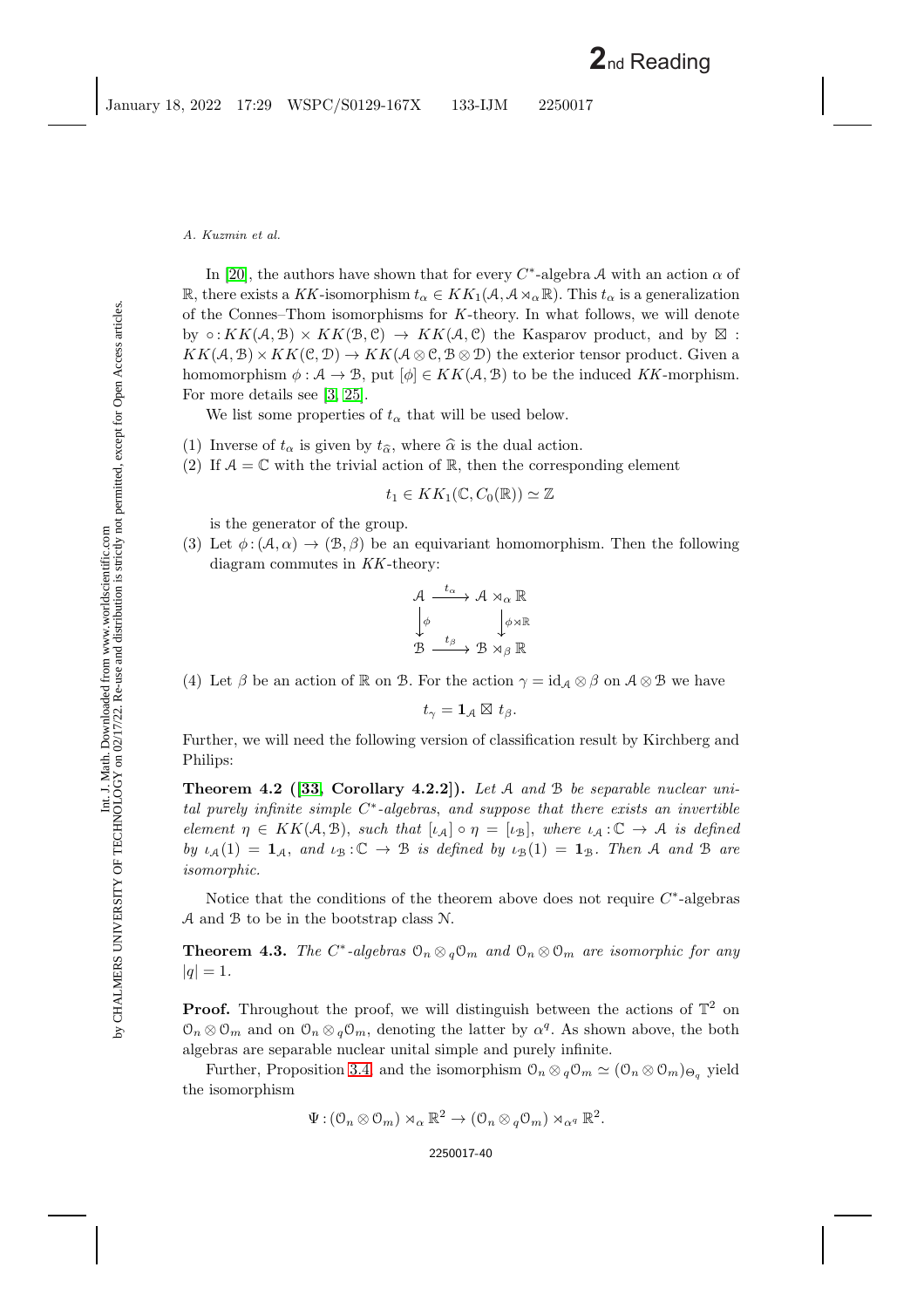In [20], the authors have shown that for every $C^*$-algebra $\mathcal{A}$ with an action $\alpha$ of $\mathbb{R}$, there exists a $KK$-isomorphism $t_\alpha \in KK_1(\mathcal{A}, \mathcal{A} \rtimes_\alpha \mathbb{R})$. This $t_\alpha$ is a generalization of the Connes–Thom isomorphisms for $K$-theory. In what follows, we will denote by $\circ : KK(\mathcal{A}, \mathcal{B}) \times KK(\mathcal{B}, \mathcal{C}) \to KK(\mathcal{A}, \mathcal{C})$ the Kasparov product, and by $\boxtimes$ : $KK(\mathcal{A}, \mathcal{B}) \times KK(\mathcal{C}, \mathcal{D}) \to KK(\mathcal{A} \otimes \mathcal{C}, \mathcal{B} \otimes \mathcal{D})$ the exterior tensor product. Given a homomorphism $\phi : \mathcal{A} \to \mathcal{B}$, put $[\phi] \in KK(\mathcal{A}, \mathcal{B})$ to be the induced $KK$-morphism. For more details see [3, 25].

We list some properties of $t_\alpha$ that will be used below.

(1) Inverse of $t_\alpha$ is given by $t_{\widehat{\alpha}}$, where $\widehat{\alpha}$ is the dual action.
(2) If $\mathcal{A} = \mathbb{C}$ with the trivial action of $\mathbb{R}$, then the corresponding element

$$t_1 \in KK_1(\mathbb{C}, C_0(\mathbb{R})) \simeq \mathbb{Z}$$

is the generator of the group.
(3) Let $\phi : (\mathcal{A}, \alpha) \to (\mathcal{B}, \beta)$ be an equivariant homomorphism. Then the following diagram commutes in $KK$-theory:

$$\begin{array}{ccc} \mathcal{A} & \xrightarrow{t_\alpha} & \mathcal{A} \rtimes_\alpha \mathbb{R} \\ \Big\downarrow{\scriptstyle \phi} & & \Big\downarrow{\scriptstyle \phi \rtimes \mathbb{R}} \\ \mathcal{B} & \xrightarrow{t_\beta} & \mathcal{B} \rtimes_\beta \mathbb{R} \end{array}$$

(4) Let $\beta$ be an action of $\mathbb{R}$ on $\mathcal{B}$. For the action $\gamma = \mathrm{id}_{\mathcal{A}} \otimes \beta$ on $\mathcal{A} \otimes \mathcal{B}$ we have

$$t_\gamma = \mathbf{1}_{\mathcal{A}} \boxtimes t_\beta.$$

Further, we will need the following version of classification result by Kirchberg and Philips:

**Theorem 4.2 ([33, Corollary 4.2.2]).** *Let $\mathcal{A}$ and $\mathcal{B}$ be separable nuclear unital purely infinite simple $C^*$-algebras, and suppose that there exists an invertible element $\eta \in KK(\mathcal{A}, \mathcal{B})$, such that $[\iota_{\mathcal{A}}] \circ \eta = [\iota_{\mathcal{B}}]$, where $\iota_{\mathcal{A}} : \mathbb{C} \to \mathcal{A}$ is defined by $\iota_{\mathcal{A}}(1) = \mathbf{1}_{\mathcal{A}}$, and $\iota_{\mathcal{B}} : \mathbb{C} \to \mathcal{B}$ is defined by $\iota_{\mathcal{B}}(1) = \mathbf{1}_{\mathcal{B}}$. Then $\mathcal{A}$ and $\mathcal{B}$ are isomorphic.*

Notice that the conditions of the theorem above does not require $C^*$-algebras $\mathcal{A}$ and $\mathcal{B}$ to be in the bootstrap class $\mathcal{N}$.

**Theorem 4.3.** *The $C^*$-algebras $\mathcal{O}_n \otimes_q \mathcal{O}_m$ and $\mathcal{O}_n \otimes \mathcal{O}_m$ are isomorphic for any $|q| = 1$.*

**Proof.** Throughout the proof, we will distinguish between the actions of $\mathbb{T}^2$ on $\mathcal{O}_n \otimes \mathcal{O}_m$ and on $\mathcal{O}_n \otimes_q \mathcal{O}_m$, denoting the latter by $\alpha^q$. As shown above, the both algebras are separable nuclear unital simple and purely infinite.

Further, Proposition 3.4 and the isomorphism $\mathcal{O}_n \otimes_q \mathcal{O}_m \simeq (\mathcal{O}_n \otimes \mathcal{O}_m)_{\Theta_q}$ yield the isomorphism

$$\Psi : (\mathcal{O}_n \otimes \mathcal{O}_m) \rtimes_\alpha \mathbb{R}^2 \to (\mathcal{O}_n \otimes_q \mathcal{O}_m) \rtimes_{\alpha^q} \mathbb{R}^2.$$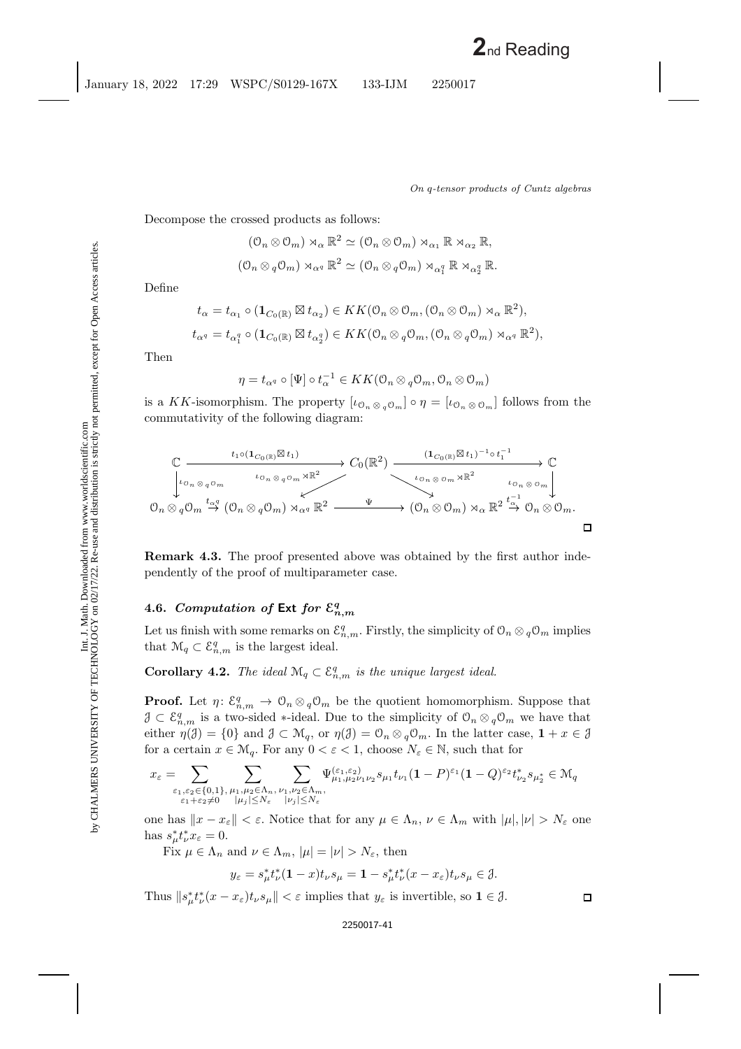Decompose the crossed products as follows:

$$(\mathcal{O}_n \otimes \mathcal{O}_m) \rtimes_\alpha \mathbb{R}^2 \simeq (\mathcal{O}_n \otimes \mathcal{O}_m) \rtimes_{\alpha_1} \mathbb{R} \rtimes_{\alpha_2} \mathbb{R},$$

$$(\mathcal{O}_n \otimes_q \mathcal{O}_m) \rtimes_{\alpha^q} \mathbb{R}^2 \simeq (\mathcal{O}_n \otimes_q \mathcal{O}_m) \rtimes_{\alpha_1^q} \mathbb{R} \rtimes_{\alpha_2^q} \mathbb{R}.$$

Define

$$t_\alpha = t_{\alpha_1} \circ (\mathbf{1}_{C_0(\mathbb{R})} \boxtimes t_{\alpha_2}) \in KK(\mathcal{O}_n \otimes \mathcal{O}_m, (\mathcal{O}_n \otimes \mathcal{O}_m) \rtimes_\alpha \mathbb{R}^2),$$

$$t_{\alpha^q} = t_{\alpha_1^q} \circ (\mathbf{1}_{C_0(\mathbb{R})} \boxtimes t_{\alpha_2^q}) \in KK(\mathcal{O}_n \otimes_q \mathcal{O}_m, (\mathcal{O}_n \otimes_q \mathcal{O}_m) \rtimes_{\alpha^q} \mathbb{R}^2),$$

Then

$$\eta = t_{\alpha^q} \circ [\Psi] \circ t_\alpha^{-1} \in KK(\mathcal{O}_n \otimes_q \mathcal{O}_m, \mathcal{O}_n \otimes \mathcal{O}_m)$$

is a $KK$-isomorphism. The property $[\iota_{\mathcal{O}_n \otimes_q \mathcal{O}_m}] \circ \eta = [\iota_{\mathcal{O}_n \otimes \mathcal{O}_m}]$ follows from the commutativity of the following diagram:

$$\begin{array}{ccccc}
\mathbb{C} & \xrightarrow{t_1 \circ (\mathbf{1}_{C_0(\mathbb{R})} \boxtimes t_1)} & C_0(\mathbb{R}^2) & \xrightarrow{(\mathbf{1}_{C_0(\mathbb{R})} \boxtimes t_1)^{-1} \circ t_1^{-1}} & \mathbb{C} \\
\downarrow{\scriptstyle \iota_{\mathcal{O}_n \otimes_q \mathcal{O}_m}} & \swarrow{\scriptstyle \iota_{\mathcal{O}_n \otimes_q \mathcal{O}_m \rtimes \mathbb{R}^2}} & & \searrow{\scriptstyle \iota_{\mathcal{O}_n \otimes \mathcal{O}_m \rtimes \mathbb{R}^2}} & \downarrow{\scriptstyle \iota_{\mathcal{O}_n \otimes \mathcal{O}_m}} \\
\mathcal{O}_n \otimes_q \mathcal{O}_m \xrightarrow{t_{\alpha^q}} (\mathcal{O}_n \otimes_q \mathcal{O}_m) \rtimes_{\alpha^q} \mathbb{R}^2 & & \xrightarrow{\Psi} & & (\mathcal{O}_n \otimes \mathcal{O}_m) \rtimes_\alpha \mathbb{R}^2 \xrightarrow{t_\alpha^{-1}} \mathcal{O}_n \otimes \mathcal{O}_m.
\end{array}$$

□

**Remark 4.3.** The proof presented above was obtained by the first author independently of the proof of multiparameter case.

### 4.6. *Computation of* Ext *for* $\mathcal{E}_{n,m}^q$

Let us finish with some remarks on $\mathcal{E}_{n,m}^q$. Firstly, the simplicity of $\mathcal{O}_n \otimes_q \mathcal{O}_m$ implies that $\mathcal{M}_q \subset \mathcal{E}_{n,m}^q$ is the largest ideal.

**Corollary 4.2.** *The ideal $\mathcal{M}_q \subset \mathcal{E}_{n,m}^q$ is the unique largest ideal.*

**Proof.** Let $\eta\colon \mathcal{E}_{n,m}^q \to \mathcal{O}_n \otimes_q \mathcal{O}_m$ be the quotient homomorphism. Suppose that $\mathcal{J} \subset \mathcal{E}_{n,m}^q$ is a two-sided $*$-ideal. Due to the simplicity of $\mathcal{O}_n \otimes_q \mathcal{O}_m$ we have that either $\eta(\mathcal{J}) = \{0\}$ and $\mathcal{J} \subset \mathcal{M}_q$, or $\eta(\mathcal{J}) = \mathcal{O}_n \otimes_q \mathcal{O}_m$. In the latter case, $\mathbf{1} + x \in \mathcal{J}$ for a certain $x \in \mathcal{M}_q$. For any $0 < \varepsilon < 1$, choose $N_\varepsilon \in \mathbb{N}$, such that for

$$x_\varepsilon = \sum_{\substack{\varepsilon_1, \varepsilon_2 \in \{0,1\}, \\ \varepsilon_1 + \varepsilon_2 \neq 0}} \sum_{\substack{\mu_1, \mu_2 \in \Lambda_n, \\ |\mu_j| \le N_\varepsilon}} \sum_{\substack{\nu_1, \nu_2 \in \Lambda_m, \\ |\nu_j| \le N_\varepsilon}} \Psi_{\mu_1, \mu_2 \nu_1 \nu_2}^{(\varepsilon_1, \varepsilon_2)} s_{\mu_1} t_{\nu_1} (\mathbf{1} - P)^{\varepsilon_1} (\mathbf{1} - Q)^{\varepsilon_2} t_{\nu_2}^* s_{\mu_2}^* \in \mathcal{M}_q$$

one has $\|x - x_\varepsilon\| < \varepsilon$. Notice that for any $\mu \in \Lambda_n$, $\nu \in \Lambda_m$ with $|\mu|, |\nu| > N_\varepsilon$ one has $s_\mu^* t_\nu^* x_\varepsilon = 0$.

Fix $\mu \in \Lambda_n$ and $\nu \in \Lambda_m$, $|\mu| = |\nu| > N_\varepsilon$, then

$$y_\varepsilon = s_\mu^* t_\nu^* (\mathbf{1} - x) t_\nu s_\mu = \mathbf{1} - s_\mu^* t_\nu^* (x - x_\varepsilon) t_\nu s_\mu \in \mathcal{J}.$$

Thus $\|s_\mu^* t_\nu^* (x - x_\varepsilon) t_\nu s_\mu\| < \varepsilon$ implies that $y_\varepsilon$ is invertible, so $\mathbf{1} \in \mathcal{J}$. □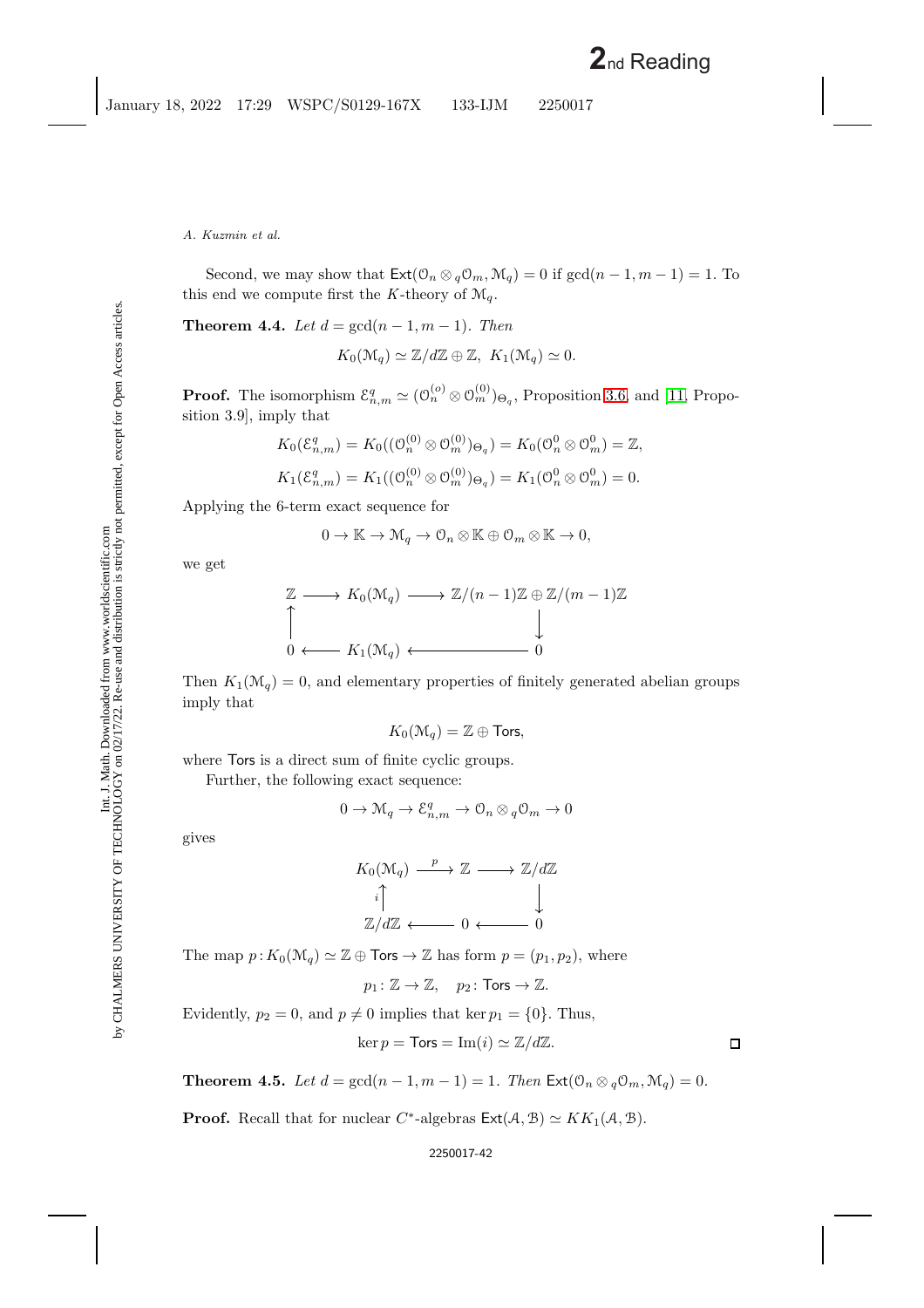Second, we may show that $\mathsf{Ext}(\mathcal{O}_n \otimes_q \mathcal{O}_m, \mathcal{M}_q) = 0$ if $\gcd(n-1, m-1) = 1$. To this end we compute first the $K$-theory of $\mathcal{M}_q$.

**Theorem 4.4.** *Let $d = \gcd(n-1, m-1)$. Then*

$$K_0(\mathcal{M}_q) \simeq \mathbb{Z}/d\mathbb{Z} \oplus \mathbb{Z},\ K_1(\mathcal{M}_q) \simeq 0.$$

**Proof.** The isomorphism $\mathcal{E}^q_{n,m} \simeq (\mathcal{O}_n^{(o)} \otimes \mathcal{O}_m^{(0)})_{\Theta_q}$, Proposition 3.6, and [11, Proposition 3.9], imply that

$$K_0(\mathcal{E}^q_{n,m}) = K_0((\mathcal{O}_n^{(0)} \otimes \mathcal{O}_m^{(0)})_{\Theta_q}) = K_0(\mathcal{O}_n^0 \otimes \mathcal{O}_m^0) = \mathbb{Z},$$

$$K_1(\mathcal{E}^q_{n,m}) = K_1((\mathcal{O}_n^{(0)} \otimes \mathcal{O}_m^{(0)})_{\Theta_q}) = K_1(\mathcal{O}_n^0 \otimes \mathcal{O}_m^0) = 0.$$

Applying the 6-term exact sequence for

$$0 \to \mathbb{K} \to \mathcal{M}_q \to \mathcal{O}_n \otimes \mathbb{K} \oplus \mathcal{O}_m \otimes \mathbb{K} \to 0,$$

we get

$$\begin{array}{ccccc} \mathbb{Z} & \longrightarrow & K_0(\mathcal{M}_q) & \longrightarrow & \mathbb{Z}/(n-1)\mathbb{Z} \oplus \mathbb{Z}/(m-1)\mathbb{Z} \\ \uparrow & & & & \downarrow \\ 0 & \longleftarrow & K_1(\mathcal{M}_q) & \longleftarrow & 0 \end{array}$$

Then $K_1(\mathcal{M}_q) = 0$, and elementary properties of finitely generated abelian groups imply that

$$K_0(\mathcal{M}_q) = \mathbb{Z} \oplus \mathsf{Tors},$$

where $\mathsf{Tors}$ is a direct sum of finite cyclic groups.

Further, the following exact sequence:

$$0 \to \mathcal{M}_q \to \mathcal{E}^q_{n,m} \to \mathcal{O}_n \otimes_q \mathcal{O}_m \to 0$$

gives

$$\begin{array}{ccccc} K_0(\mathcal{M}_q) & \xrightarrow{\ p\ } & \mathbb{Z} & \longrightarrow & \mathbb{Z}/d\mathbb{Z} \\ {\scriptstyle i}\uparrow & & & & \downarrow \\ \mathbb{Z}/d\mathbb{Z} & \longleftarrow & 0 & \longleftarrow & 0 \end{array}$$

The map $p\colon K_0(\mathcal{M}_q) \simeq \mathbb{Z} \oplus \mathsf{Tors} \to \mathbb{Z}$ has form $p = (p_1, p_2)$, where

$$p_1\colon \mathbb{Z} \to \mathbb{Z}, \quad p_2\colon \mathsf{Tors} \to \mathbb{Z}.$$

Evidently, $p_2 = 0$, and $p \neq 0$ implies that $\ker p_1 = \{0\}$. Thus,

$$\ker p = \mathsf{Tors} = \mathrm{Im}(i) \simeq \mathbb{Z}/d\mathbb{Z}.$$

□

**Theorem 4.5.** *Let $d = \gcd(n-1, m-1) = 1$. Then $\mathsf{Ext}(\mathcal{O}_n \otimes_q \mathcal{O}_m, \mathcal{M}_q) = 0$.*

**Proof.** Recall that for nuclear $C^*$-algebras $\mathsf{Ext}(\mathcal{A}, \mathcal{B}) \simeq KK_1(\mathcal{A}, \mathcal{B})$.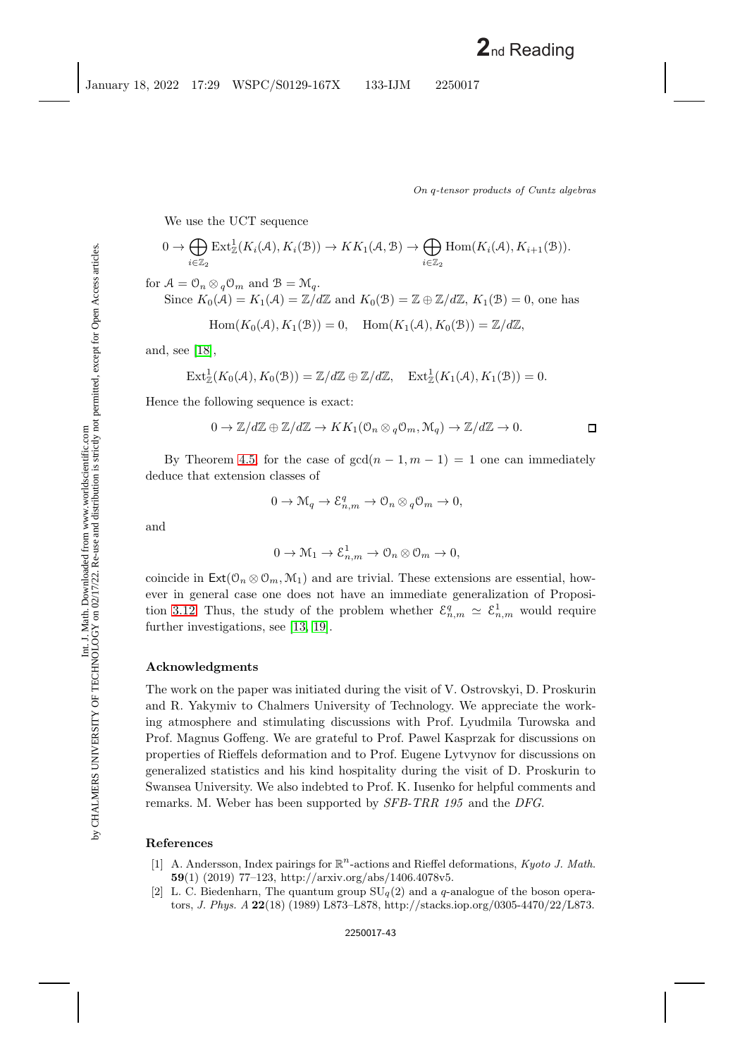We use the UCT sequence

$$0 \to \bigoplus_{i\in\mathbb{Z}_2} \mathrm{Ext}^1_{\mathbb{Z}}(K_i(\mathcal{A}), K_i(\mathcal{B})) \to KK_1(\mathcal{A}, \mathcal{B}) \to \bigoplus_{i\in\mathbb{Z}_2} \mathrm{Hom}(K_i(\mathcal{A}), K_{i+1}(\mathcal{B})).$$

for $\mathcal{A} = \mathcal{O}_n \otimes_q \mathcal{O}_m$ and $\mathcal{B} = \mathcal{M}_q$.

Since $K_0(\mathcal{A}) = K_1(\mathcal{A}) = \mathbb{Z}/d\mathbb{Z}$ and $K_0(\mathcal{B}) = \mathbb{Z} \oplus \mathbb{Z}/d\mathbb{Z}$, $K_1(\mathcal{B}) = 0$, one has

$$\mathrm{Hom}(K_0(\mathcal{A}), K_1(\mathcal{B})) = 0, \quad \mathrm{Hom}(K_1(\mathcal{A}), K_0(\mathcal{B})) = \mathbb{Z}/d\mathbb{Z},$$

and, see [18],

$$\mathrm{Ext}^1_{\mathbb{Z}}(K_0(\mathcal{A}), K_0(\mathcal{B})) = \mathbb{Z}/d\mathbb{Z} \oplus \mathbb{Z}/d\mathbb{Z}, \quad \mathrm{Ext}^1_{\mathbb{Z}}(K_1(\mathcal{A}), K_1(\mathcal{B})) = 0.$$

Hence the following sequence is exact:

$$0 \to \mathbb{Z}/d\mathbb{Z} \oplus \mathbb{Z}/d\mathbb{Z} \to KK_1(\mathcal{O}_n \otimes_q \mathcal{O}_m, \mathcal{M}_q) \to \mathbb{Z}/d\mathbb{Z} \to 0.$$

□

By Theorem 4.5 for the case of $\gcd(n-1, m-1) = 1$ one can immediately deduce that extension classes of

$$0 \to \mathcal{M}_q \to \mathcal{E}^q_{n,m} \to \mathcal{O}_n \otimes_q \mathcal{O}_m \to 0,$$

and

$$0 \to \mathcal{M}_1 \to \mathcal{E}^1_{n,m} \to \mathcal{O}_n \otimes \mathcal{O}_m \to 0,$$

coincide in $\mathsf{Ext}(\mathcal{O}_n \otimes \mathcal{O}_m, \mathcal{M}_1)$ and are trivial. These extensions are essential, however in general case one does not have an immediate generalization of Proposition 3.12. Thus, the study of the problem whether $\mathcal{E}^q_{n,m} \simeq \mathcal{E}^1_{n,m}$ would require further investigations, see [13, 19].

## Acknowledgments

The work on the paper was initiated during the visit of V. Ostrovskyi, D. Proskurin and R. Yakymiv to Chalmers University of Technology. We appreciate the working atmosphere and stimulating discussions with Prof. Lyudmila Turowska and Prof. Magnus Goffeng. We are grateful to Prof. Pawel Kasprzak for discussions on properties of Rieffels deformation and to Prof. Eugene Lytvynov for discussions on generalized statistics and his kind hospitality during the visit of D. Proskurin to Swansea University. We also indebted to Prof. K. Iusenko for helpful comments and remarks. M. Weber has been supported by *SFB-TRR 195* and the *DFG*.

## References

[1] A. Andersson, Index pairings for $\mathbb{R}^n$-actions and Rieffel deformations, *Kyoto J. Math.* **59**(1) (2019) 77–123, http://arxiv.org/abs/1406.4078v5.

[2] L. C. Biedenharn, The quantum group $\mathrm{SU}_q(2)$ and a $q$-analogue of the boson operators, *J. Phys. A* **22**(18) (1989) L873–L878, http://stacks.iop.org/0305-4470/22/L873.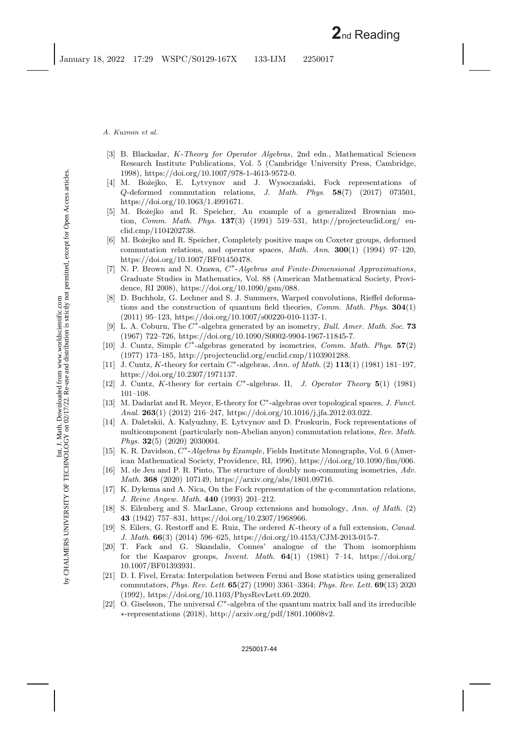- [3] B. Blackadar, *K-Theory for Operator Algebras*, 2nd edn., Mathematical Sciences Research Institute Publications, Vol. 5 (Cambridge University Press, Cambridge, 1998), https://doi.org/10.1007/978-1-4613-9572-0.
- [4] M. Bożejko, E. Lytvynov and J. Wysoczański, Fock representations of $Q$-deformed commutation relations, *J. Math. Phys.* **58**(7) (2017) 073501, https://doi.org/10.1063/1.4991671.
- [5] M. Bożejko and R. Speicher, An example of a generalized Brownian motion, *Comm. Math. Phys.* **137**(3) (1991) 519–531, http://projecteuclid.org/euclid.cmp/1104202738.
- [6] M. Bożejko and R. Speicher, Completely positive maps on Coxeter groups, deformed commutation relations, and operator spaces, *Math. Ann.* **300**(1) (1994) 97–120, https://doi.org/10.1007/BF01450478.
- [7] N. P. Brown and N. Ozawa, *$C^*$-Algebras and Finite-Dimensional Approximations*, Graduate Studies in Mathematics, Vol. 88 (American Mathematical Society, Providence, RI 2008), https://doi.org/10.1090/gsm/088.
- [8] D. Buchholz, G. Lechner and S. J. Summers, Warped convolutions, Rieffel deformations and the construction of quantum field theories, *Comm. Math. Phys.* **304**(1) (2011) 95–123, https://doi.org/10.1007/s00220-010-1137-1.
- [9] L. A. Coburn, The $C^*$-algebra generated by an isometry, *Bull. Amer. Math. Soc.* **73** (1967) 722–726, https://doi.org/10.1090/S0002-9904-1967-11845-7.
- [10] J. Cuntz, Simple $C^*$-algebras generated by isometries, *Comm. Math. Phys.* **57**(2) (1977) 173–185, http://projecteuclid.org/euclid.cmp/1103901288.
- [11] J. Cuntz, $K$-theory for certain $C^*$-algebras, *Ann. of Math.* (2) **113**(1) (1981) 181–197, https://doi.org/10.2307/1971137.
- [12] J. Cuntz, $K$-theory for certain $C^*$-algebras. II, *J. Operator Theory* **5**(1) (1981) 101–108.
- [13] M. Dadarlat and R. Meyer, E-theory for C$^*$-algebras over topological spaces, *J. Funct. Anal.* **263**(1) (2012) 216–247, https://doi.org/10.1016/j.jfa.2012.03.022.
- [14] A. Daletskii, A. Kalyuzhny, E. Lytvynov and D. Proskurin, Fock representations of multicomponent (particularly non-Abelian anyon) commutation relations, *Rev. Math. Phys.* **32**(5) (2020) 2030004.
- [15] K. R. Davidson, *$C^*$-Algebras by Example*, Fields Institute Monographs, Vol. 6 (American Mathematical Society, Providence, RI, 1996), https://doi.org/10.1090/fim/006.
- [16] M. de Jeu and P. R. Pinto, The structure of doubly non-commuting isometries, *Adv. Math.* **368** (2020) 107149, https://arxiv.org/abs/1801.09716.
- [17] K. Dykema and A. Nica, On the Fock representation of the $q$-commutation relations, *J. Reine Angew. Math.* **440** (1993) 201–212.
- [18] S. Eilenberg and S. MacLane, Group extensions and homology, *Ann. of Math.* (2) **43** (1942) 757–831, https://doi.org/10.2307/1968966.
- [19] S. Eilers, G. Restorff and E. Ruiz, The ordered $K$-theory of a full extension, *Canad. J. Math.* **66**(3) (2014) 596–625, https://doi.org/10.4153/CJM-2013-015-7.
- [20] T. Fack and G. Skandalis, Connes' analogue of the Thom isomorphism for the Kasparov groups, *Invent. Math.* **64**(1) (1981) 7–14, https://doi.org/10.1007/BF01393931.
- [21] D. I. Fivel, Errata: Interpolation between Fermi and Bose statistics using generalized commutators, *Phys. Rev. Lett.* **65**(27) (1990) 3361–3364; *Phys. Rev. Lett.* **69**(13) 2020 (1992), https://doi.org/10.1103/PhysRevLett.69.2020.
- [22] O. Giselsson, The universal $C^*$-algebra of the quantum matrix ball and its irreducible $*$-representations (2018), http://arxiv.org/pdf/1801.10608v2.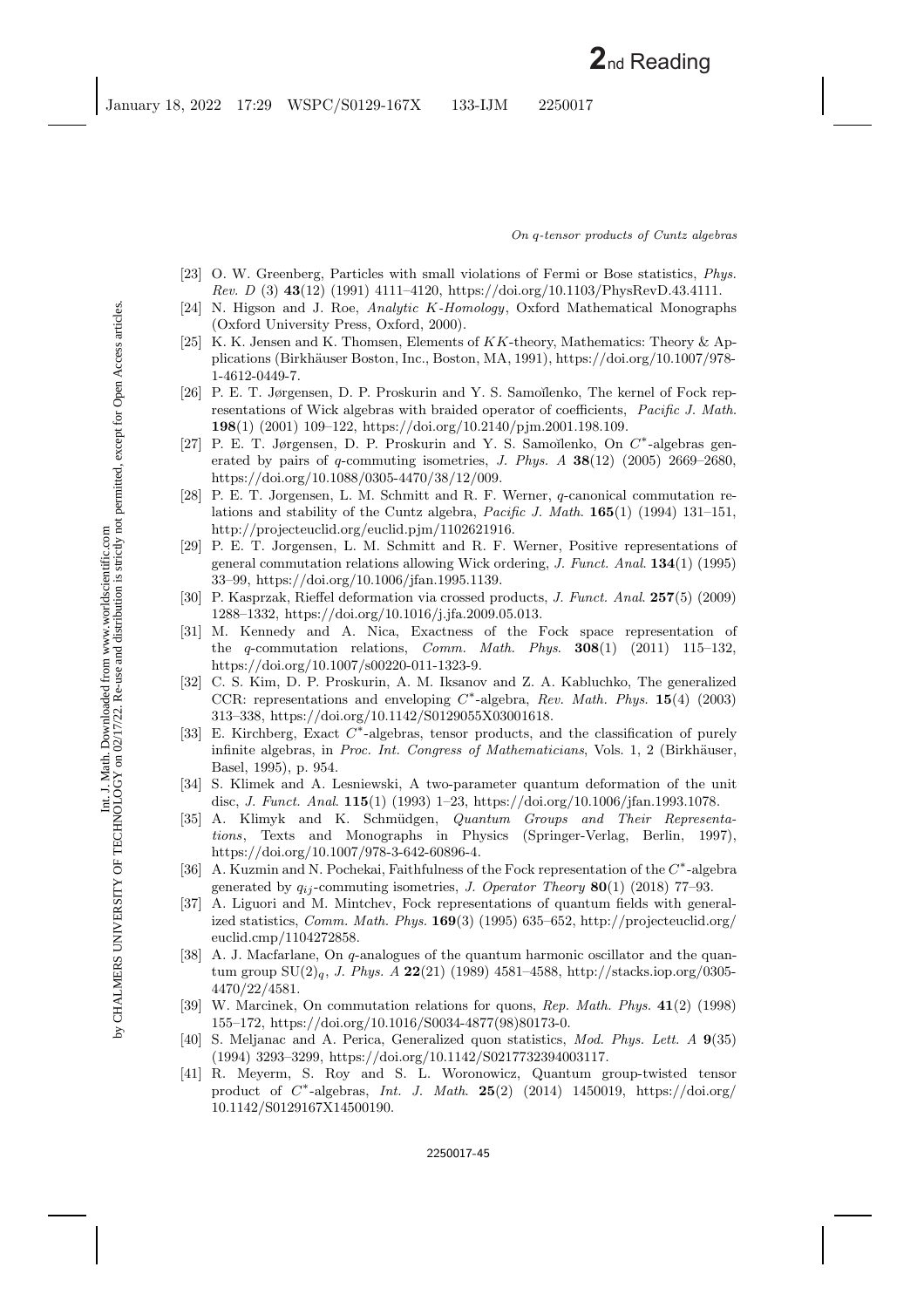[23] O. W. Greenberg, Particles with small violations of Fermi or Bose statistics, *Phys. Rev. D* (3) **43**(12) (1991) 4111–4120, https://doi.org/10.1103/PhysRevD.43.4111.

[24] N. Higson and J. Roe, *Analytic K-Homology*, Oxford Mathematical Monographs (Oxford University Press, Oxford, 2000).

[25] K. K. Jensen and K. Thomsen, Elements of $KK$-theory, Mathematics: Theory & Applications (Birkhäuser Boston, Inc., Boston, MA, 1991), https://doi.org/10.1007/978-1-4612-0449-7.

[26] P. E. T. Jørgensen, D. P. Proskurin and Y. S. Samoĭlenko, The kernel of Fock representations of Wick algebras with braided operator of coefficients, *Pacific J. Math.* **198**(1) (2001) 109–122, https://doi.org/10.2140/pjm.2001.198.109.

[27] P. E. T. Jørgensen, D. P. Proskurin and Y. S. Samoĭlenko, On $C^*$-algebras generated by pairs of $q$-commuting isometries, *J. Phys. A* **38**(12) (2005) 2669–2680, https://doi.org/10.1088/0305-4470/38/12/009.

[28] P. E. T. Jorgensen, L. M. Schmitt and R. F. Werner, $q$-canonical commutation relations and stability of the Cuntz algebra, *Pacific J. Math.* **165**(1) (1994) 131–151, http://projecteuclid.org/euclid.pjm/1102621916.

[29] P. E. T. Jorgensen, L. M. Schmitt and R. F. Werner, Positive representations of general commutation relations allowing Wick ordering, *J. Funct. Anal.* **134**(1) (1995) 33–99, https://doi.org/10.1006/jfan.1995.1139.

[30] P. Kasprzak, Rieffel deformation via crossed products, *J. Funct. Anal.* **257**(5) (2009) 1288–1332, https://doi.org/10.1016/j.jfa.2009.05.013.

[31] M. Kennedy and A. Nica, Exactness of the Fock space representation of the $q$-commutation relations, *Comm. Math. Phys.* **308**(1) (2011) 115–132, https://doi.org/10.1007/s00220-011-1323-9.

[32] C. S. Kim, D. P. Proskurin, A. M. Iksanov and Z. A. Kabluchko, The generalized CCR: representations and enveloping $C^*$-algebra, *Rev. Math. Phys.* **15**(4) (2003) 313–338, https://doi.org/10.1142/S0129055X03001618.

[33] E. Kirchberg, Exact $C^*$-algebras, tensor products, and the classification of purely infinite algebras, in *Proc. Int. Congress of Mathematicians*, Vols. 1, 2 (Birkhäuser, Basel, 1995), p. 954.

[34] S. Klimek and A. Lesniewski, A two-parameter quantum deformation of the unit disc, *J. Funct. Anal.* **115**(1) (1993) 1–23, https://doi.org/10.1006/jfan.1993.1078.

[35] A. Klimyk and K. Schmüdgen, *Quantum Groups and Their Representations*, Texts and Monographs in Physics (Springer-Verlag, Berlin, 1997), https://doi.org/10.1007/978-3-642-60896-4.

[36] A. Kuzmin and N. Pochekai, Faithfulness of the Fock representation of the $C^*$-algebra generated by $q_{ij}$-commuting isometries, *J. Operator Theory* **80**(1) (2018) 77–93.

[37] A. Liguori and M. Mintchev, Fock representations of quantum fields with generalized statistics, *Comm. Math. Phys.* **169**(3) (1995) 635–652, http://projecteuclid.org/euclid.cmp/1104272858.

[38] A. J. Macfarlane, On $q$-analogues of the quantum harmonic oscillator and the quantum group $\mathrm{SU}(2)_q$, *J. Phys. A* **22**(21) (1989) 4581–4588, http://stacks.iop.org/0305-4470/22/4581.

[39] W. Marcinek, On commutation relations for quons, *Rep. Math. Phys.* **41**(2) (1998) 155–172, https://doi.org/10.1016/S0034-4877(98)80173-0.

[40] S. Meljanac and A. Perica, Generalized quon statistics, *Mod. Phys. Lett. A* **9**(35) (1994) 3293–3299, https://doi.org/10.1142/S0217732394003117.

[41] R. Meyerm, S. Roy and S. L. Woronowicz, Quantum group-twisted tensor product of $C^*$-algebras, *Int. J. Math.* **25**(2) (2014) 1450019, https://doi.org/10.1142/S0129167X14500190.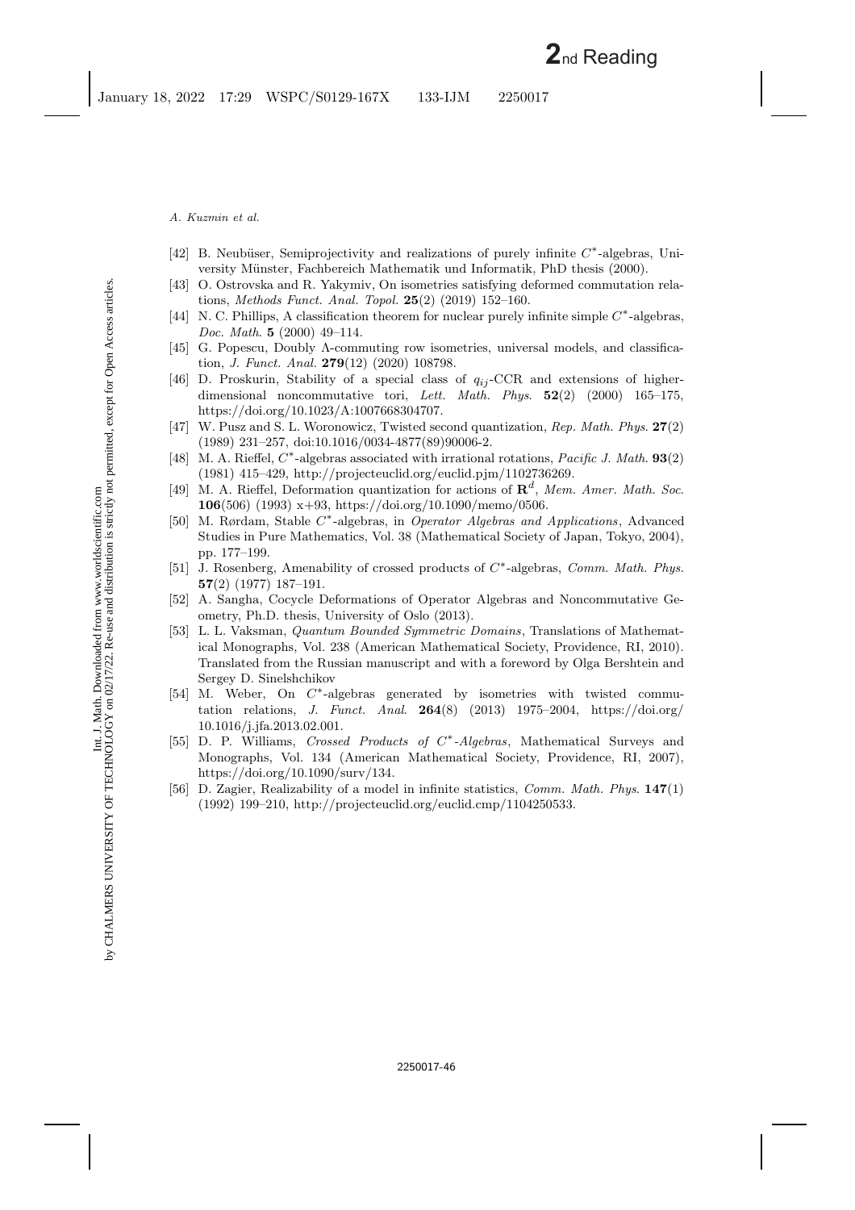[42] B. Neubüser, Semiprojectivity and realizations of purely infinite $C^*$-algebras, University Münster, Fachbereich Mathematik und Informatik, PhD thesis (2000).

[43] O. Ostrovska and R. Yakymiv, On isometries satisfying deformed commutation relations, *Methods Funct. Anal. Topol.* **25**(2) (2019) 152–160.

[44] N. C. Phillips, A classification theorem for nuclear purely infinite simple $C^*$-algebras, *Doc. Math.* **5** (2000) 49–114.

[45] G. Popescu, Doubly $\Lambda$-commuting row isometries, universal models, and classification, *J. Funct. Anal.* **279**(12) (2020) 108798.

[46] D. Proskurin, Stability of a special class of $q_{ij}$-CCR and extensions of higher-dimensional noncommutative tori, *Lett. Math. Phys.* **52**(2) (2000) 165–175, https://doi.org/10.1023/A:1007668304707.

[47] W. Pusz and S. L. Woronowicz, Twisted second quantization, *Rep. Math. Phys.* **27**(2) (1989) 231–257, doi:10.1016/0034-4877(89)90006-2.

[48] M. A. Rieffel, $C^*$-algebras associated with irrational rotations, *Pacific J. Math.* **93**(2) (1981) 415–429, http://projecteuclid.org/euclid.pjm/1102736269.

[49] M. A. Rieffel, Deformation quantization for actions of $\mathbf{R}^d$, *Mem. Amer. Math. Soc.* **106**(506) (1993) x+93, https://doi.org/10.1090/memo/0506.

[50] M. Rørdam, Stable $C^*$-algebras, in *Operator Algebras and Applications*, Advanced Studies in Pure Mathematics, Vol. 38 (Mathematical Society of Japan, Tokyo, 2004), pp. 177–199.

[51] J. Rosenberg, Amenability of crossed products of $C^*$-algebras, *Comm. Math. Phys.* **57**(2) (1977) 187–191.

[52] A. Sangha, Cocycle Deformations of Operator Algebras and Noncommutative Geometry, Ph.D. thesis, University of Oslo (2013).

[53] L. L. Vaksman, *Quantum Bounded Symmetric Domains*, Translations of Mathematical Monographs, Vol. 238 (American Mathematical Society, Providence, RI, 2010). Translated from the Russian manuscript and with a foreword by Olga Bershtein and Sergey D. Sinelshchikov

[54] M. Weber, On $C^*$-algebras generated by isometries with twisted commutation relations, *J. Funct. Anal.* **264**(8) (2013) 1975–2004, https://doi.org/10.1016/j.jfa.2013.02.001.

[55] D. P. Williams, *Crossed Products of $C^*$-Algebras*, Mathematical Surveys and Monographs, Vol. 134 (American Mathematical Society, Providence, RI, 2007), https://doi.org/10.1090/surv/134.

[56] D. Zagier, Realizability of a model in infinite statistics, *Comm. Math. Phys.* **147**(1) (1992) 199–210, http://projecteuclid.org/euclid.cmp/1104250533.